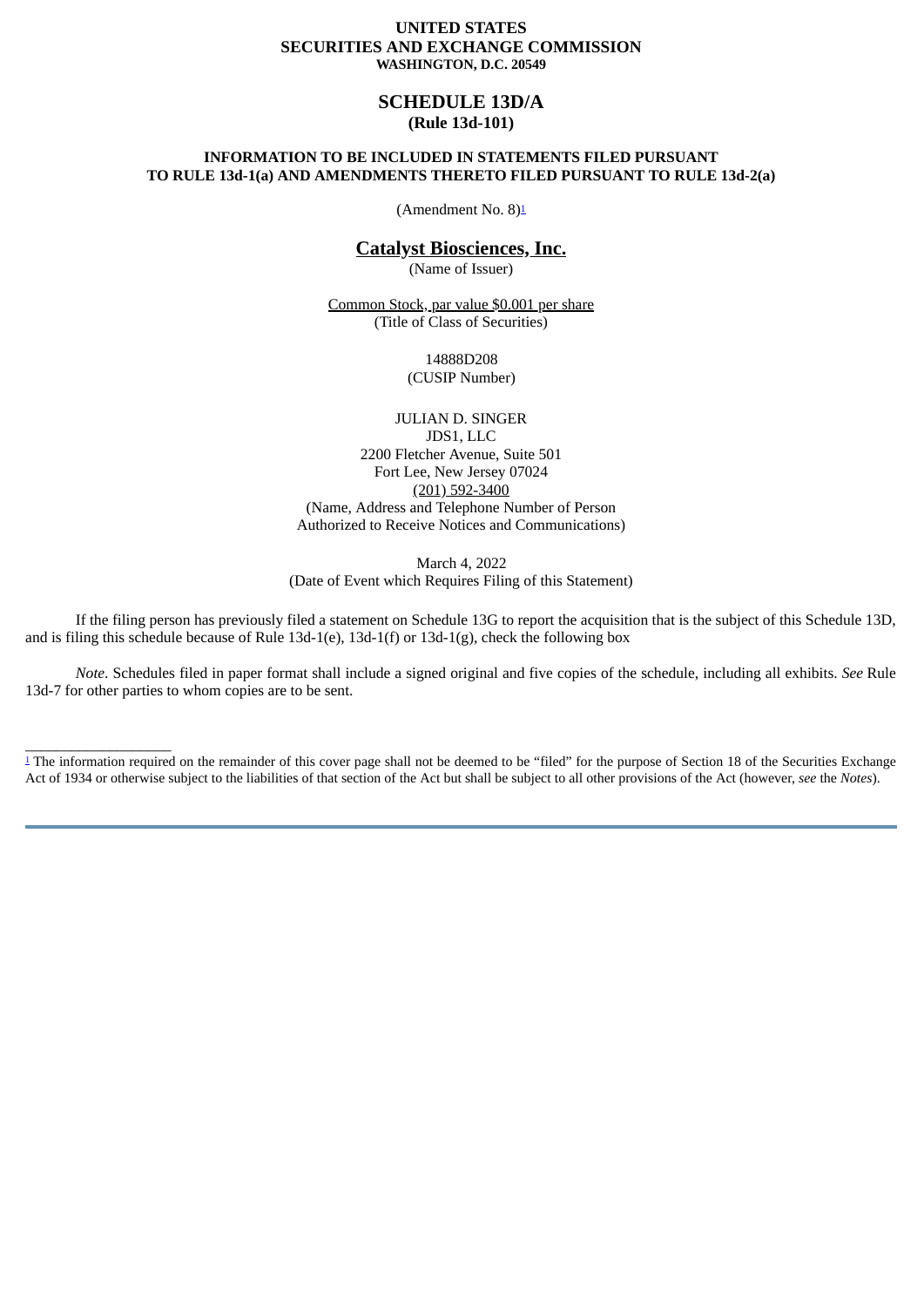**UNITED STATES**
**SECURITIES AND EXCHANGE COMMISSION**
**WASHINGTON, D.C. 20549**

# SCHEDULE 13D/A
**(Rule 13d-101)**

**INFORMATION TO BE INCLUDED IN STATEMENTS FILED PURSUANT TO RULE 13d-1(a) AND AMENDMENTS THERETO FILED PURSUANT TO RULE 13d-2(a)**

(Amendment No. 8)[1]

**Catalyst Biosciences, Inc.**
(Name of Issuer)

Common Stock, par value $0.001 per share
(Title of Class of Securities)

14888D208
(CUSIP Number)

JULIAN D. SINGER
JDS1, LLC
2200 Fletcher Avenue, Suite 501
Fort Lee, New Jersey 07024
(201) 592-3400
(Name, Address and Telephone Number of Person Authorized to Receive Notices and Communications)

March 4, 2022
(Date of Event which Requires Filing of this Statement)

If the filing person has previously filed a statement on Schedule 13G to report the acquisition that is the subject of this Schedule 13D, and is filing this schedule because of Rule 13d-1(e), 13d-1(f) or 13d-1(g), check the following box

*Note*. Schedules filed in paper format shall include a signed original and five copies of the schedule, including all exhibits. *See* Rule 13d-7 for other parties to whom copies are to be sent.

[1] The information required on the remainder of this cover page shall not be deemed to be "filed" for the purpose of Section 18 of the Securities Exchange Act of 1934 or otherwise subject to the liabilities of that section of the Act but shall be subject to all other provisions of the Act (however, *see* the *Notes*).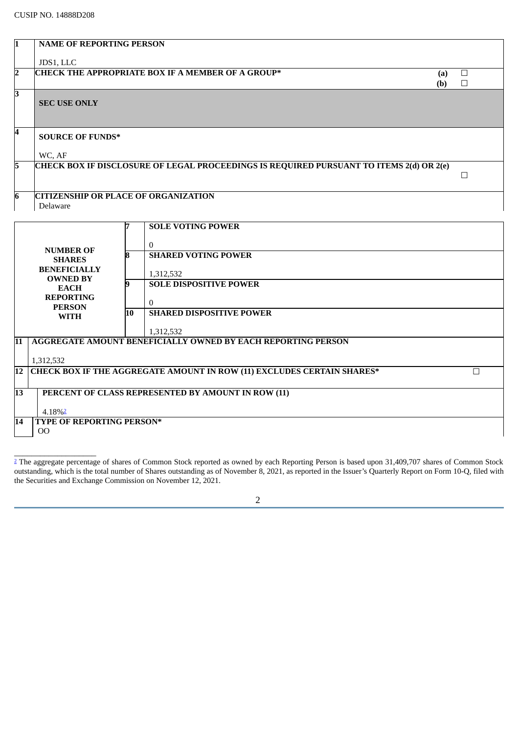CUSIP NO. 14888D208

| | | | |
|---|---|---|---|
| 1 | **NAME OF REPORTING PERSON**<br><br>JDS1, LLC | | |
| 2 | **CHECK THE APPROPRIATE BOX IF A MEMBER OF A GROUP*** | **(a)** ☐<br>**(b)** ☐ | |
| 3 | **SEC USE ONLY** | | |
| 4 | **SOURCE OF FUNDS***<br><br>WC, AF | | |
| 5 | **CHECK BOX IF DISCLOSURE OF LEGAL PROCEEDINGS IS REQUIRED PURSUANT TO ITEMS 2(d) OR 2(e)** | ☐ | |
| 6 | **CITIZENSHIP OR PLACE OF ORGANIZATION**<br>Delaware | | |

| | | |
|---|---|---|
| **NUMBER OF SHARES BENEFICIALLY OWNED BY EACH REPORTING PERSON WITH** | 7 | **SOLE VOTING POWER**<br><br>0 |
| | 8 | **SHARED VOTING POWER**<br><br>1,312,532 |
| | 9 | **SOLE DISPOSITIVE POWER**<br><br>0 |
| | 10 | **SHARED DISPOSITIVE POWER**<br><br>1,312,532 |

| | | |
|---|---|---|
| 11 | **AGGREGATE AMOUNT BENEFICIALLY OWNED BY EACH REPORTING PERSON**<br><br>1,312,532 | |
| 12 | **CHECK BOX IF THE AGGREGATE AMOUNT IN ROW (11) EXCLUDES CERTAIN SHARES*** | ☐ |
| 13 | **PERCENT OF CLASS REPRESENTED BY AMOUNT IN ROW (11)**<br><br>4.18%[2] | |
| 14 | **TYPE OF REPORTING PERSON***<br>OO | |

---

[2] The aggregate percentage of shares of Common Stock reported as owned by each Reporting Person is based upon 31,409,707 shares of Common Stock outstanding, which is the total number of Shares outstanding as of November 8, 2021, as reported in the Issuer's Quarterly Report on Form 10-Q, filed with the Securities and Exchange Commission on November 12, 2021.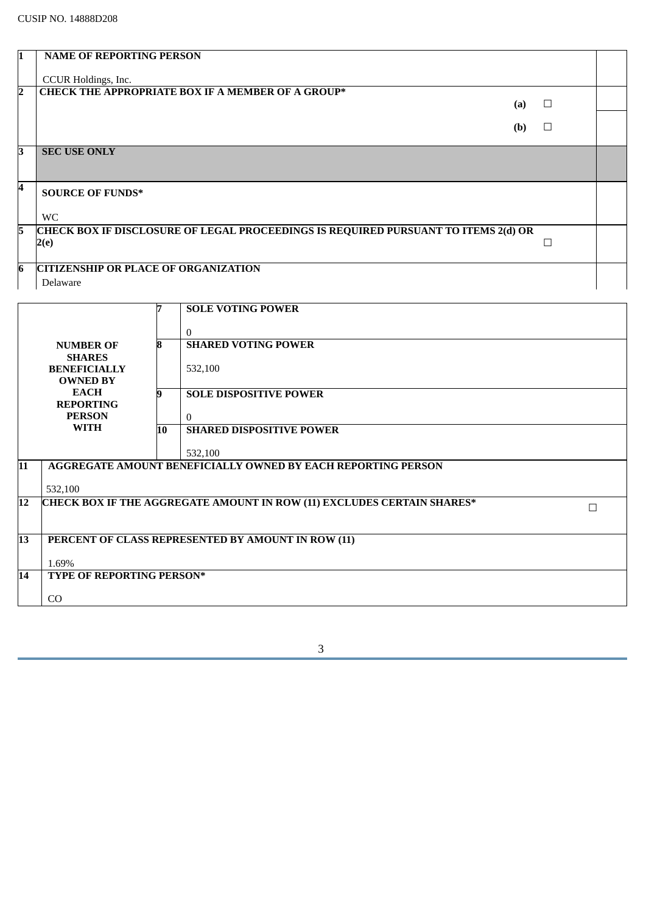CUSIP NO. 14888D208

| | | |
|---|---|---|
| **1** | **NAME OF REPORTING PERSON**<br><br>CCUR Holdings, Inc. | |
| **2** | **CHECK THE APPROPRIATE BOX IF A MEMBER OF A GROUP***<br>**(a)** ☐<br>**(b)** ☐ | |
| **3** | **SEC USE ONLY** | |
| **4** | **SOURCE OF FUNDS***<br><br>WC | |
| **5** | **CHECK BOX IF DISCLOSURE OF LEGAL PROCEEDINGS IS REQUIRED PURSUANT TO ITEMS 2(d) OR 2(e)** ☐ | |
| **6** | **CITIZENSHIP OR PLACE OF ORGANIZATION**<br>Delaware | |

| | | |
|---|---|---|
| **NUMBER OF SHARES BENEFICIALLY OWNED BY EACH REPORTING PERSON WITH** | **7** | **SOLE VOTING POWER**<br><br>0 |
| | **8** | **SHARED VOTING POWER**<br><br>532,100 |
| | **9** | **SOLE DISPOSITIVE POWER**<br><br>0 |
| | **10** | **SHARED DISPOSITIVE POWER**<br><br>532,100 |

| | | |
|---|---|---|
| **11** | **AGGREGATE AMOUNT BENEFICIALLY OWNED BY EACH REPORTING PERSON**<br><br>532,100 | |
| **12** | **CHECK BOX IF THE AGGREGATE AMOUNT IN ROW (11) EXCLUDES CERTAIN SHARES*** | ☐ |
| **13** | **PERCENT OF CLASS REPRESENTED BY AMOUNT IN ROW (11)**<br><br>1.69% | |
| **14** | **TYPE OF REPORTING PERSON***<br><br>CO | |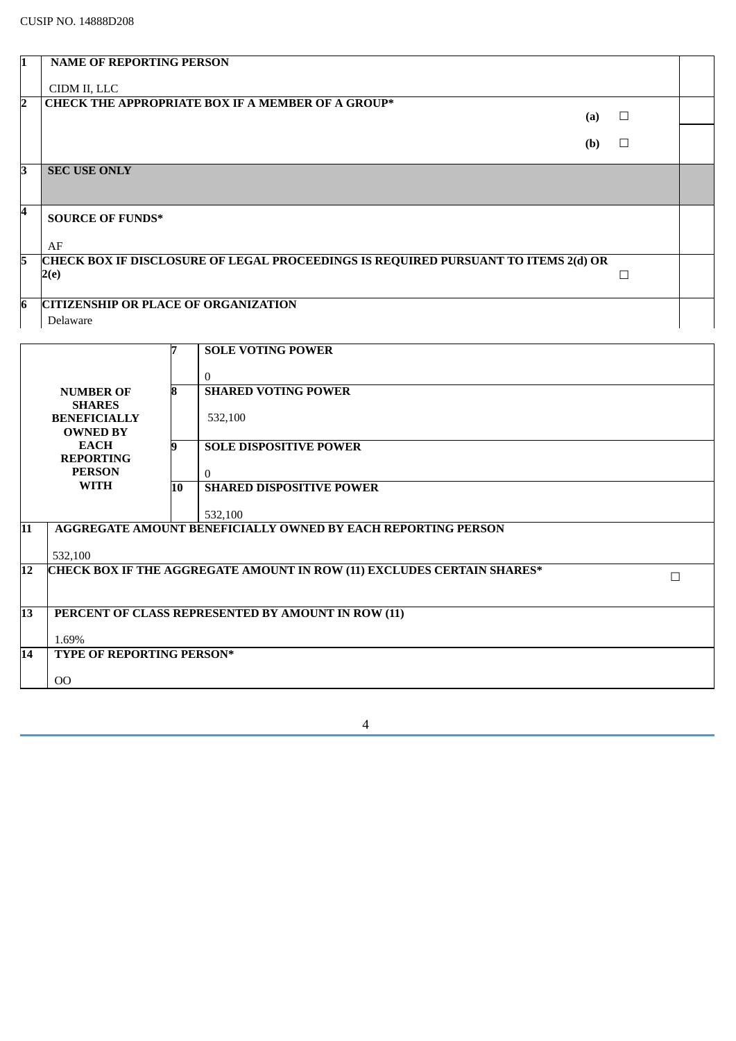CUSIP NO. 14888D208

| | | | |
|---|---|---|---|
| 1 | NAME OF REPORTING PERSON<br><br>CIDM II, LLC | | |
| 2 | CHECK THE APPROPRIATE BOX IF A MEMBER OF A GROUP* | (a) ☐<br><br>(b) ☐ | |
| 3 | SEC USE ONLY | | |
| 4 | SOURCE OF FUNDS*<br><br>AF | | |
| 5 | CHECK BOX IF DISCLOSURE OF LEGAL PROCEEDINGS IS REQUIRED PURSUANT TO ITEMS 2(d) OR 2(e) | ☐ | |
| 6 | CITIZENSHIP OR PLACE OF ORGANIZATION<br><br>Delaware | | |

| | | |
|---|---|---|
| NUMBER OF SHARES BENEFICIALLY OWNED BY EACH REPORTING PERSON WITH | 7 | SOLE VOTING POWER<br><br>0 |
| | 8 | SHARED VOTING POWER<br><br>532,100 |
| | 9 | SOLE DISPOSITIVE POWER<br><br>0 |
| | 10 | SHARED DISPOSITIVE POWER<br><br>532,100 |

| | | |
|---|---|---|
| 11 | AGGREGATE AMOUNT BENEFICIALLY OWNED BY EACH REPORTING PERSON<br><br>532,100 | |
| 12 | CHECK BOX IF THE AGGREGATE AMOUNT IN ROW (11) EXCLUDES CERTAIN SHARES* | ☐ |
| 13 | PERCENT OF CLASS REPRESENTED BY AMOUNT IN ROW (11)<br><br>1.69% | |
| 14 | TYPE OF REPORTING PERSON*<br><br>OO | |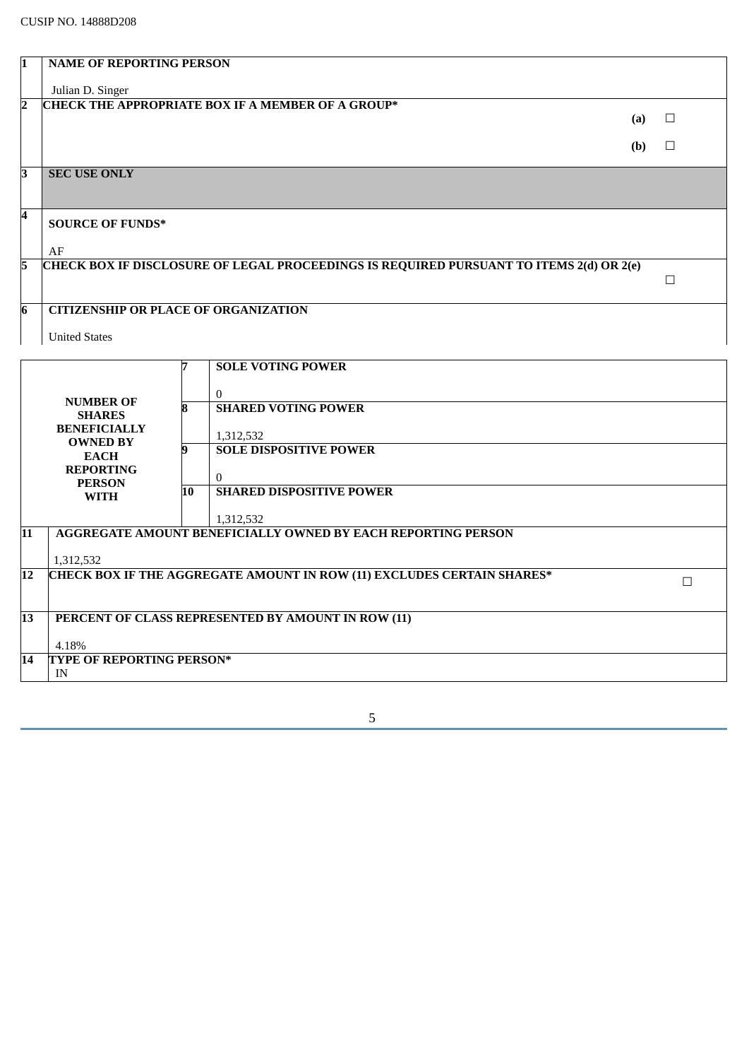CUSIP NO. 14888D208

| | |
|---|---|
| **1** | **NAME OF REPORTING PERSON**<br><br>Julian D. Singer |
| **2** | **CHECK THE APPROPRIATE BOX IF A MEMBER OF A GROUP***<br>**(a)** ☐<br>**(b)** ☐ |
| **3** | **SEC USE ONLY** |
| **4** | **SOURCE OF FUNDS***<br><br>AF |
| **5** | **CHECK BOX IF DISCLOSURE OF LEGAL PROCEEDINGS IS REQUIRED PURSUANT TO ITEMS 2(d) OR 2(e)** ☐ |
| **6** | **CITIZENSHIP OR PLACE OF ORGANIZATION**<br><br>United States |

| | | |
|---|---|---|
| **NUMBER OF SHARES BENEFICIALLY OWNED BY EACH REPORTING PERSON WITH** | **7** | **SOLE VOTING POWER**<br><br>0 |
| | **8** | **SHARED VOTING POWER**<br><br>1,312,532 |
| | **9** | **SOLE DISPOSITIVE POWER**<br><br>0 |
| | **10** | **SHARED DISPOSITIVE POWER**<br><br>1,312,532 |

| | |
|---|---|
| **11** | **AGGREGATE AMOUNT BENEFICIALLY OWNED BY EACH REPORTING PERSON**<br><br>1,312,532 |
| **12** | **CHECK BOX IF THE AGGREGATE AMOUNT IN ROW (11) EXCLUDES CERTAIN SHARES*** ☐ |
| **13** | **PERCENT OF CLASS REPRESENTED BY AMOUNT IN ROW (11)**<br><br>4.18% |
| **14** | **TYPE OF REPORTING PERSON***<br>IN |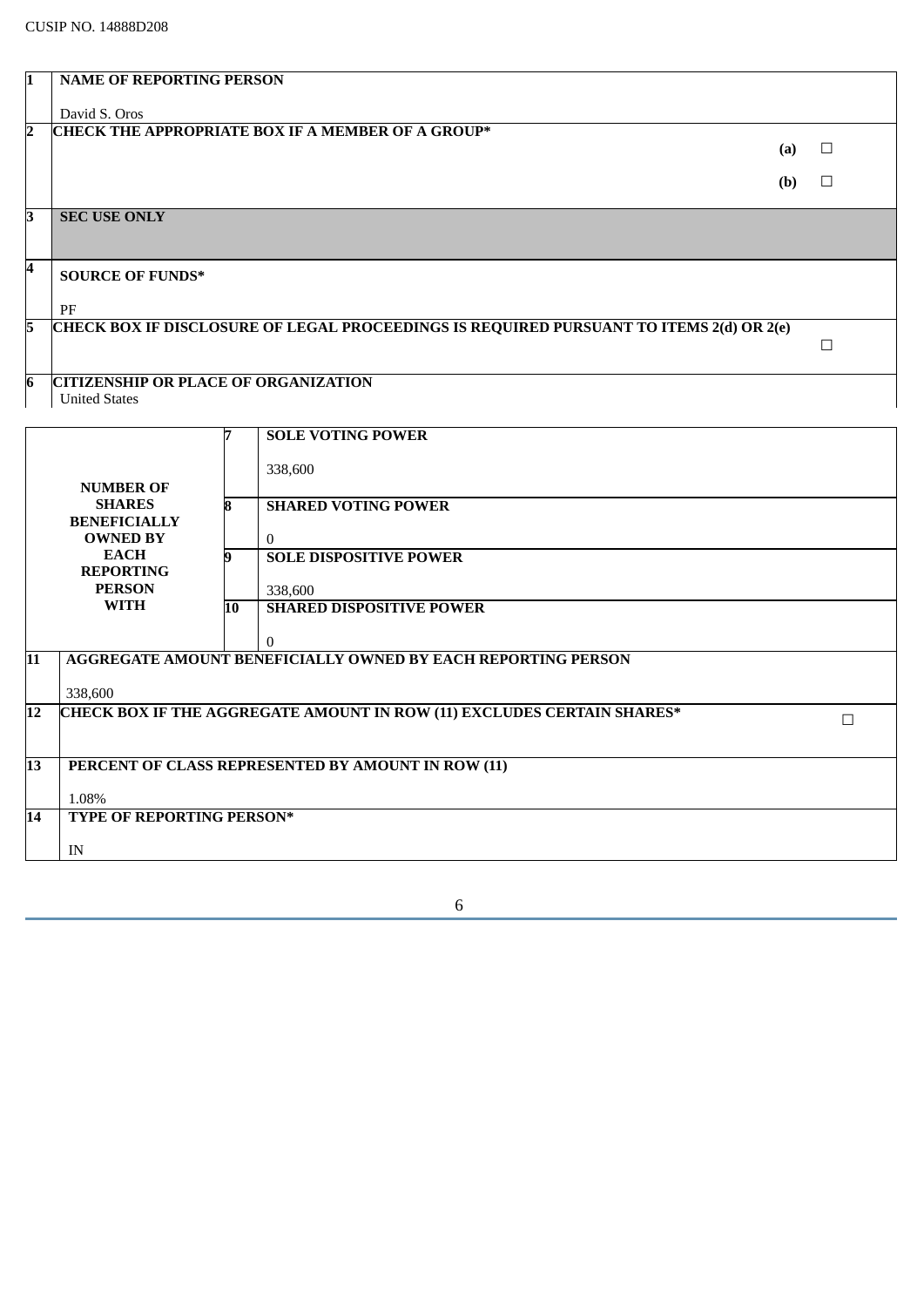CUSIP NO. 14888D208

| | | |
|---|---|---|
| **1** | **NAME OF REPORTING PERSON**<br><br>David S. Oros | |
| **2** | **CHECK THE APPROPRIATE BOX IF A MEMBER OF A GROUP*** | **(a)** ☐<br><br>**(b)** ☐ |
| **3** | **SEC USE ONLY** | |
| **4** | **SOURCE OF FUNDS***<br><br>PF | |
| **5** | **CHECK BOX IF DISCLOSURE OF LEGAL PROCEEDINGS IS REQUIRED PURSUANT TO ITEMS 2(d) OR 2(e)** | ☐ |
| **6** | **CITIZENSHIP OR PLACE OF ORGANIZATION**<br>United States | |

| | | |
|---|---|---|
| **NUMBER OF SHARES BENEFICIALLY OWNED BY EACH REPORTING PERSON WITH** | **7** | **SOLE VOTING POWER**<br><br>338,600 |
| | **8** | **SHARED VOTING POWER**<br><br>0 |
| | **9** | **SOLE DISPOSITIVE POWER**<br><br>338,600 |
| | **10** | **SHARED DISPOSITIVE POWER**<br><br>0 |

| | | |
|---|---|---|
| **11** | **AGGREGATE AMOUNT BENEFICIALLY OWNED BY EACH REPORTING PERSON**<br><br>338,600 | |
| **12** | **CHECK BOX IF THE AGGREGATE AMOUNT IN ROW (11) EXCLUDES CERTAIN SHARES*** | ☐ |
| **13** | **PERCENT OF CLASS REPRESENTED BY AMOUNT IN ROW (11)**<br><br>1.08% | |
| **14** | **TYPE OF REPORTING PERSON***<br><br>IN | |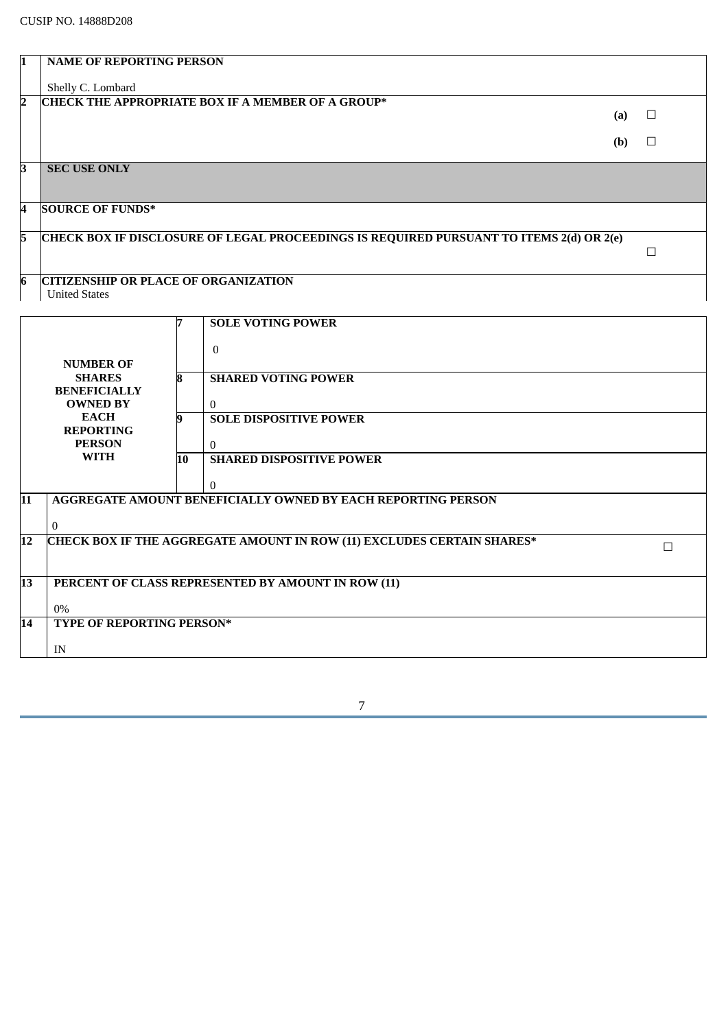CUSIP NO. 14888D208

| | |
|---|---|
| 1 | **NAME OF REPORTING PERSON**<br><br>Shelly C. Lombard |
| 2 | **CHECK THE APPROPRIATE BOX IF A MEMBER OF A GROUP***<br>**(a)** ☐<br>**(b)** ☐ |
| 3 | **SEC USE ONLY** |
| 4 | **SOURCE OF FUNDS*** |
| 5 | **CHECK BOX IF DISCLOSURE OF LEGAL PROCEEDINGS IS REQUIRED PURSUANT TO ITEMS 2(d) OR 2(e)** ☐ |
| 6 | **CITIZENSHIP OR PLACE OF ORGANIZATION**<br>United States |

| | | |
|---|---|---|
| **NUMBER OF SHARES BENEFICIALLY OWNED BY EACH REPORTING PERSON WITH** | 7 | **SOLE VOTING POWER**<br><br>0 |
| | 8 | **SHARED VOTING POWER**<br><br>0 |
| | 9 | **SOLE DISPOSITIVE POWER**<br><br>0 |
| | 10 | **SHARED DISPOSITIVE POWER**<br><br>0 |

| | |
|---|---|
| 11 | **AGGREGATE AMOUNT BENEFICIALLY OWNED BY EACH REPORTING PERSON**<br><br>0 |
| 12 | **CHECK BOX IF THE AGGREGATE AMOUNT IN ROW (11) EXCLUDES CERTAIN SHARES*** ☐ |
| 13 | **PERCENT OF CLASS REPRESENTED BY AMOUNT IN ROW (11)**<br><br>0% |
| 14 | **TYPE OF REPORTING PERSON***<br><br>IN |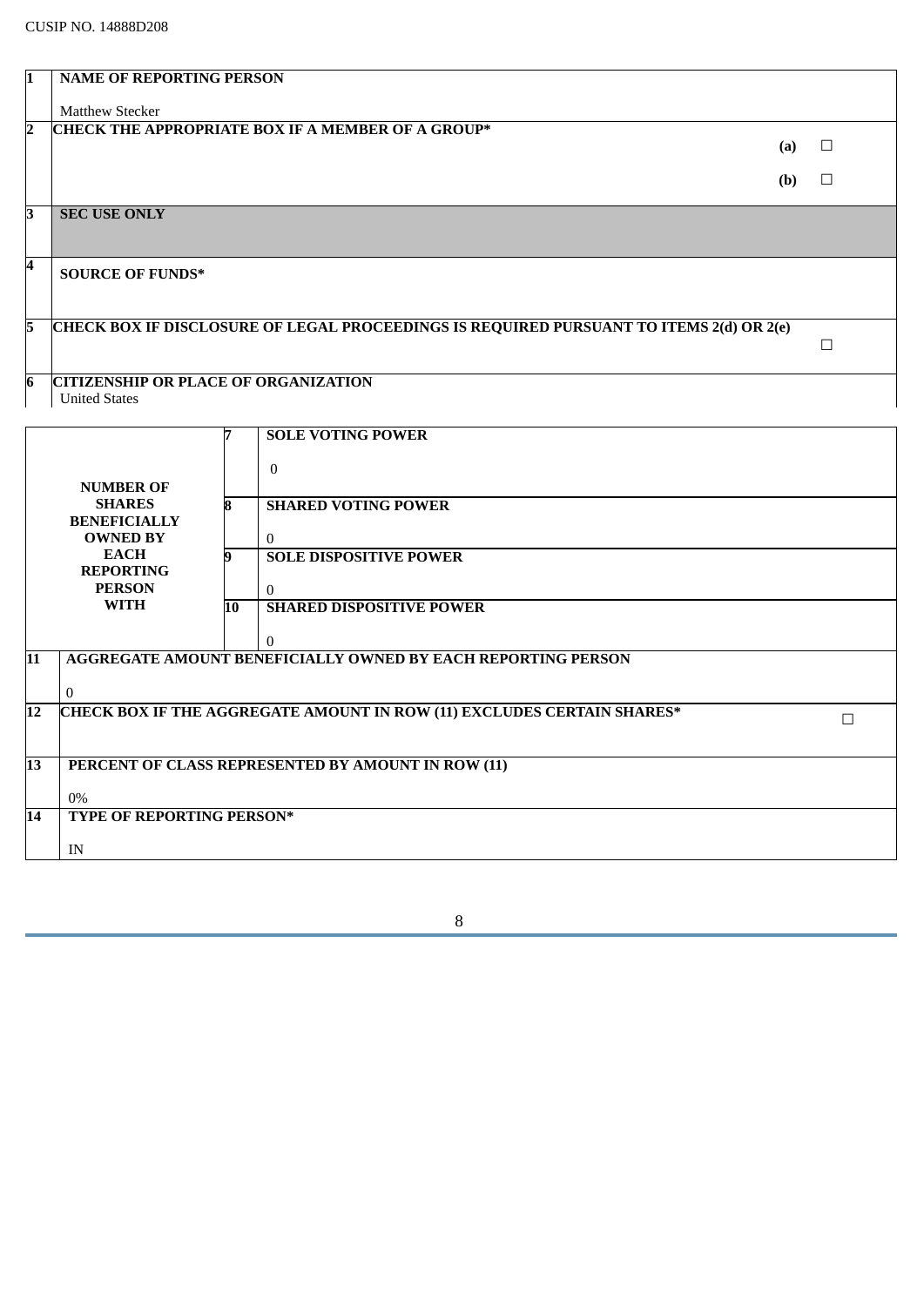CUSIP NO. 14888D208

| | | | |
|---|---|---|---|
| 1 | **NAME OF REPORTING PERSON**<br><br>Matthew Stecker | | |
| 2 | **CHECK THE APPROPRIATE BOX IF A MEMBER OF A GROUP*** | | **(a)** ☐<br><br>**(b)** ☐ |
| 3 | **SEC USE ONLY** | | |
| 4 | **SOURCE OF FUNDS*** | | |
| 5 | **CHECK BOX IF DISCLOSURE OF LEGAL PROCEEDINGS IS REQUIRED PURSUANT TO ITEMS 2(d) OR 2(e)** | | ☐ |
| 6 | **CITIZENSHIP OR PLACE OF ORGANIZATION**<br>United States | | |

| | | |
|---|---|---|
| **NUMBER OF SHARES BENEFICIALLY OWNED BY EACH REPORTING PERSON WITH** | 7 | **SOLE VOTING POWER**<br><br>0 |
| | 8 | **SHARED VOTING POWER**<br><br>0 |
| | 9 | **SOLE DISPOSITIVE POWER**<br><br>0 |
| | 10 | **SHARED DISPOSITIVE POWER**<br><br>0 |

| | | |
|---|---|---|
| 11 | **AGGREGATE AMOUNT BENEFICIALLY OWNED BY EACH REPORTING PERSON**<br><br>0 | |
| 12 | **CHECK BOX IF THE AGGREGATE AMOUNT IN ROW (11) EXCLUDES CERTAIN SHARES*** | ☐ |
| 13 | **PERCENT OF CLASS REPRESENTED BY AMOUNT IN ROW (11)**<br><br>0% | |
| 14 | **TYPE OF REPORTING PERSON***<br><br>IN | |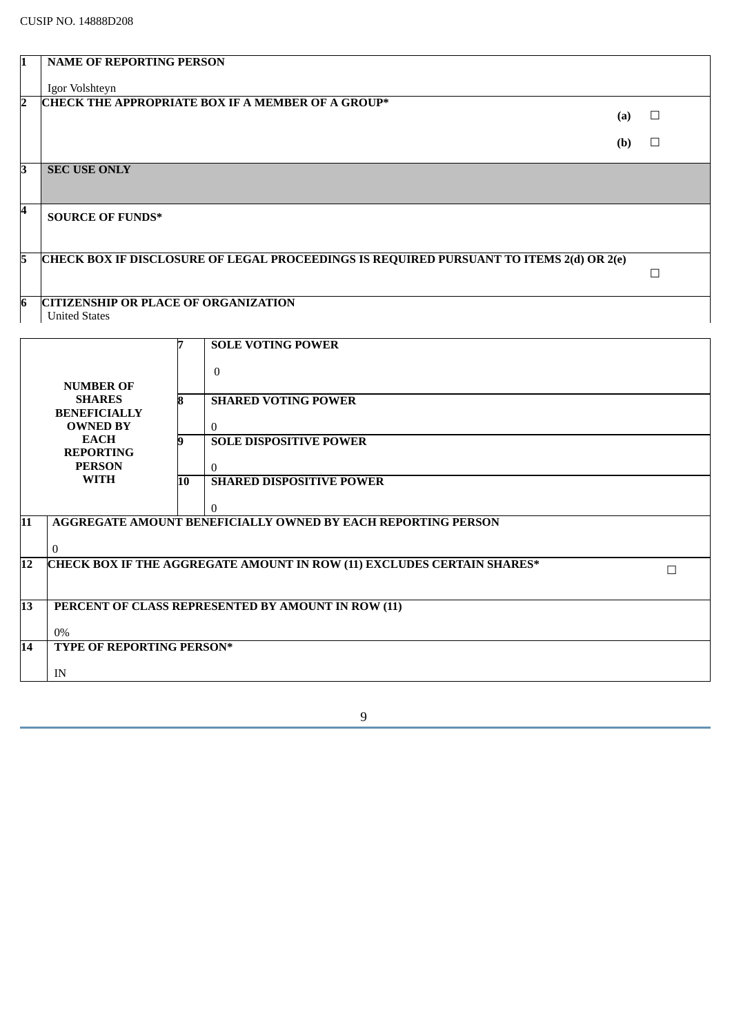CUSIP NO. 14888D208

| | |
|---|---|
| **1** | **NAME OF REPORTING PERSON**<br><br>Igor Volshteyn |
| **2** | **CHECK THE APPROPRIATE BOX IF A MEMBER OF A GROUP***<br>**(a)** ☐<br>**(b)** ☐ |
| **3** | **SEC USE ONLY** |
| **4** | **SOURCE OF FUNDS*** |
| **5** | **CHECK BOX IF DISCLOSURE OF LEGAL PROCEEDINGS IS REQUIRED PURSUANT TO ITEMS 2(d) OR 2(e)** ☐ |
| **6** | **CITIZENSHIP OR PLACE OF ORGANIZATION**<br>United States |

| | | |
|---|---|---|
| **NUMBER OF SHARES BENEFICIALLY OWNED BY EACH REPORTING PERSON WITH** | **7** | **SOLE VOTING POWER**<br><br>0 |
| | **8** | **SHARED VOTING POWER**<br><br>0 |
| | **9** | **SOLE DISPOSITIVE POWER**<br><br>0 |
| | **10** | **SHARED DISPOSITIVE POWER**<br><br>0 |

| | |
|---|---|
| **11** | **AGGREGATE AMOUNT BENEFICIALLY OWNED BY EACH REPORTING PERSON**<br><br>0 |
| **12** | **CHECK BOX IF THE AGGREGATE AMOUNT IN ROW (11) EXCLUDES CERTAIN SHARES*** ☐ |
| **13** | **PERCENT OF CLASS REPRESENTED BY AMOUNT IN ROW (11)**<br><br>0% |
| **14** | **TYPE OF REPORTING PERSON***<br><br>IN |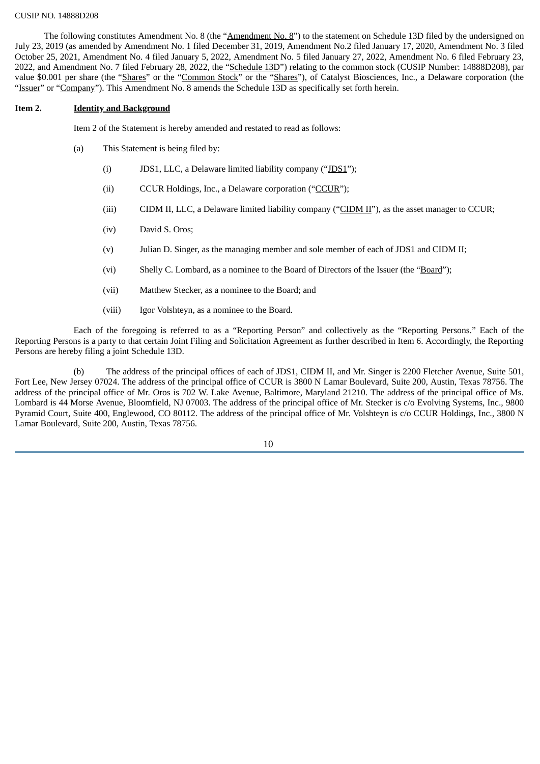CUSIP NO. 14888D208

The following constitutes Amendment No. 8 (the "Amendment No. 8") to the statement on Schedule 13D filed by the undersigned on July 23, 2019 (as amended by Amendment No. 1 filed December 31, 2019, Amendment No.2 filed January 17, 2020, Amendment No. 3 filed October 25, 2021, Amendment No. 4 filed January 5, 2022, Amendment No. 5 filed January 27, 2022, Amendment No. 6 filed February 23, 2022, and Amendment No. 7 filed February 28, 2022, the "Schedule 13D") relating to the common stock (CUSIP Number: 14888D208), par value $0.001 per share (the "Shares" or the "Common Stock" or the "Shares"), of Catalyst Biosciences, Inc., a Delaware corporation (the "Issuer" or "Company"). This Amendment No. 8 amends the Schedule 13D as specifically set forth herein.

**Item 2. Identity and Background**

Item 2 of the Statement is hereby amended and restated to read as follows:

(a) This Statement is being filed by:

(i) JDS1, LLC, a Delaware limited liability company ("JDS1");

(ii) CCUR Holdings, Inc., a Delaware corporation ("CCUR");

(iii) CIDM II, LLC, a Delaware limited liability company ("CIDM II"), as the asset manager to CCUR;

(iv) David S. Oros;

(v) Julian D. Singer, as the managing member and sole member of each of JDS1 and CIDM II;

(vi) Shelly C. Lombard, as a nominee to the Board of Directors of the Issuer (the "Board");

(vii) Matthew Stecker, as a nominee to the Board; and

(viii) Igor Volshteyn, as a nominee to the Board.

Each of the foregoing is referred to as a "Reporting Person" and collectively as the "Reporting Persons." Each of the Reporting Persons is a party to that certain Joint Filing and Solicitation Agreement as further described in Item 6. Accordingly, the Reporting Persons are hereby filing a joint Schedule 13D.

(b) The address of the principal offices of each of JDS1, CIDM II, and Mr. Singer is 2200 Fletcher Avenue, Suite 501, Fort Lee, New Jersey 07024. The address of the principal office of CCUR is 3800 N Lamar Boulevard, Suite 200, Austin, Texas 78756. The address of the principal office of Mr. Oros is 702 W. Lake Avenue, Baltimore, Maryland 21210. The address of the principal office of Ms. Lombard is 44 Morse Avenue, Bloomfield, NJ 07003. The address of the principal office of Mr. Stecker is c/o Evolving Systems, Inc., 9800 Pyramid Court, Suite 400, Englewood, CO 80112. The address of the principal office of Mr. Volshteyn is c/o CCUR Holdings, Inc., 3800 N Lamar Boulevard, Suite 200, Austin, Texas 78756.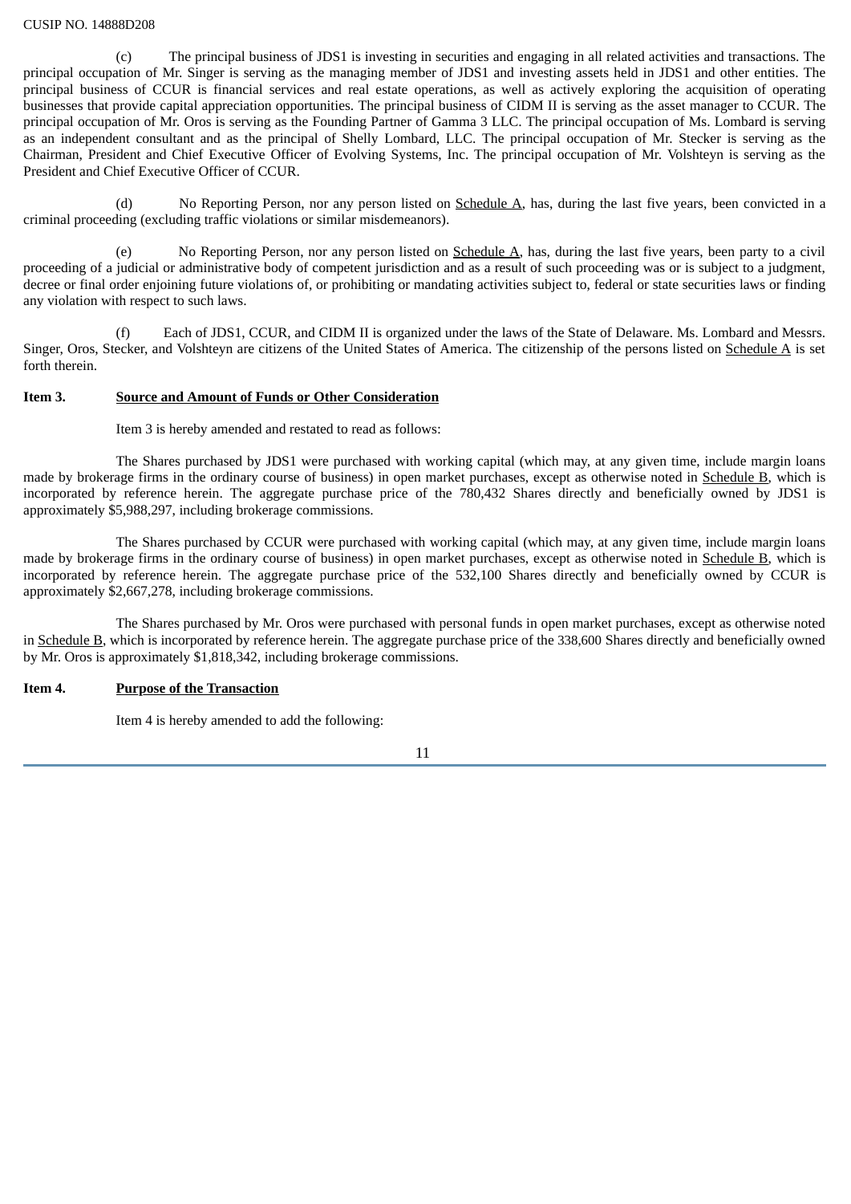(c) The principal business of JDS1 is investing in securities and engaging in all related activities and transactions. The principal occupation of Mr. Singer is serving as the managing member of JDS1 and investing assets held in JDS1 and other entities. The principal business of CCUR is financial services and real estate operations, as well as actively exploring the acquisition of operating businesses that provide capital appreciation opportunities. The principal business of CIDM II is serving as the asset manager to CCUR. The principal occupation of Mr. Oros is serving as the Founding Partner of Gamma 3 LLC. The principal occupation of Ms. Lombard is serving as an independent consultant and as the principal of Shelly Lombard, LLC. The principal occupation of Mr. Stecker is serving as the Chairman, President and Chief Executive Officer of Evolving Systems, Inc. The principal occupation of Mr. Volshteyn is serving as the President and Chief Executive Officer of CCUR.

(d) No Reporting Person, nor any person listed on Schedule A, has, during the last five years, been convicted in a criminal proceeding (excluding traffic violations or similar misdemeanors).

(e) No Reporting Person, nor any person listed on Schedule A, has, during the last five years, been party to a civil proceeding of a judicial or administrative body of competent jurisdiction and as a result of such proceeding was or is subject to a judgment, decree or final order enjoining future violations of, or prohibiting or mandating activities subject to, federal or state securities laws or finding any violation with respect to such laws.

(f) Each of JDS1, CCUR, and CIDM II is organized under the laws of the State of Delaware. Ms. Lombard and Messrs. Singer, Oros, Stecker, and Volshteyn are citizens of the United States of America. The citizenship of the persons listed on Schedule A is set forth therein.

**Item 3. Source and Amount of Funds or Other Consideration**

Item 3 is hereby amended and restated to read as follows:

The Shares purchased by JDS1 were purchased with working capital (which may, at any given time, include margin loans made by brokerage firms in the ordinary course of business) in open market purchases, except as otherwise noted in Schedule B, which is incorporated by reference herein. The aggregate purchase price of the 780,432 Shares directly and beneficially owned by JDS1 is approximately $5,988,297, including brokerage commissions.

The Shares purchased by CCUR were purchased with working capital (which may, at any given time, include margin loans made by brokerage firms in the ordinary course of business) in open market purchases, except as otherwise noted in Schedule B, which is incorporated by reference herein. The aggregate purchase price of the 532,100 Shares directly and beneficially owned by CCUR is approximately $2,667,278, including brokerage commissions.

The Shares purchased by Mr. Oros were purchased with personal funds in open market purchases, except as otherwise noted in Schedule B, which is incorporated by reference herein. The aggregate purchase price of the 338,600 Shares directly and beneficially owned by Mr. Oros is approximately $1,818,342, including brokerage commissions.

**Item 4. Purpose of the Transaction**

Item 4 is hereby amended to add the following: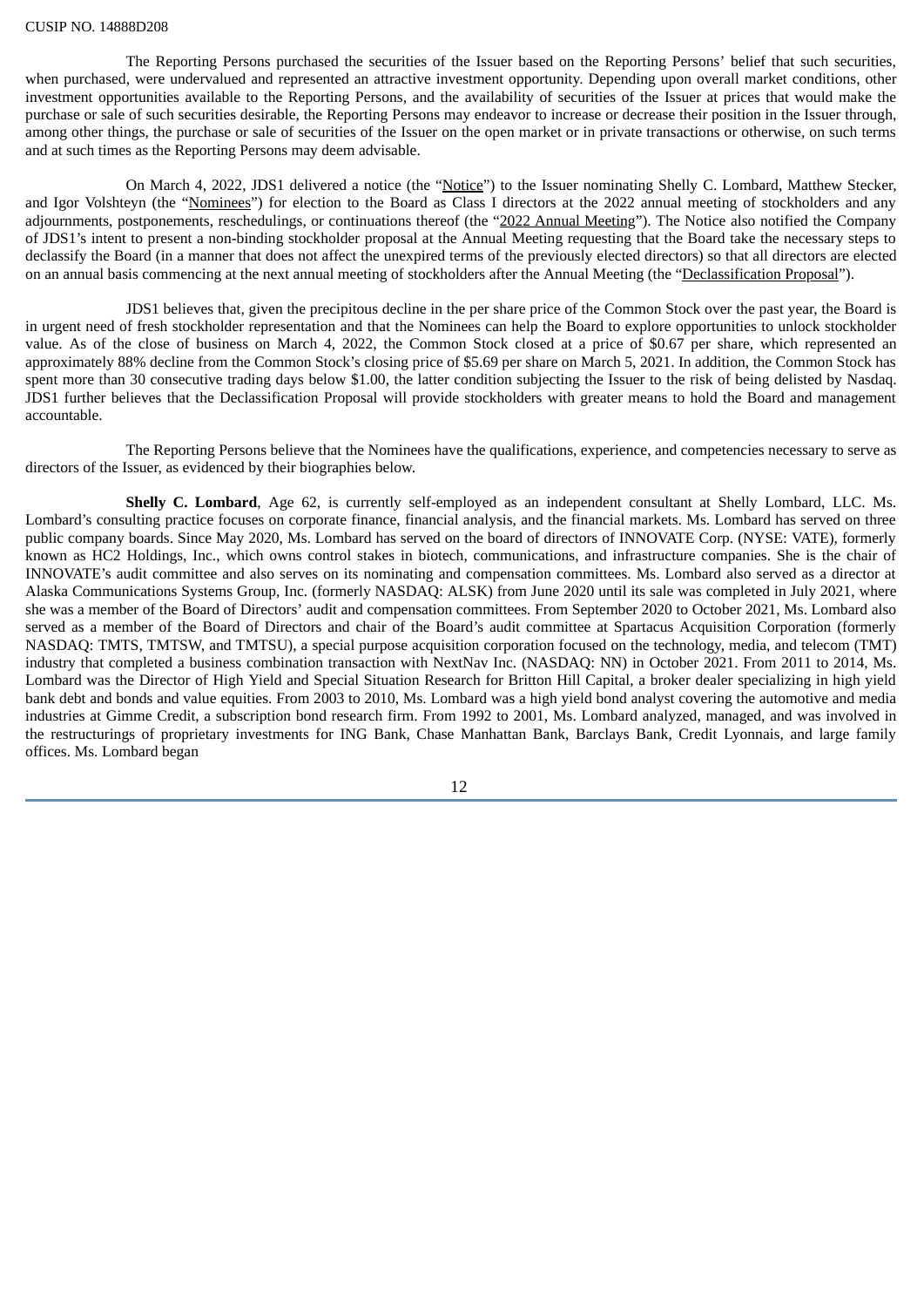The Reporting Persons purchased the securities of the Issuer based on the Reporting Persons' belief that such securities, when purchased, were undervalued and represented an attractive investment opportunity. Depending upon overall market conditions, other investment opportunities available to the Reporting Persons, and the availability of securities of the Issuer at prices that would make the purchase or sale of such securities desirable, the Reporting Persons may endeavor to increase or decrease their position in the Issuer through, among other things, the purchase or sale of securities of the Issuer on the open market or in private transactions or otherwise, on such terms and at such times as the Reporting Persons may deem advisable.

On March 4, 2022, JDS1 delivered a notice (the "Notice") to the Issuer nominating Shelly C. Lombard, Matthew Stecker, and Igor Volshteyn (the "Nominees") for election to the Board as Class I directors at the 2022 annual meeting of stockholders and any adjournments, postponements, reschedulings, or continuations thereof (the "2022 Annual Meeting"). The Notice also notified the Company of JDS1's intent to present a non-binding stockholder proposal at the Annual Meeting requesting that the Board take the necessary steps to declassify the Board (in a manner that does not affect the unexpired terms of the previously elected directors) so that all directors are elected on an annual basis commencing at the next annual meeting of stockholders after the Annual Meeting (the "Declassification Proposal").

JDS1 believes that, given the precipitous decline in the per share price of the Common Stock over the past year, the Board is in urgent need of fresh stockholder representation and that the Nominees can help the Board to explore opportunities to unlock stockholder value. As of the close of business on March 4, 2022, the Common Stock closed at a price of $0.67 per share, which represented an approximately 88% decline from the Common Stock's closing price of $5.69 per share on March 5, 2021. In addition, the Common Stock has spent more than 30 consecutive trading days below $1.00, the latter condition subjecting the Issuer to the risk of being delisted by Nasdaq. JDS1 further believes that the Declassification Proposal will provide stockholders with greater means to hold the Board and management accountable.

The Reporting Persons believe that the Nominees have the qualifications, experience, and competencies necessary to serve as directors of the Issuer, as evidenced by their biographies below.

**Shelly C. Lombard**, Age 62, is currently self-employed as an independent consultant at Shelly Lombard, LLC. Ms. Lombard's consulting practice focuses on corporate finance, financial analysis, and the financial markets. Ms. Lombard has served on three public company boards. Since May 2020, Ms. Lombard has served on the board of directors of INNOVATE Corp. (NYSE: VATE), formerly known as HC2 Holdings, Inc., which owns control stakes in biotech, communications, and infrastructure companies. She is the chair of INNOVATE's audit committee and also serves on its nominating and compensation committees. Ms. Lombard also served as a director at Alaska Communications Systems Group, Inc. (formerly NASDAQ: ALSK) from June 2020 until its sale was completed in July 2021, where she was a member of the Board of Directors' audit and compensation committees. From September 2020 to October 2021, Ms. Lombard also served as a member of the Board of Directors and chair of the Board's audit committee at Spartacus Acquisition Corporation (formerly NASDAQ: TMTS, TMTSW, and TMTSU), a special purpose acquisition corporation focused on the technology, media, and telecom (TMT) industry that completed a business combination transaction with NextNav Inc. (NASDAQ: NN) in October 2021. From 2011 to 2014, Ms. Lombard was the Director of High Yield and Special Situation Research for Britton Hill Capital, a broker dealer specializing in high yield bank debt and bonds and value equities. From 2003 to 2010, Ms. Lombard was a high yield bond analyst covering the automotive and media industries at Gimme Credit, a subscription bond research firm. From 1992 to 2001, Ms. Lombard analyzed, managed, and was involved in the restructurings of proprietary investments for ING Bank, Chase Manhattan Bank, Barclays Bank, Credit Lyonnais, and large family offices. Ms. Lombard began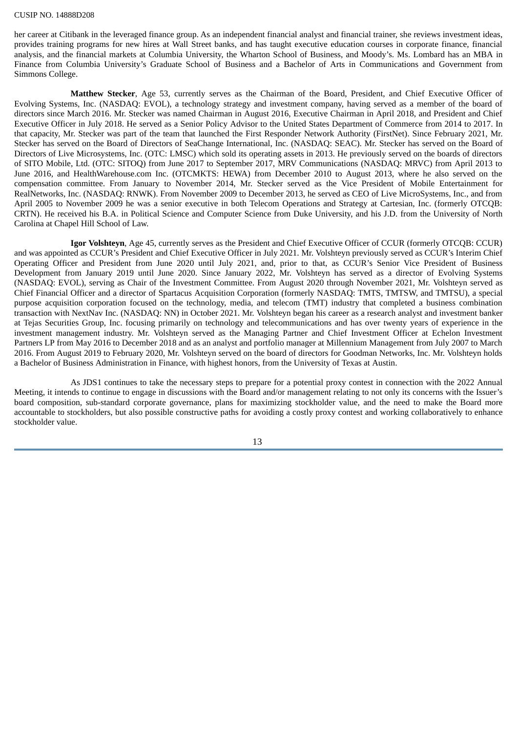her career at Citibank in the leveraged finance group. As an independent financial analyst and financial trainer, she reviews investment ideas, provides training programs for new hires at Wall Street banks, and has taught executive education courses in corporate finance, financial analysis, and the financial markets at Columbia University, the Wharton School of Business, and Moody's. Ms. Lombard has an MBA in Finance from Columbia University's Graduate School of Business and a Bachelor of Arts in Communications and Government from Simmons College.

**Matthew Stecker**, Age 53, currently serves as the Chairman of the Board, President, and Chief Executive Officer of Evolving Systems, Inc. (NASDAQ: EVOL), a technology strategy and investment company, having served as a member of the board of directors since March 2016. Mr. Stecker was named Chairman in August 2016, Executive Chairman in April 2018, and President and Chief Executive Officer in July 2018. He served as a Senior Policy Advisor to the United States Department of Commerce from 2014 to 2017. In that capacity, Mr. Stecker was part of the team that launched the First Responder Network Authority (FirstNet). Since February 2021, Mr. Stecker has served on the Board of Directors of SeaChange International, Inc. (NASDAQ: SEAC). Mr. Stecker has served on the Board of Directors of Live Microsystems, Inc. (OTC: LMSC) which sold its operating assets in 2013. He previously served on the boards of directors of SITO Mobile, Ltd. (OTC: SITOQ) from June 2017 to September 2017, MRV Communications (NASDAQ: MRVC) from April 2013 to June 2016, and HealthWarehouse.com Inc. (OTCMKTS: HEWA) from December 2010 to August 2013, where he also served on the compensation committee. From January to November 2014, Mr. Stecker served as the Vice President of Mobile Entertainment for RealNetworks, Inc. (NASDAQ: RNWK). From November 2009 to December 2013, he served as CEO of Live MicroSystems, Inc., and from April 2005 to November 2009 he was a senior executive in both Telecom Operations and Strategy at Cartesian, Inc. (formerly OTCQB: CRTN). He received his B.A. in Political Science and Computer Science from Duke University, and his J.D. from the University of North Carolina at Chapel Hill School of Law.

**Igor Volshteyn**, Age 45, currently serves as the President and Chief Executive Officer of CCUR (formerly OTCQB: CCUR) and was appointed as CCUR's President and Chief Executive Officer in July 2021. Mr. Volshteyn previously served as CCUR's Interim Chief Operating Officer and President from June 2020 until July 2021, and, prior to that, as CCUR's Senior Vice President of Business Development from January 2019 until June 2020. Since January 2022, Mr. Volshteyn has served as a director of Evolving Systems (NASDAQ: EVOL), serving as Chair of the Investment Committee. From August 2020 through November 2021, Mr. Volshteyn served as Chief Financial Officer and a director of Spartacus Acquisition Corporation (formerly NASDAQ: TMTS, TMTSW, and TMTSU), a special purpose acquisition corporation focused on the technology, media, and telecom (TMT) industry that completed a business combination transaction with NextNav Inc. (NASDAQ: NN) in October 2021. Mr. Volshteyn began his career as a research analyst and investment banker at Tejas Securities Group, Inc. focusing primarily on technology and telecommunications and has over twenty years of experience in the investment management industry. Mr. Volshteyn served as the Managing Partner and Chief Investment Officer at Echelon Investment Partners LP from May 2016 to December 2018 and as an analyst and portfolio manager at Millennium Management from July 2007 to March 2016. From August 2019 to February 2020, Mr. Volshteyn served on the board of directors for Goodman Networks, Inc. Mr. Volshteyn holds a Bachelor of Business Administration in Finance, with highest honors, from the University of Texas at Austin.

As JDS1 continues to take the necessary steps to prepare for a potential proxy contest in connection with the 2022 Annual Meeting, it intends to continue to engage in discussions with the Board and/or management relating to not only its concerns with the Issuer's board composition, sub-standard corporate governance, plans for maximizing stockholder value, and the need to make the Board more accountable to stockholders, but also possible constructive paths for avoiding a costly proxy contest and working collaboratively to enhance stockholder value.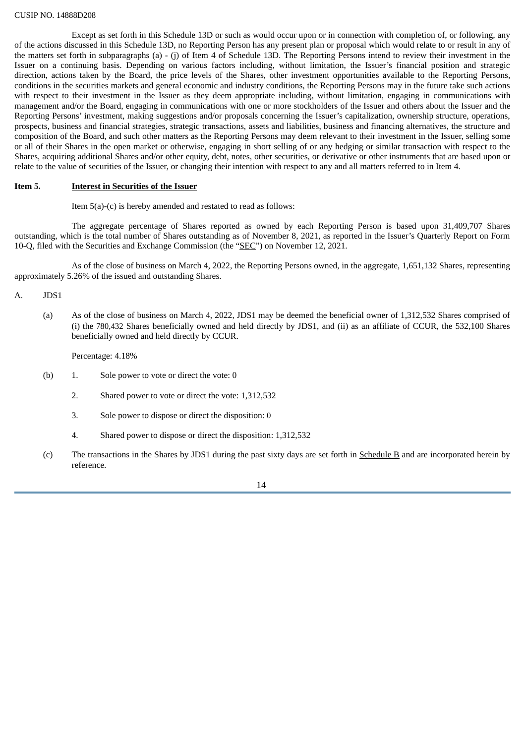Except as set forth in this Schedule 13D or such as would occur upon or in connection with completion of, or following, any of the actions discussed in this Schedule 13D, no Reporting Person has any present plan or proposal which would relate to or result in any of the matters set forth in subparagraphs (a) - (j) of Item 4 of Schedule 13D. The Reporting Persons intend to review their investment in the Issuer on a continuing basis. Depending on various factors including, without limitation, the Issuer's financial position and strategic direction, actions taken by the Board, the price levels of the Shares, other investment opportunities available to the Reporting Persons, conditions in the securities markets and general economic and industry conditions, the Reporting Persons may in the future take such actions with respect to their investment in the Issuer as they deem appropriate including, without limitation, engaging in communications with management and/or the Board, engaging in communications with one or more stockholders of the Issuer and others about the Issuer and the Reporting Persons' investment, making suggestions and/or proposals concerning the Issuer's capitalization, ownership structure, operations, prospects, business and financial strategies, strategic transactions, assets and liabilities, business and financing alternatives, the structure and composition of the Board, and such other matters as the Reporting Persons may deem relevant to their investment in the Issuer, selling some or all of their Shares in the open market or otherwise, engaging in short selling of or any hedging or similar transaction with respect to the Shares, acquiring additional Shares and/or other equity, debt, notes, other securities, or derivative or other instruments that are based upon or relate to the value of securities of the Issuer, or changing their intention with respect to any and all matters referred to in Item 4.

**Item 5. Interest in Securities of the Issuer**

Item 5(a)-(c) is hereby amended and restated to read as follows:

The aggregate percentage of Shares reported as owned by each Reporting Person is based upon 31,409,707 Shares outstanding, which is the total number of Shares outstanding as of November 8, 2021, as reported in the Issuer's Quarterly Report on Form 10-Q, filed with the Securities and Exchange Commission (the "SEC") on November 12, 2021.

As of the close of business on March 4, 2022, the Reporting Persons owned, in the aggregate, 1,651,132 Shares, representing approximately 5.26% of the issued and outstanding Shares.

A. JDS1

(a) As of the close of business on March 4, 2022, JDS1 may be deemed the beneficial owner of 1,312,532 Shares comprised of (i) the 780,432 Shares beneficially owned and held directly by JDS1, and (ii) as an affiliate of CCUR, the 532,100 Shares beneficially owned and held directly by CCUR.

Percentage: 4.18%

(b)
1. Sole power to vote or direct the vote: 0
2. Shared power to vote or direct the vote: 1,312,532
3. Sole power to dispose or direct the disposition: 0
4. Shared power to dispose or direct the disposition: 1,312,532

(c) The transactions in the Shares by JDS1 during the past sixty days are set forth in Schedule B and are incorporated herein by reference.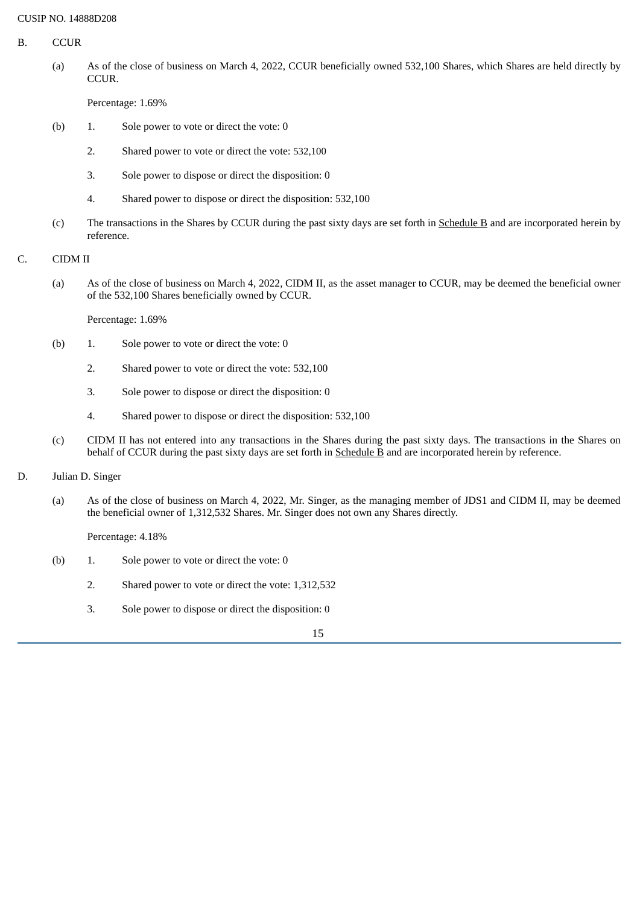CUSIP NO. 14888D208

B. CCUR

(a) As of the close of business on March 4, 2022, CCUR beneficially owned 532,100 Shares, which Shares are held directly by CCUR.

Percentage: 1.69%

(b) 1. Sole power to vote or direct the vote: 0

2. Shared power to vote or direct the vote: 532,100

3. Sole power to dispose or direct the disposition: 0

4. Shared power to dispose or direct the disposition: 532,100

(c) The transactions in the Shares by CCUR during the past sixty days are set forth in Schedule B and are incorporated herein by reference.

C. CIDM II

(a) As of the close of business on March 4, 2022, CIDM II, as the asset manager to CCUR, may be deemed the beneficial owner of the 532,100 Shares beneficially owned by CCUR.

Percentage: 1.69%

(b) 1. Sole power to vote or direct the vote: 0

2. Shared power to vote or direct the vote: 532,100

3. Sole power to dispose or direct the disposition: 0

4. Shared power to dispose or direct the disposition: 532,100

(c) CIDM II has not entered into any transactions in the Shares during the past sixty days. The transactions in the Shares on behalf of CCUR during the past sixty days are set forth in Schedule B and are incorporated herein by reference.

D. Julian D. Singer

(a) As of the close of business on March 4, 2022, Mr. Singer, as the managing member of JDS1 and CIDM II, may be deemed the beneficial owner of 1,312,532 Shares. Mr. Singer does not own any Shares directly.

Percentage: 4.18%

(b) 1. Sole power to vote or direct the vote: 0

2. Shared power to vote or direct the vote: 1,312,532

3. Sole power to dispose or direct the disposition: 0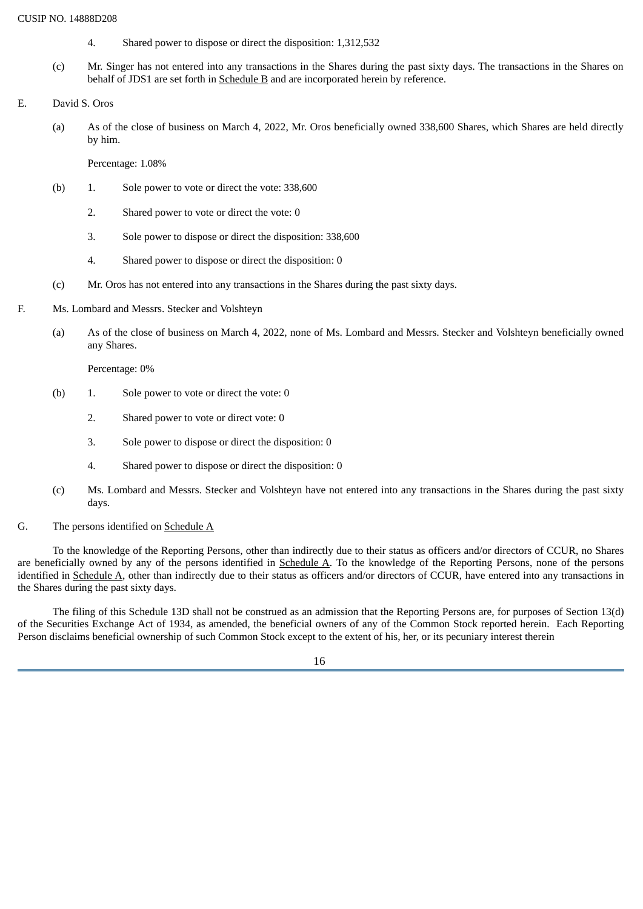4. Shared power to dispose or direct the disposition: 1,312,532

(c) Mr. Singer has not entered into any transactions in the Shares during the past sixty days. The transactions in the Shares on behalf of JDS1 are set forth in Schedule B and are incorporated herein by reference.

E. David S. Oros

(a) As of the close of business on March 4, 2022, Mr. Oros beneficially owned 338,600 Shares, which Shares are held directly by him.

Percentage: 1.08%

(b) 1. Sole power to vote or direct the vote: 338,600

2. Shared power to vote or direct the vote: 0

3. Sole power to dispose or direct the disposition: 338,600

4. Shared power to dispose or direct the disposition: 0

(c) Mr. Oros has not entered into any transactions in the Shares during the past sixty days.

F. Ms. Lombard and Messrs. Stecker and Volshteyn

(a) As of the close of business on March 4, 2022, none of Ms. Lombard and Messrs. Stecker and Volshteyn beneficially owned any Shares.

Percentage: 0%

(b) 1. Sole power to vote or direct the vote: 0

2. Shared power to vote or direct vote: 0

3. Sole power to dispose or direct the disposition: 0

4. Shared power to dispose or direct the disposition: 0

(c) Ms. Lombard and Messrs. Stecker and Volshteyn have not entered into any transactions in the Shares during the past sixty days.

G. The persons identified on Schedule A

To the knowledge of the Reporting Persons, other than indirectly due to their status as officers and/or directors of CCUR, no Shares are beneficially owned by any of the persons identified in Schedule A. To the knowledge of the Reporting Persons, none of the persons identified in Schedule A, other than indirectly due to their status as officers and/or directors of CCUR, have entered into any transactions in the Shares during the past sixty days.

The filing of this Schedule 13D shall not be construed as an admission that the Reporting Persons are, for purposes of Section 13(d) of the Securities Exchange Act of 1934, as amended, the beneficial owners of any of the Common Stock reported herein. Each Reporting Person disclaims beneficial ownership of such Common Stock except to the extent of his, her, or its pecuniary interest therein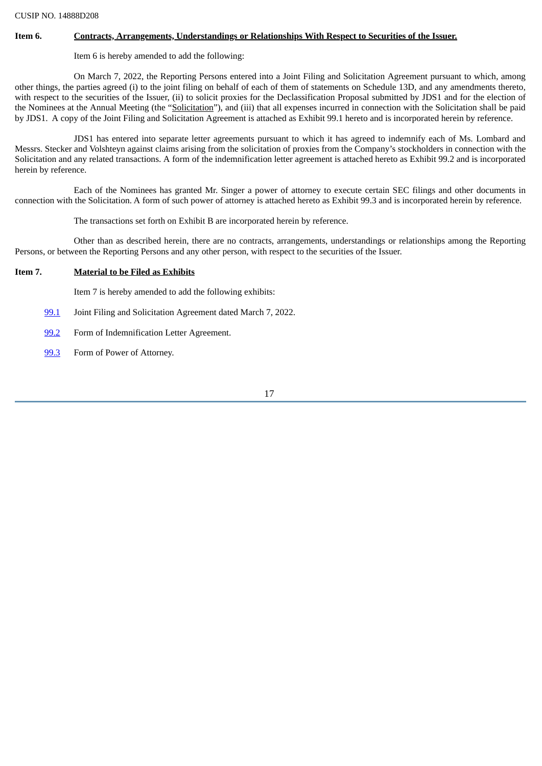CUSIP NO. 14888D208

**Item 6.** **Contracts, Arrangements, Understandings or Relationships With Respect to Securities of the Issuer.**

Item 6 is hereby amended to add the following:

On March 7, 2022, the Reporting Persons entered into a Joint Filing and Solicitation Agreement pursuant to which, among other things, the parties agreed (i) to the joint filing on behalf of each of them of statements on Schedule 13D, and any amendments thereto, with respect to the securities of the Issuer, (ii) to solicit proxies for the Declassification Proposal submitted by JDS1 and for the election of the Nominees at the Annual Meeting (the "Solicitation"), and (iii) that all expenses incurred in connection with the Solicitation shall be paid by JDS1. A copy of the Joint Filing and Solicitation Agreement is attached as Exhibit 99.1 hereto and is incorporated herein by reference.

JDS1 has entered into separate letter agreements pursuant to which it has agreed to indemnify each of Ms. Lombard and Messrs. Stecker and Volshteyn against claims arising from the solicitation of proxies from the Company's stockholders in connection with the Solicitation and any related transactions. A form of the indemnification letter agreement is attached hereto as Exhibit 99.2 and is incorporated herein by reference.

Each of the Nominees has granted Mr. Singer a power of attorney to execute certain SEC filings and other documents in connection with the Solicitation. A form of such power of attorney is attached hereto as Exhibit 99.3 and is incorporated herein by reference.

The transactions set forth on Exhibit B are incorporated herein by reference.

Other than as described herein, there are no contracts, arrangements, understandings or relationships among the Reporting Persons, or between the Reporting Persons and any other person, with respect to the securities of the Issuer.

**Item 7.** **Material to be Filed as Exhibits**

Item 7 is hereby amended to add the following exhibits:

99.1 Joint Filing and Solicitation Agreement dated March 7, 2022.

99.2 Form of Indemnification Letter Agreement.

99.3 Form of Power of Attorney.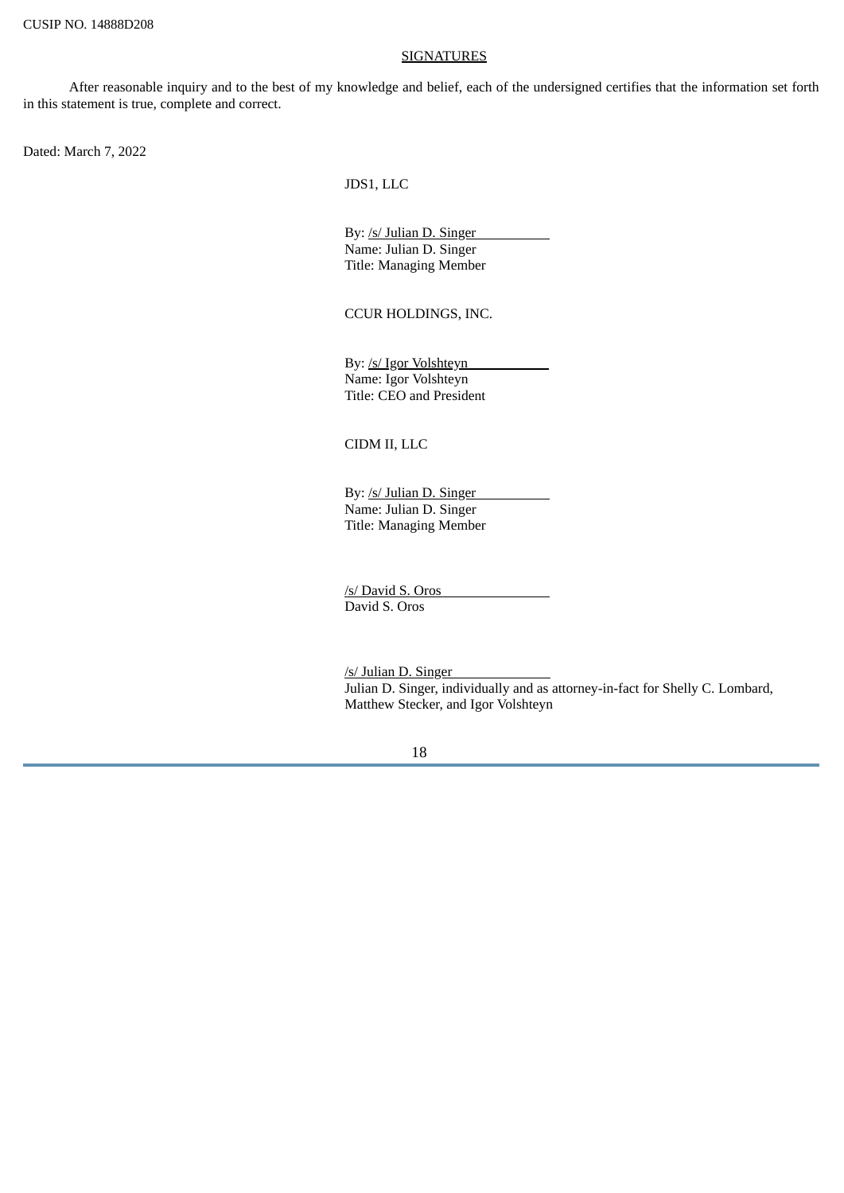## SIGNATURES

After reasonable inquiry and to the best of my knowledge and belief, each of the undersigned certifies that the information set forth in this statement is true, complete and correct.

Dated: March 7, 2022

JDS1, LLC

By: /s/ Julian D. Singer
Name: Julian D. Singer
Title: Managing Member

CCUR HOLDINGS, INC.

By: /s/ Igor Volshteyn
Name: Igor Volshteyn
Title: CEO and President

CIDM II, LLC

By: /s/ Julian D. Singer
Name: Julian D. Singer
Title: Managing Member

/s/ David S. Oros
David S. Oros

/s/ Julian D. Singer
Julian D. Singer, individually and as attorney-in-fact for Shelly C. Lombard, Matthew Stecker, and Igor Volshteyn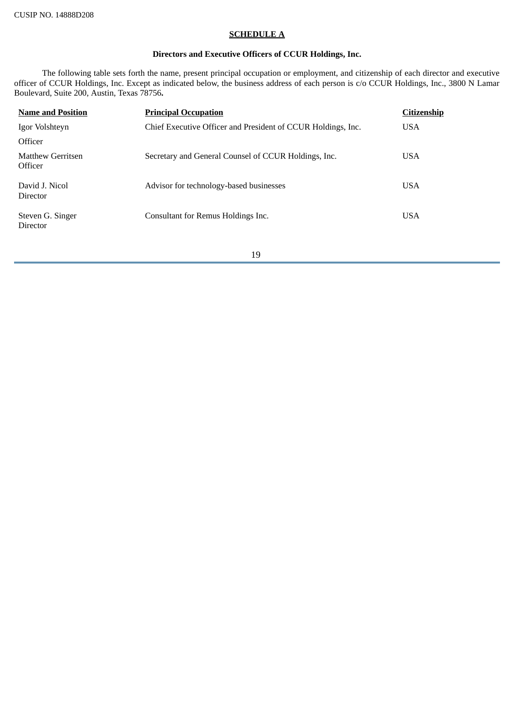CUSIP NO. 14888D208

## SCHEDULE A

### Directors and Executive Officers of CCUR Holdings, Inc.

The following table sets forth the name, present principal occupation or employment, and citizenship of each director and executive officer of CCUR Holdings, Inc. Except as indicated below, the business address of each person is c/o CCUR Holdings, Inc., 3800 N Lamar Boulevard, Suite 200, Austin, Texas 78756**.**

| Name and Position | Principal Occupation | Citizenship |
| --- | --- | --- |
| Igor Volshteyn<br>Officer | Chief Executive Officer and President of CCUR Holdings, Inc. | USA |
| Matthew Gerritsen<br>Officer | Secretary and General Counsel of CCUR Holdings, Inc. | USA |
| David J. Nicol<br>Director | Advisor for technology-based businesses | USA |
| Steven G. Singer<br>Director | Consultant for Remus Holdings Inc. | USA |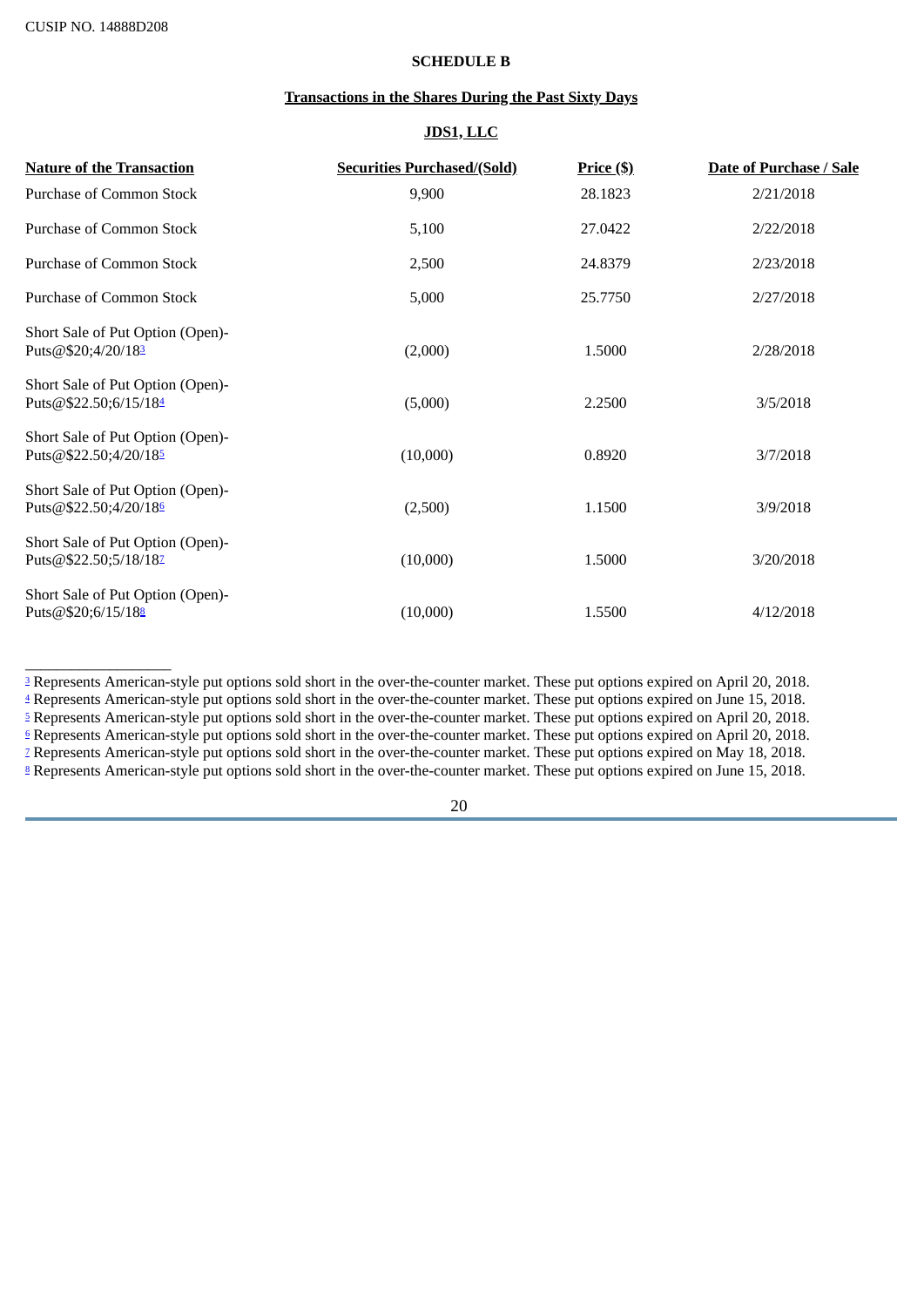CUSIP NO. 14888D208

**SCHEDULE B**

**Transactions in the Shares During the Past Sixty Days**

**JDS1, LLC**

| Nature of the Transaction | Securities Purchased/(Sold) | Price ($) | Date of Purchase / Sale |
|---|---|---|---|
| Purchase of Common Stock | 9,900 | 28.1823 | 2/21/2018 |
| Purchase of Common Stock | 5,100 | 27.0422 | 2/22/2018 |
| Purchase of Common Stock | 2,500 | 24.8379 | 2/23/2018 |
| Purchase of Common Stock | 5,000 | 25.7750 | 2/27/2018 |
| Short Sale of Put Option (Open)-Puts@$20;4/20/18[3] | (2,000) | 1.5000 | 2/28/2018 |
| Short Sale of Put Option (Open)-Puts@$22.50;6/15/18[4] | (5,000) | 2.2500 | 3/5/2018 |
| Short Sale of Put Option (Open)-Puts@$22.50;4/20/18[5] | (10,000) | 0.8920 | 3/7/2018 |
| Short Sale of Put Option (Open)-Puts@$22.50;4/20/18[6] | (2,500) | 1.1500 | 3/9/2018 |
| Short Sale of Put Option (Open)-Puts@$22.50;5/18/18[7] | (10,000) | 1.5000 | 3/20/2018 |
| Short Sale of Put Option (Open)-Puts@$20;6/15/18[8] | (10,000) | 1.5500 | 4/12/2018 |

[3] Represents American-style put options sold short in the over-the-counter market. These put options expired on April 20, 2018.
[4] Represents American-style put options sold short in the over-the-counter market. These put options expired on June 15, 2018.
[5] Represents American-style put options sold short in the over-the-counter market. These put options expired on April 20, 2018.
[6] Represents American-style put options sold short in the over-the-counter market. These put options expired on April 20, 2018.
[7] Represents American-style put options sold short in the over-the-counter market. These put options expired on May 18, 2018.
[8] Represents American-style put options sold short in the over-the-counter market. These put options expired on June 15, 2018.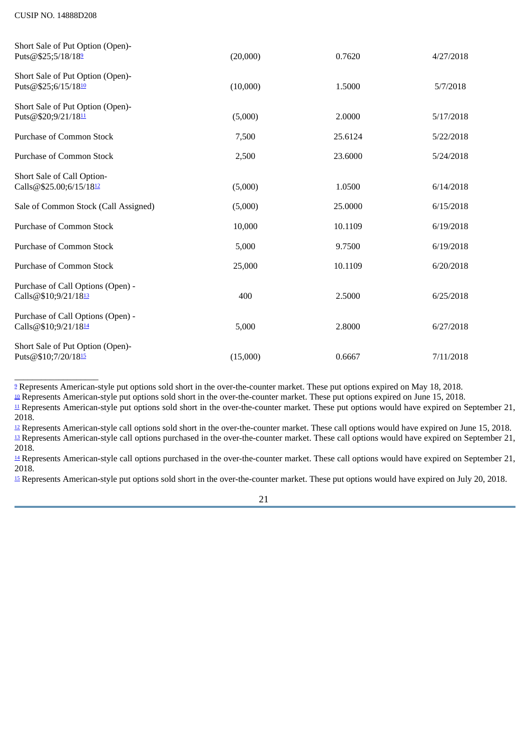CUSIP NO. 14888D208

| | | | |
|---|---|---|---|
| Short Sale of Put Option (Open)- Puts@$25;5/18/18[9] | (20,000) | 0.7620 | 4/27/2018 |
| Short Sale of Put Option (Open)- Puts@$25;6/15/18[10] | (10,000) | 1.5000 | 5/7/2018 |
| Short Sale of Put Option (Open)- Puts@$20;9/21/18[11] | (5,000) | 2.0000 | 5/17/2018 |
| Purchase of Common Stock | 7,500 | 25.6124 | 5/22/2018 |
| Purchase of Common Stock | 2,500 | 23.6000 | 5/24/2018 |
| Short Sale of Call Option- Calls@$25.00;6/15/18[12] | (5,000) | 1.0500 | 6/14/2018 |
| Sale of Common Stock (Call Assigned) | (5,000) | 25.0000 | 6/15/2018 |
| Purchase of Common Stock | 10,000 | 10.1109 | 6/19/2018 |
| Purchase of Common Stock | 5,000 | 9.7500 | 6/19/2018 |
| Purchase of Common Stock | 25,000 | 10.1109 | 6/20/2018 |
| Purchase of Call Options (Open) - Calls@$10;9/21/18[13] | 400 | 2.5000 | 6/25/2018 |
| Purchase of Call Options (Open) - Calls@$10;9/21/18[14] | 5,000 | 2.8000 | 6/27/2018 |
| Short Sale of Put Option (Open)- Puts@$10;7/20/18[15] | (15,000) | 0.6667 | 7/11/2018 |

---

[9] Represents American-style put options sold short in the over-the-counter market. These put options expired on May 18, 2018.

[10] Represents American-style put options sold short in the over-the-counter market. These put options expired on June 15, 2018.

[11] Represents American-style put options sold short in the over-the-counter market. These put options would have expired on September 21, 2018.

[12] Represents American-style call options sold short in the over-the-counter market. These call options would have expired on June 15, 2018.

[13] Represents American-style call options purchased in the over-the-counter market. These call options would have expired on September 21, 2018.

[14] Represents American-style call options purchased in the over-the-counter market. These call options would have expired on September 21, 2018.

[15] Represents American-style put options sold short in the over-the-counter market. These put options would have expired on July 20, 2018.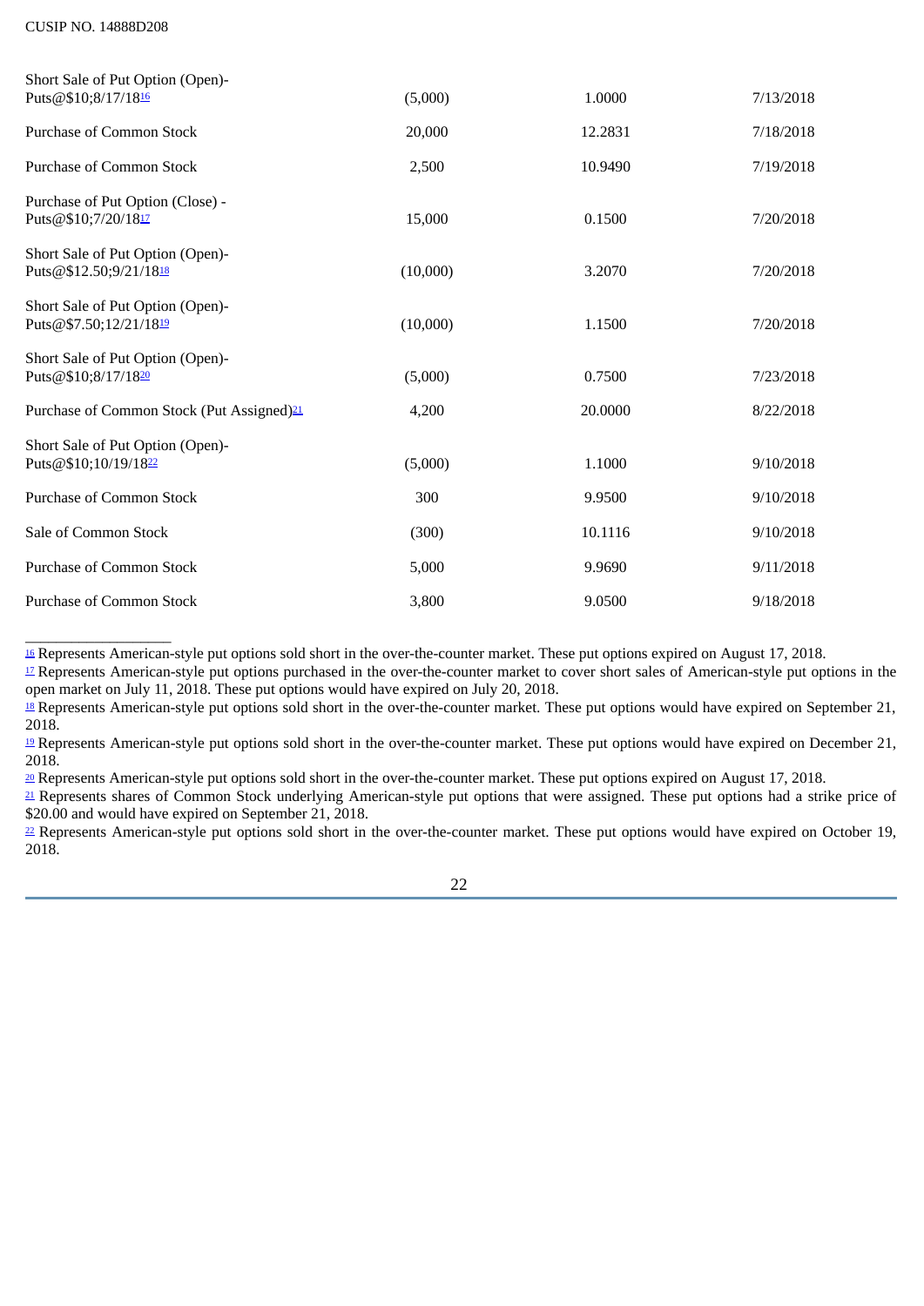CUSIP NO. 14888D208

| | | | |
|---|---|---|---|
| Short Sale of Put Option (Open)- Puts@$10;8/17/18[16] | (5,000) | 1.0000 | 7/13/2018 |
| Purchase of Common Stock | 20,000 | 12.2831 | 7/18/2018 |
| Purchase of Common Stock | 2,500 | 10.9490 | 7/19/2018 |
| Purchase of Put Option (Close) - Puts@$10;7/20/18[17] | 15,000 | 0.1500 | 7/20/2018 |
| Short Sale of Put Option (Open)- Puts@$12.50;9/21/18[18] | (10,000) | 3.2070 | 7/20/2018 |
| Short Sale of Put Option (Open)- Puts@$7.50;12/21/18[19] | (10,000) | 1.1500 | 7/20/2018 |
| Short Sale of Put Option (Open)- Puts@$10;8/17/18[20] | (5,000) | 0.7500 | 7/23/2018 |
| Purchase of Common Stock (Put Assigned)[21] | 4,200 | 20.0000 | 8/22/2018 |
| Short Sale of Put Option (Open)- Puts@$10;10/19/18[22] | (5,000) | 1.1000 | 9/10/2018 |
| Purchase of Common Stock | 300 | 9.9500 | 9/10/2018 |
| Sale of Common Stock | (300) | 10.1116 | 9/10/2018 |
| Purchase of Common Stock | 5,000 | 9.9690 | 9/11/2018 |
| Purchase of Common Stock | 3,800 | 9.0500 | 9/18/2018 |

[16] Represents American-style put options sold short in the over-the-counter market. These put options expired on August 17, 2018.

[17] Represents American-style put options purchased in the over-the-counter market to cover short sales of American-style put options in the open market on July 11, 2018. These put options would have expired on July 20, 2018.

[18] Represents American-style put options sold short in the over-the-counter market. These put options would have expired on September 21, 2018.

[19] Represents American-style put options sold short in the over-the-counter market. These put options would have expired on December 21, 2018.

[20] Represents American-style put options sold short in the over-the-counter market. These put options expired on August 17, 2018.

[21] Represents shares of Common Stock underlying American-style put options that were assigned. These put options had a strike price of $20.00 and would have expired on September 21, 2018.

[22] Represents American-style put options sold short in the over-the-counter market. These put options would have expired on October 19, 2018.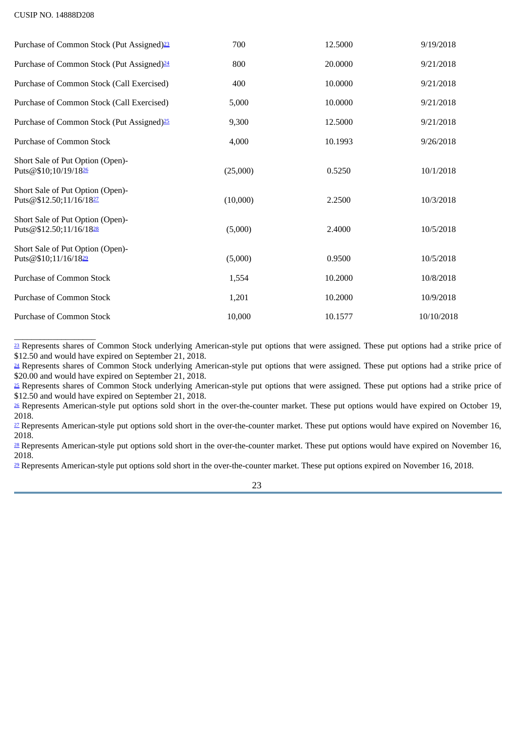CUSIP NO. 14888D208

| | | | |
|---|---|---|---|
| Purchase of Common Stock (Put Assigned)[23] | 700 | 12.5000 | 9/19/2018 |
| Purchase of Common Stock (Put Assigned)[24] | 800 | 20.0000 | 9/21/2018 |
| Purchase of Common Stock (Call Exercised) | 400 | 10.0000 | 9/21/2018 |
| Purchase of Common Stock (Call Exercised) | 5,000 | 10.0000 | 9/21/2018 |
| Purchase of Common Stock (Put Assigned)[25] | 9,300 | 12.5000 | 9/21/2018 |
| Purchase of Common Stock | 4,000 | 10.1993 | 9/26/2018 |
| Short Sale of Put Option (Open)- Puts@$10;10/19/18[26] | (25,000) | 0.5250 | 10/1/2018 |
| Short Sale of Put Option (Open)- Puts@$12.50;11/16/18[27] | (10,000) | 2.2500 | 10/3/2018 |
| Short Sale of Put Option (Open)- Puts@$12.50;11/16/18[28] | (5,000) | 2.4000 | 10/5/2018 |
| Short Sale of Put Option (Open)- Puts@$10;11/16/18[29] | (5,000) | 0.9500 | 10/5/2018 |
| Purchase of Common Stock | 1,554 | 10.2000 | 10/8/2018 |
| Purchase of Common Stock | 1,201 | 10.2000 | 10/9/2018 |
| Purchase of Common Stock | 10,000 | 10.1577 | 10/10/2018 |

_________________

[23] Represents shares of Common Stock underlying American-style put options that were assigned. These put options had a strike price of $12.50 and would have expired on September 21, 2018.

[24] Represents shares of Common Stock underlying American-style put options that were assigned. These put options had a strike price of $20.00 and would have expired on September 21, 2018.

[25] Represents shares of Common Stock underlying American-style put options that were assigned. These put options had a strike price of $12.50 and would have expired on September 21, 2018.

[26] Represents American-style put options sold short in the over-the-counter market. These put options would have expired on October 19, 2018.

[27] Represents American-style put options sold short in the over-the-counter market. These put options would have expired on November 16, 2018.

[28] Represents American-style put options sold short in the over-the-counter market. These put options would have expired on November 16, 2018.

[29] Represents American-style put options sold short in the over-the-counter market. These put options expired on November 16, 2018.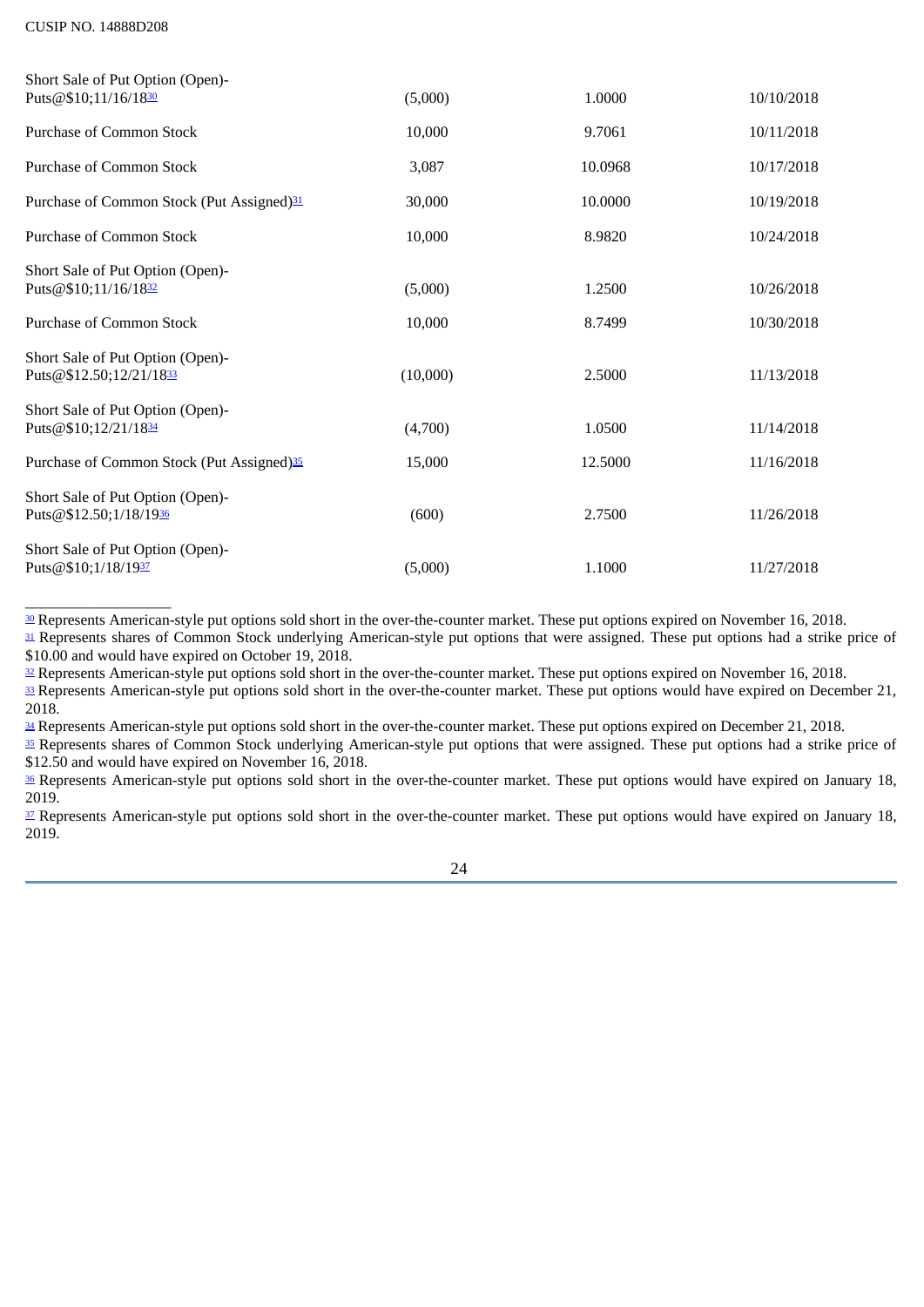CUSIP NO. 14888D208

| | | | |
|---|---|---|---|
| Short Sale of Put Option (Open)-Puts@$10;11/16/18[30] | (5,000) | 1.0000 | 10/10/2018 |
| Purchase of Common Stock | 10,000 | 9.7061 | 10/11/2018 |
| Purchase of Common Stock | 3,087 | 10.0968 | 10/17/2018 |
| Purchase of Common Stock (Put Assigned)[31] | 30,000 | 10.0000 | 10/19/2018 |
| Purchase of Common Stock | 10,000 | 8.9820 | 10/24/2018 |
| Short Sale of Put Option (Open)-Puts@$10;11/16/18[32] | (5,000) | 1.2500 | 10/26/2018 |
| Purchase of Common Stock | 10,000 | 8.7499 | 10/30/2018 |
| Short Sale of Put Option (Open)-Puts@$12.50;12/21/18[33] | (10,000) | 2.5000 | 11/13/2018 |
| Short Sale of Put Option (Open)-Puts@$10;12/21/18[34] | (4,700) | 1.0500 | 11/14/2018 |
| Purchase of Common Stock (Put Assigned)[35] | 15,000 | 12.5000 | 11/16/2018 |
| Short Sale of Put Option (Open)-Puts@$12.50;1/18/19[36] | (600) | 2.7500 | 11/26/2018 |
| Short Sale of Put Option (Open)-Puts@$10;1/18/19[37] | (5,000) | 1.1000 | 11/27/2018 |

[30] Represents American-style put options sold short in the over-the-counter market. These put options expired on November 16, 2018.

[31] Represents shares of Common Stock underlying American-style put options that were assigned. These put options had a strike price of $10.00 and would have expired on October 19, 2018.

[32] Represents American-style put options sold short in the over-the-counter market. These put options expired on November 16, 2018.

[33] Represents American-style put options sold short in the over-the-counter market. These put options would have expired on December 21, 2018.

[34] Represents American-style put options sold short in the over-the-counter market. These put options expired on December 21, 2018.

[35] Represents shares of Common Stock underlying American-style put options that were assigned. These put options had a strike price of $12.50 and would have expired on November 16, 2018.

[36] Represents American-style put options sold short in the over-the-counter market. These put options would have expired on January 18, 2019.

[37] Represents American-style put options sold short in the over-the-counter market. These put options would have expired on January 18, 2019.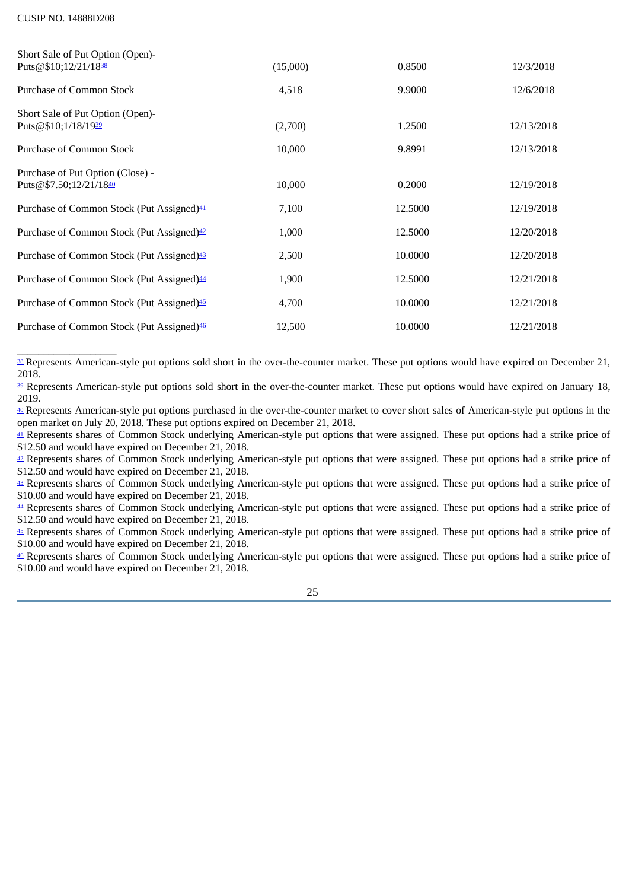CUSIP NO. 14888D208

| | | | |
|---|---|---|---|
| Short Sale of Put Option (Open)- Puts@$10;12/21/18[38] | (15,000) | 0.8500 | 12/3/2018 |
| Purchase of Common Stock | 4,518 | 9.9000 | 12/6/2018 |
| Short Sale of Put Option (Open)- Puts@$10;1/18/19[39] | (2,700) | 1.2500 | 12/13/2018 |
| Purchase of Common Stock | 10,000 | 9.8991 | 12/13/2018 |
| Purchase of Put Option (Close) - Puts@$7.50;12/21/18[40] | 10,000 | 0.2000 | 12/19/2018 |
| Purchase of Common Stock (Put Assigned)[41] | 7,100 | 12.5000 | 12/19/2018 |
| Purchase of Common Stock (Put Assigned)[42] | 1,000 | 12.5000 | 12/20/2018 |
| Purchase of Common Stock (Put Assigned)[43] | 2,500 | 10.0000 | 12/20/2018 |
| Purchase of Common Stock (Put Assigned)[44] | 1,900 | 12.5000 | 12/21/2018 |
| Purchase of Common Stock (Put Assigned)[45] | 4,700 | 10.0000 | 12/21/2018 |
| Purchase of Common Stock (Put Assigned)[46] | 12,500 | 10.0000 | 12/21/2018 |

---

[38] Represents American-style put options sold short in the over-the-counter market. These put options would have expired on December 21, 2018.

[39] Represents American-style put options sold short in the over-the-counter market. These put options would have expired on January 18, 2019.

[40] Represents American-style put options purchased in the over-the-counter market to cover short sales of American-style put options in the open market on July 20, 2018. These put options expired on December 21, 2018.

[41] Represents shares of Common Stock underlying American-style put options that were assigned. These put options had a strike price of $12.50 and would have expired on December 21, 2018.

[42] Represents shares of Common Stock underlying American-style put options that were assigned. These put options had a strike price of $12.50 and would have expired on December 21, 2018.

[43] Represents shares of Common Stock underlying American-style put options that were assigned. These put options had a strike price of $10.00 and would have expired on December 21, 2018.

[44] Represents shares of Common Stock underlying American-style put options that were assigned. These put options had a strike price of $12.50 and would have expired on December 21, 2018.

[45] Represents shares of Common Stock underlying American-style put options that were assigned. These put options had a strike price of $10.00 and would have expired on December 21, 2018.

[46] Represents shares of Common Stock underlying American-style put options that were assigned. These put options had a strike price of $10.00 and would have expired on December 21, 2018.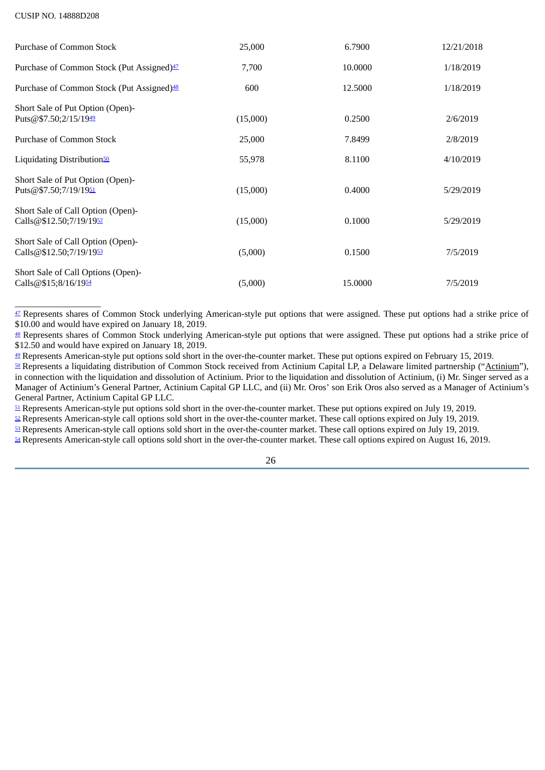CUSIP NO. 14888D208

| | | | |
|---|---|---|---|
| Purchase of Common Stock | 25,000 | 6.7900 | 12/21/2018 |
| Purchase of Common Stock (Put Assigned)[47] | 7,700 | 10.0000 | 1/18/2019 |
| Purchase of Common Stock (Put Assigned)[48] | 600 | 12.5000 | 1/18/2019 |
| Short Sale of Put Option (Open)-Puts@$7.50;2/15/19[49] | (15,000) | 0.2500 | 2/6/2019 |
| Purchase of Common Stock | 25,000 | 7.8499 | 2/8/2019 |
| Liquidating Distribution[50] | 55,978 | 8.1100 | 4/10/2019 |
| Short Sale of Put Option (Open)-Puts@$7.50;7/19/19[51] | (15,000) | 0.4000 | 5/29/2019 |
| Short Sale of Call Option (Open)-Calls@$12.50;7/19/19[52] | (15,000) | 0.1000 | 5/29/2019 |
| Short Sale of Call Option (Open)-Calls@$12.50;7/19/19[53] | (5,000) | 0.1500 | 7/5/2019 |
| Short Sale of Call Options (Open)-Calls@$15;8/16/19[54] | (5,000) | 15.0000 | 7/5/2019 |

[47] Represents shares of Common Stock underlying American-style put options that were assigned. These put options had a strike price of $10.00 and would have expired on January 18, 2019.

[48] Represents shares of Common Stock underlying American-style put options that were assigned. These put options had a strike price of $12.50 and would have expired on January 18, 2019.

[49] Represents American-style put options sold short in the over-the-counter market. These put options expired on February 15, 2019.

[50] Represents a liquidating distribution of Common Stock received from Actinium Capital LP, a Delaware limited partnership ("Actinium"), in connection with the liquidation and dissolution of Actinium. Prior to the liquidation and dissolution of Actinium, (i) Mr. Singer served as a Manager of Actinium's General Partner, Actinium Capital GP LLC, and (ii) Mr. Oros' son Erik Oros also served as a Manager of Actinium's General Partner, Actinium Capital GP LLC.

[51] Represents American-style put options sold short in the over-the-counter market. These put options expired on July 19, 2019.

[52] Represents American-style call options sold short in the over-the-counter market. These call options expired on July 19, 2019.

[53] Represents American-style call options sold short in the over-the-counter market. These call options expired on July 19, 2019.

[54] Represents American-style call options sold short in the over-the-counter market. These call options expired on August 16, 2019.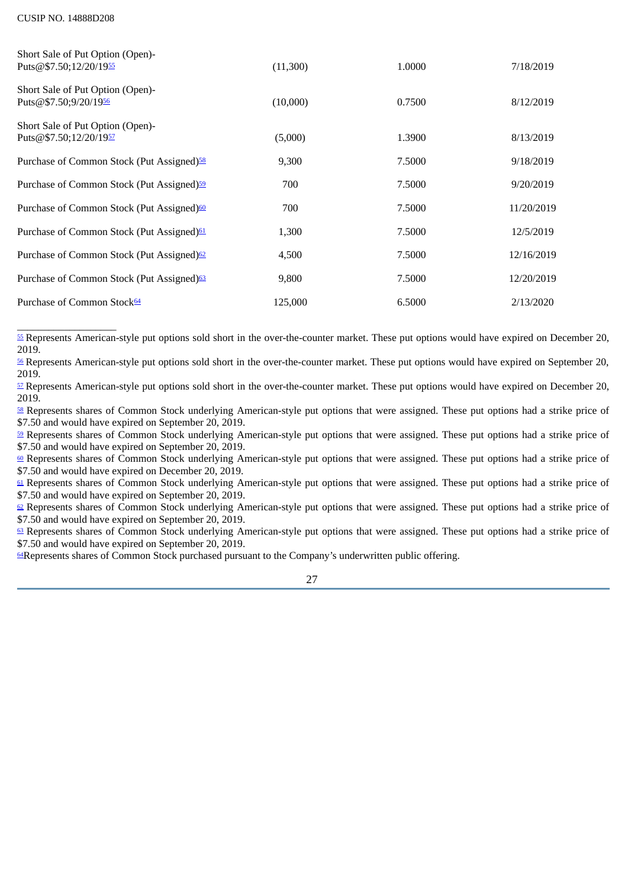CUSIP NO. 14888D208

| | | | |
|---|---|---|---|
| Short Sale of Put Option (Open)-Puts@$7.50;12/20/19[55] | (11,300) | 1.0000 | 7/18/2019 |
| Short Sale of Put Option (Open)-Puts@$7.50;9/20/19[56] | (10,000) | 0.7500 | 8/12/2019 |
| Short Sale of Put Option (Open)-Puts@$7.50;12/20/19[57] | (5,000) | 1.3900 | 8/13/2019 |
| Purchase of Common Stock (Put Assigned)[58] | 9,300 | 7.5000 | 9/18/2019 |
| Purchase of Common Stock (Put Assigned)[59] | 700 | 7.5000 | 9/20/2019 |
| Purchase of Common Stock (Put Assigned)[60] | 700 | 7.5000 | 11/20/2019 |
| Purchase of Common Stock (Put Assigned)[61] | 1,300 | 7.5000 | 12/5/2019 |
| Purchase of Common Stock (Put Assigned)[62] | 4,500 | 7.5000 | 12/16/2019 |
| Purchase of Common Stock (Put Assigned)[63] | 9,800 | 7.5000 | 12/20/2019 |
| Purchase of Common Stock[64] | 125,000 | 6.5000 | 2/13/2020 |

---

[55] Represents American-style put options sold short in the over-the-counter market. These put options would have expired on December 20, 2019.

[56] Represents American-style put options sold short in the over-the-counter market. These put options would have expired on September 20, 2019.

[57] Represents American-style put options sold short in the over-the-counter market. These put options would have expired on December 20, 2019.

[58] Represents shares of Common Stock underlying American-style put options that were assigned. These put options had a strike price of $7.50 and would have expired on September 20, 2019.

[59] Represents shares of Common Stock underlying American-style put options that were assigned. These put options had a strike price of $7.50 and would have expired on September 20, 2019.

[60] Represents shares of Common Stock underlying American-style put options that were assigned. These put options had a strike price of $7.50 and would have expired on December 20, 2019.

[61] Represents shares of Common Stock underlying American-style put options that were assigned. These put options had a strike price of $7.50 and would have expired on September 20, 2019.

[62] Represents shares of Common Stock underlying American-style put options that were assigned. These put options had a strike price of $7.50 and would have expired on September 20, 2019.

[63] Represents shares of Common Stock underlying American-style put options that were assigned. These put options had a strike price of $7.50 and would have expired on September 20, 2019.

[64] Represents shares of Common Stock purchased pursuant to the Company's underwritten public offering.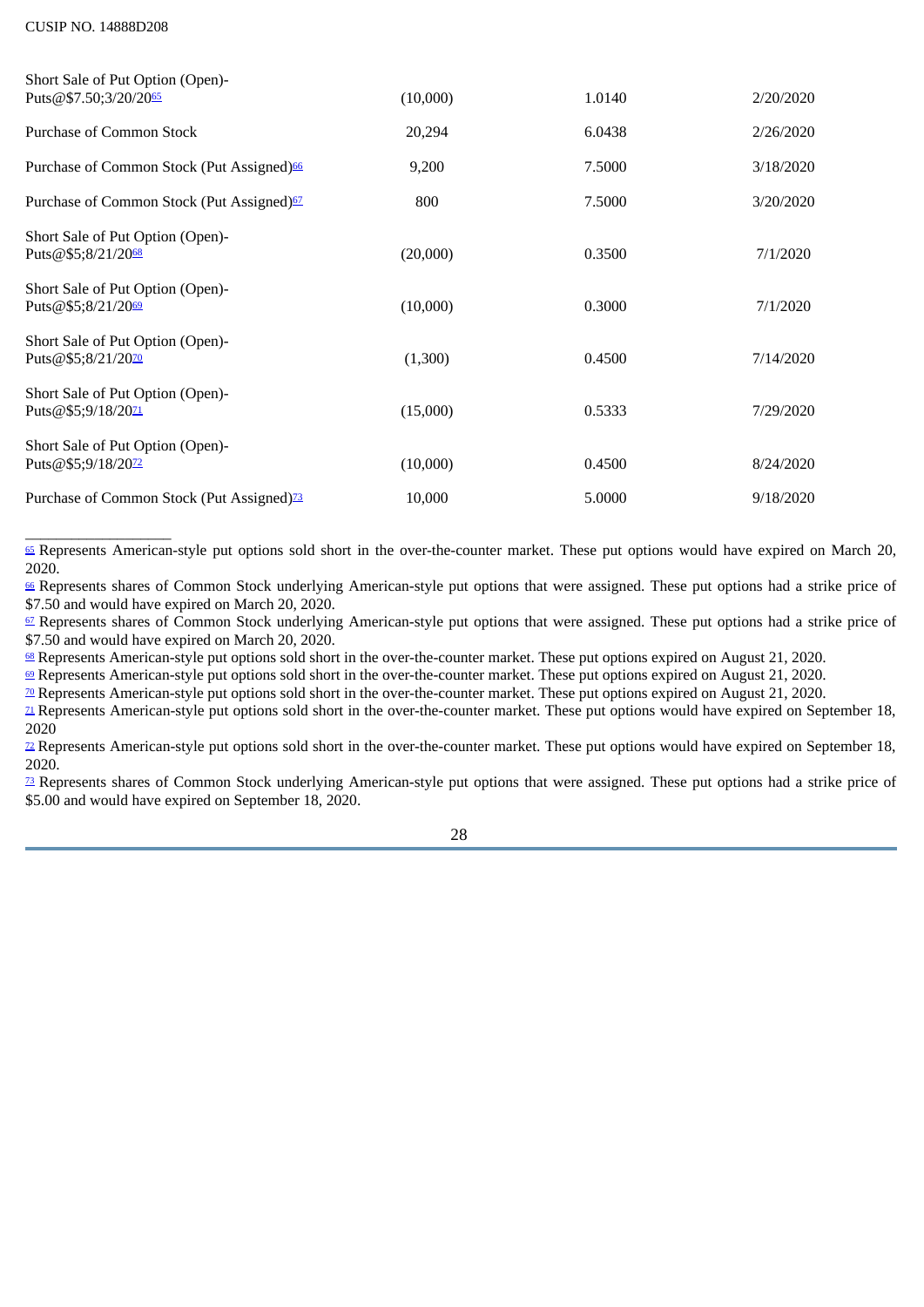CUSIP NO. 14888D208

| | | | |
|---|---|---|---|
| Short Sale of Put Option (Open)-Puts@$7.50;3/20/20[65] | (10,000) | 1.0140 | 2/20/2020 |
| Purchase of Common Stock | 20,294 | 6.0438 | 2/26/2020 |
| Purchase of Common Stock (Put Assigned)[66] | 9,200 | 7.5000 | 3/18/2020 |
| Purchase of Common Stock (Put Assigned)[67] | 800 | 7.5000 | 3/20/2020 |
| Short Sale of Put Option (Open)-Puts@$5;8/21/20[68] | (20,000) | 0.3500 | 7/1/2020 |
| Short Sale of Put Option (Open)-Puts@$5;8/21/20[69] | (10,000) | 0.3000 | 7/1/2020 |
| Short Sale of Put Option (Open)-Puts@$5;8/21/20[70] | (1,300) | 0.4500 | 7/14/2020 |
| Short Sale of Put Option (Open)-Puts@$5;9/18/20[71] | (15,000) | 0.5333 | 7/29/2020 |
| Short Sale of Put Option (Open)-Puts@$5;9/18/20[72] | (10,000) | 0.4500 | 8/24/2020 |
| Purchase of Common Stock (Put Assigned)[73] | 10,000 | 5.0000 | 9/18/2020 |

---

[65] Represents American-style put options sold short in the over-the-counter market. These put options would have expired on March 20, 2020.

[66] Represents shares of Common Stock underlying American-style put options that were assigned. These put options had a strike price of $7.50 and would have expired on March 20, 2020.

[67] Represents shares of Common Stock underlying American-style put options that were assigned. These put options had a strike price of $7.50 and would have expired on March 20, 2020.

[68] Represents American-style put options sold short in the over-the-counter market. These put options expired on August 21, 2020.

[69] Represents American-style put options sold short in the over-the-counter market. These put options expired on August 21, 2020.

[70] Represents American-style put options sold short in the over-the-counter market. These put options expired on August 21, 2020.

[71] Represents American-style put options sold short in the over-the-counter market. These put options would have expired on September 18, 2020

[72] Represents American-style put options sold short in the over-the-counter market. These put options would have expired on September 18, 2020.

[73] Represents shares of Common Stock underlying American-style put options that were assigned. These put options had a strike price of $5.00 and would have expired on September 18, 2020.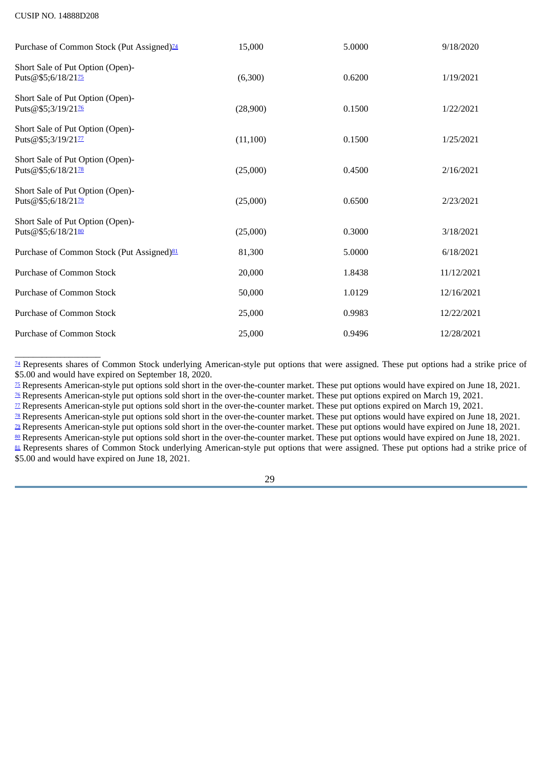CUSIP NO. 14888D208

| | | | |
|---|---|---|---|
| Purchase of Common Stock (Put Assigned)[74] | 15,000 | 5.0000 | 9/18/2020 |
| Short Sale of Put Option (Open)-Puts@$5;6/18/21[75] | (6,300) | 0.6200 | 1/19/2021 |
| Short Sale of Put Option (Open)-Puts@$5;3/19/21[76] | (28,900) | 0.1500 | 1/22/2021 |
| Short Sale of Put Option (Open)-Puts@$5;3/19/21[77] | (11,100) | 0.1500 | 1/25/2021 |
| Short Sale of Put Option (Open)-Puts@$5;6/18/21[78] | (25,000) | 0.4500 | 2/16/2021 |
| Short Sale of Put Option (Open)-Puts@$5;6/18/21[79] | (25,000) | 0.6500 | 2/23/2021 |
| Short Sale of Put Option (Open)-Puts@$5;6/18/21[80] | (25,000) | 0.3000 | 3/18/2021 |
| Purchase of Common Stock (Put Assigned)[81] | 81,300 | 5.0000 | 6/18/2021 |
| Purchase of Common Stock | 20,000 | 1.8438 | 11/12/2021 |
| Purchase of Common Stock | 50,000 | 1.0129 | 12/16/2021 |
| Purchase of Common Stock | 25,000 | 0.9983 | 12/22/2021 |
| Purchase of Common Stock | 25,000 | 0.9496 | 12/28/2021 |

---

[74] Represents shares of Common Stock underlying American-style put options that were assigned. These put options had a strike price of $5.00 and would have expired on September 18, 2020.

[75] Represents American-style put options sold short in the over-the-counter market. These put options would have expired on June 18, 2021.

[76] Represents American-style put options sold short in the over-the-counter market. These put options expired on March 19, 2021.

[77] Represents American-style put options sold short in the over-the-counter market. These put options expired on March 19, 2021.

[78] Represents American-style put options sold short in the over-the-counter market. These put options would have expired on June 18, 2021.

[79] Represents American-style put options sold short in the over-the-counter market. These put options would have expired on June 18, 2021.

[80] Represents American-style put options sold short in the over-the-counter market. These put options would have expired on June 18, 2021.

[81] Represents shares of Common Stock underlying American-style put options that were assigned. These put options had a strike price of $5.00 and would have expired on June 18, 2021.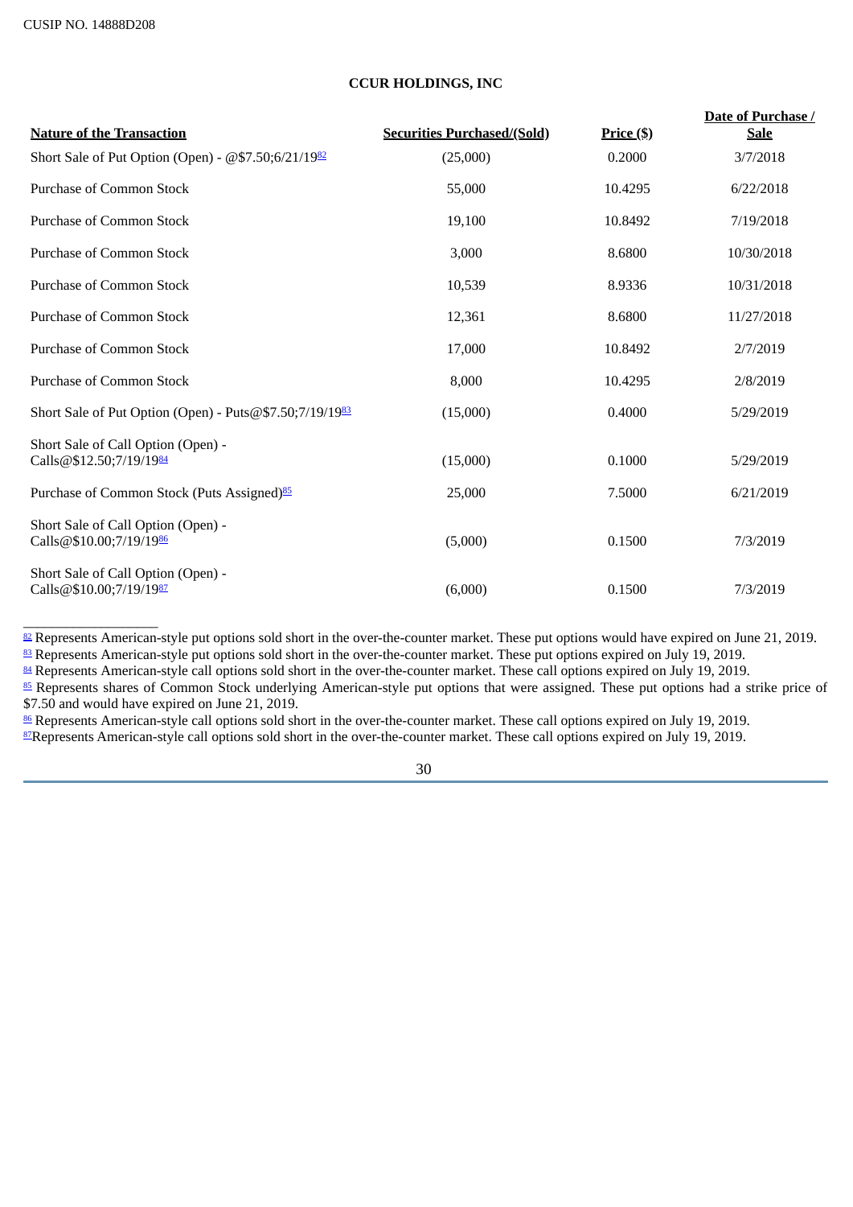CUSIP NO. 14888D208

**CCUR HOLDINGS, INC**

| Nature of the Transaction | Securities Purchased/(Sold) | Price ($) | Date of Purchase / Sale |
|---|---|---|---|
| Short Sale of Put Option (Open) - @$7.50;6/21/19[82] | (25,000) | 0.2000 | 3/7/2018 |
| Purchase of Common Stock | 55,000 | 10.4295 | 6/22/2018 |
| Purchase of Common Stock | 19,100 | 10.8492 | 7/19/2018 |
| Purchase of Common Stock | 3,000 | 8.6800 | 10/30/2018 |
| Purchase of Common Stock | 10,539 | 8.9336 | 10/31/2018 |
| Purchase of Common Stock | 12,361 | 8.6800 | 11/27/2018 |
| Purchase of Common Stock | 17,000 | 10.8492 | 2/7/2019 |
| Purchase of Common Stock | 8,000 | 10.4295 | 2/8/2019 |
| Short Sale of Put Option (Open) - Puts@$7.50;7/19/19[83] | (15,000) | 0.4000 | 5/29/2019 |
| Short Sale of Call Option (Open) - Calls@$12.50;7/19/19[84] | (15,000) | 0.1000 | 5/29/2019 |
| Purchase of Common Stock (Puts Assigned)[85] | 25,000 | 7.5000 | 6/21/2019 |
| Short Sale of Call Option (Open) - Calls@$10.00;7/19/19[86] | (5,000) | 0.1500 | 7/3/2019 |
| Short Sale of Call Option (Open) - Calls@$10.00;7/19/19[87] | (6,000) | 0.1500 | 7/3/2019 |

---

[82] Represents American-style put options sold short in the over-the-counter market. These put options would have expired on June 21, 2019.
[83] Represents American-style put options sold short in the over-the-counter market. These put options expired on July 19, 2019.
[84] Represents American-style call options sold short in the over-the-counter market. These call options expired on July 19, 2019.
[85] Represents shares of Common Stock underlying American-style put options that were assigned. These put options had a strike price of $7.50 and would have expired on June 21, 2019.
[86] Represents American-style call options sold short in the over-the-counter market. These call options expired on July 19, 2019.
[87] Represents American-style call options sold short in the over-the-counter market. These call options expired on July 19, 2019.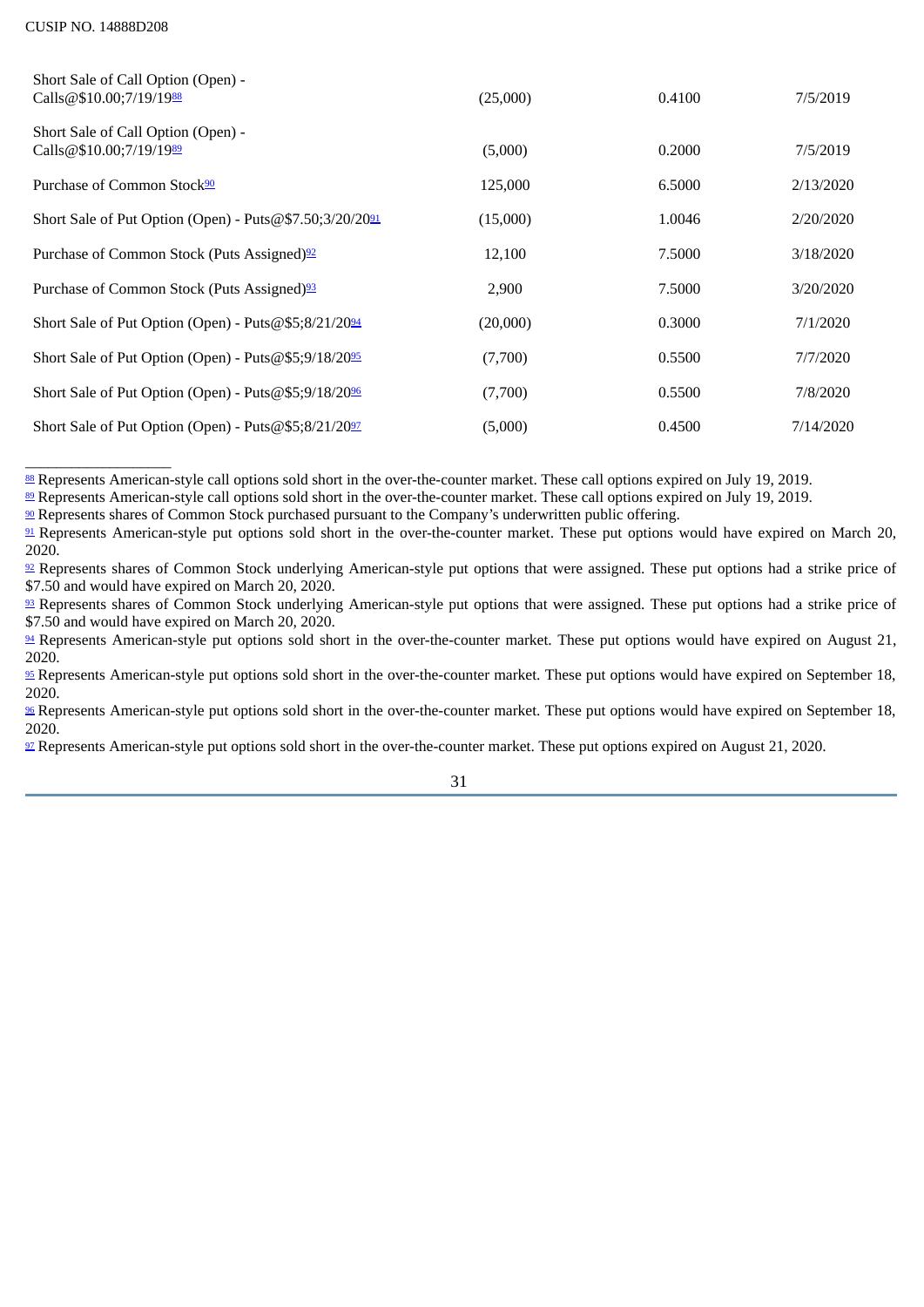| | | | |
|---|---|---|---|
| Short Sale of Call Option (Open) - Calls@$10.00;7/19/19[88] | (25,000) | 0.4100 | 7/5/2019 |
| Short Sale of Call Option (Open) - Calls@$10.00;7/19/19[89] | (5,000) | 0.2000 | 7/5/2019 |
| Purchase of Common Stock[90] | 125,000 | 6.5000 | 2/13/2020 |
| Short Sale of Put Option (Open) - Puts@$7.50;3/20/20[91] | (15,000) | 1.0046 | 2/20/2020 |
| Purchase of Common Stock (Puts Assigned)[92] | 12,100 | 7.5000 | 3/18/2020 |
| Purchase of Common Stock (Puts Assigned)[93] | 2,900 | 7.5000 | 3/20/2020 |
| Short Sale of Put Option (Open) - Puts@$5;8/21/20[94] | (20,000) | 0.3000 | 7/1/2020 |
| Short Sale of Put Option (Open) - Puts@$5;9/18/20[95] | (7,700) | 0.5500 | 7/7/2020 |
| Short Sale of Put Option (Open) - Puts@$5;9/18/20[96] | (7,700) | 0.5500 | 7/8/2020 |
| Short Sale of Put Option (Open) - Puts@$5;8/21/20[97] | (5,000) | 0.4500 | 7/14/2020 |

---

[88] Represents American-style call options sold short in the over-the-counter market. These call options expired on July 19, 2019.

[89] Represents American-style call options sold short in the over-the-counter market. These call options expired on July 19, 2019.

[90] Represents shares of Common Stock purchased pursuant to the Company's underwritten public offering.

[91] Represents American-style put options sold short in the over-the-counter market. These put options would have expired on March 20, 2020.

[92] Represents shares of Common Stock underlying American-style put options that were assigned. These put options had a strike price of $7.50 and would have expired on March 20, 2020.

[93] Represents shares of Common Stock underlying American-style put options that were assigned. These put options had a strike price of $7.50 and would have expired on March 20, 2020.

[94] Represents American-style put options sold short in the over-the-counter market. These put options would have expired on August 21, 2020.

[95] Represents American-style put options sold short in the over-the-counter market. These put options would have expired on September 18, 2020.

[96] Represents American-style put options sold short in the over-the-counter market. These put options would have expired on September 18, 2020.

[97] Represents American-style put options sold short in the over-the-counter market. These put options expired on August 21, 2020.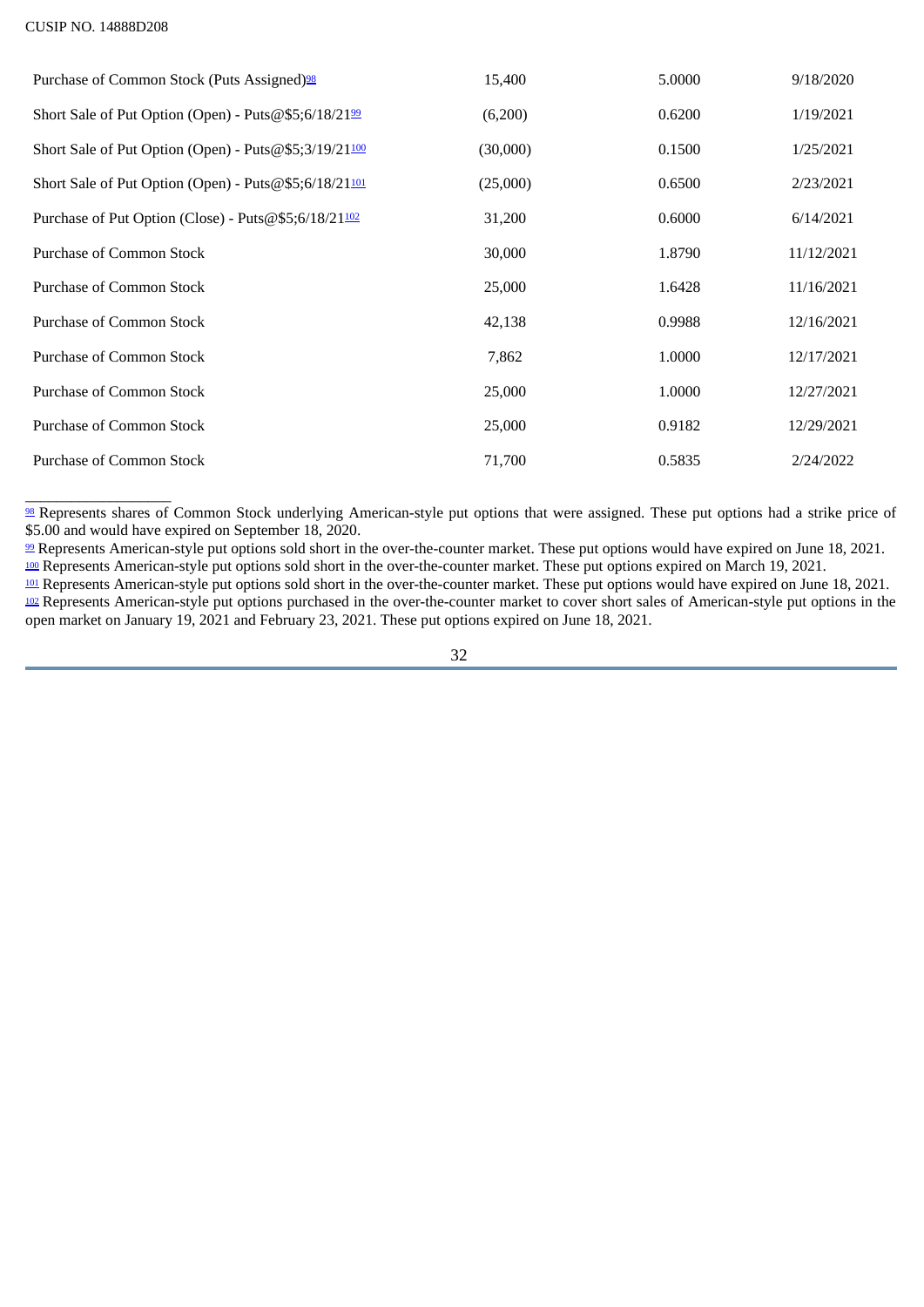CUSIP NO. 14888D208

| | | | |
|---|---|---|---|
| Purchase of Common Stock (Puts Assigned)[98] | 15,400 | 5.0000 | 9/18/2020 |
| Short Sale of Put Option (Open) - Puts@$5;6/18/21[99] | (6,200) | 0.6200 | 1/19/2021 |
| Short Sale of Put Option (Open) - Puts@$5;3/19/21[100] | (30,000) | 0.1500 | 1/25/2021 |
| Short Sale of Put Option (Open) - Puts@$5;6/18/21[101] | (25,000) | 0.6500 | 2/23/2021 |
| Purchase of Put Option (Close) - Puts@$5;6/18/21[102] | 31,200 | 0.6000 | 6/14/2021 |
| Purchase of Common Stock | 30,000 | 1.8790 | 11/12/2021 |
| Purchase of Common Stock | 25,000 | 1.6428 | 11/16/2021 |
| Purchase of Common Stock | 42,138 | 0.9988 | 12/16/2021 |
| Purchase of Common Stock | 7,862 | 1.0000 | 12/17/2021 |
| Purchase of Common Stock | 25,000 | 1.0000 | 12/27/2021 |
| Purchase of Common Stock | 25,000 | 0.9182 | 12/29/2021 |
| Purchase of Common Stock | 71,700 | 0.5835 | 2/24/2022 |

[98] Represents shares of Common Stock underlying American-style put options that were assigned. These put options had a strike price of $5.00 and would have expired on September 18, 2020.

[99] Represents American-style put options sold short in the over-the-counter market. These put options would have expired on June 18, 2021.

[100] Represents American-style put options sold short in the over-the-counter market. These put options expired on March 19, 2021.

[101] Represents American-style put options sold short in the over-the-counter market. These put options would have expired on June 18, 2021.

[102] Represents American-style put options purchased in the over-the-counter market to cover short sales of American-style put options in the open market on January 19, 2021 and February 23, 2021. These put options expired on June 18, 2021.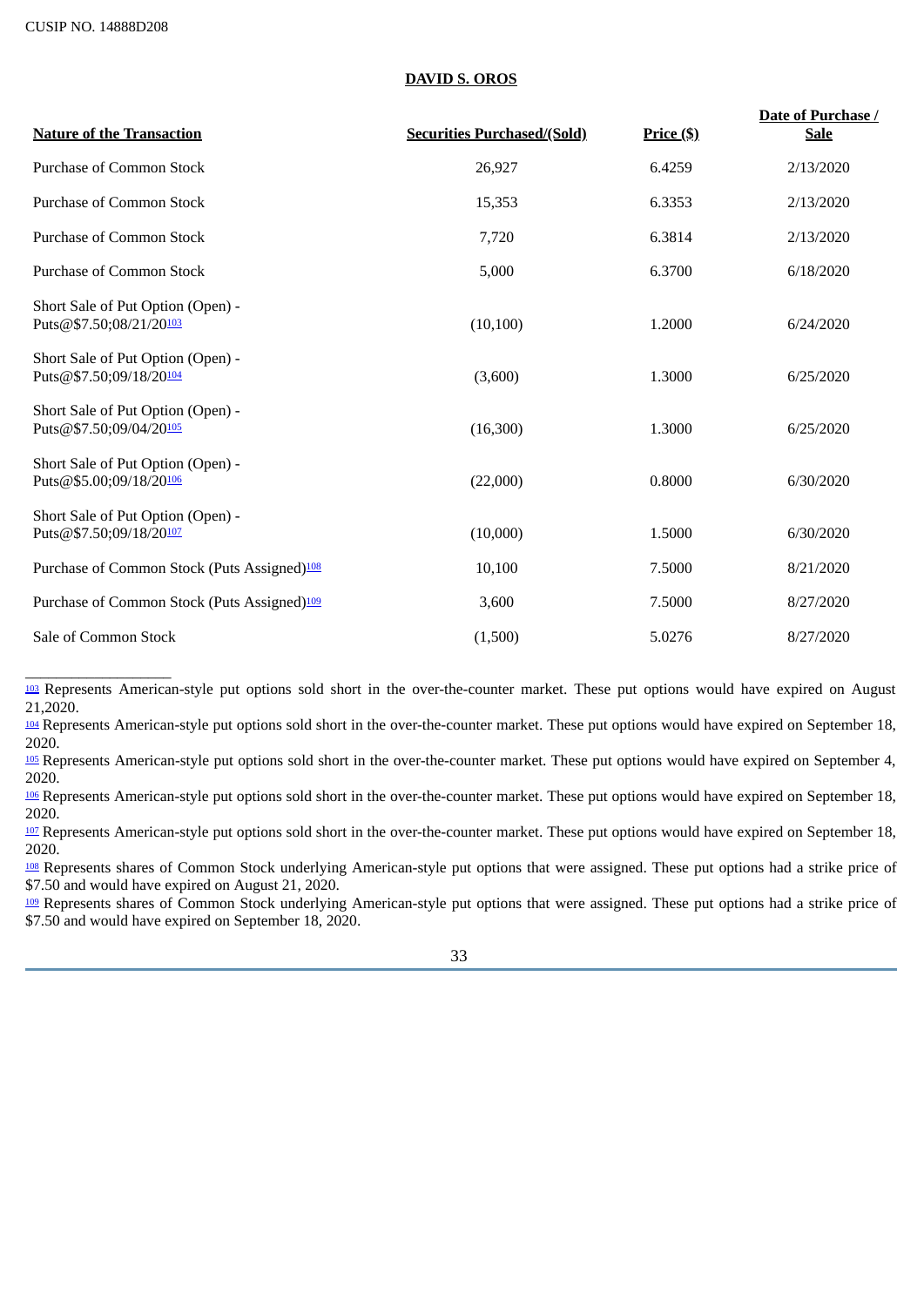CUSIP NO. 14888D208

**DAVID S. OROS**

| Nature of the Transaction | Securities Purchased/(Sold) | Price ($) | Date of Purchase / Sale |
|---|---|---|---|
| Purchase of Common Stock | 26,927 | 6.4259 | 2/13/2020 |
| Purchase of Common Stock | 15,353 | 6.3353 | 2/13/2020 |
| Purchase of Common Stock | 7,720 | 6.3814 | 2/13/2020 |
| Purchase of Common Stock | 5,000 | 6.3700 | 6/18/2020 |
| Short Sale of Put Option (Open) - Puts@$7.50;08/21/20[103] | (10,100) | 1.2000 | 6/24/2020 |
| Short Sale of Put Option (Open) - Puts@$7.50;09/18/20[104] | (3,600) | 1.3000 | 6/25/2020 |
| Short Sale of Put Option (Open) - Puts@$7.50;09/04/20[105] | (16,300) | 1.3000 | 6/25/2020 |
| Short Sale of Put Option (Open) - Puts@$5.00;09/18/20[106] | (22,000) | 0.8000 | 6/30/2020 |
| Short Sale of Put Option (Open) - Puts@$7.50;09/18/20[107] | (10,000) | 1.5000 | 6/30/2020 |
| Purchase of Common Stock (Puts Assigned)[108] | 10,100 | 7.5000 | 8/21/2020 |
| Purchase of Common Stock (Puts Assigned)[109] | 3,600 | 7.5000 | 8/27/2020 |
| Sale of Common Stock | (1,500) | 5.0276 | 8/27/2020 |

---

[103] Represents American-style put options sold short in the over-the-counter market. These put options would have expired on August 21,2020.

[104] Represents American-style put options sold short in the over-the-counter market. These put options would have expired on September 18, 2020.

[105] Represents American-style put options sold short in the over-the-counter market. These put options would have expired on September 4, 2020.

[106] Represents American-style put options sold short in the over-the-counter market. These put options would have expired on September 18, 2020.

[107] Represents American-style put options sold short in the over-the-counter market. These put options would have expired on September 18, 2020.

[108] Represents shares of Common Stock underlying American-style put options that were assigned. These put options had a strike price of $7.50 and would have expired on August 21, 2020.

[109] Represents shares of Common Stock underlying American-style put options that were assigned. These put options had a strike price of $7.50 and would have expired on September 18, 2020.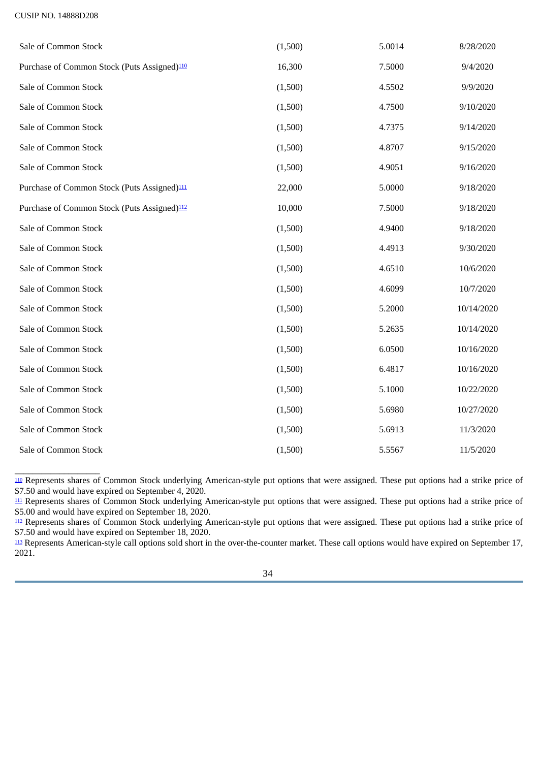CUSIP NO. 14888D208

| | | | |
|---|---|---|---|
| Sale of Common Stock | (1,500) | 5.0014 | 8/28/2020 |
| Purchase of Common Stock (Puts Assigned)[110] | 16,300 | 7.5000 | 9/4/2020 |
| Sale of Common Stock | (1,500) | 4.5502 | 9/9/2020 |
| Sale of Common Stock | (1,500) | 4.7500 | 9/10/2020 |
| Sale of Common Stock | (1,500) | 4.7375 | 9/14/2020 |
| Sale of Common Stock | (1,500) | 4.8707 | 9/15/2020 |
| Sale of Common Stock | (1,500) | 4.9051 | 9/16/2020 |
| Purchase of Common Stock (Puts Assigned)[111] | 22,000 | 5.0000 | 9/18/2020 |
| Purchase of Common Stock (Puts Assigned)[112] | 10,000 | 7.5000 | 9/18/2020 |
| Sale of Common Stock | (1,500) | 4.9400 | 9/18/2020 |
| Sale of Common Stock | (1,500) | 4.4913 | 9/30/2020 |
| Sale of Common Stock | (1,500) | 4.6510 | 10/6/2020 |
| Sale of Common Stock | (1,500) | 4.6099 | 10/7/2020 |
| Sale of Common Stock | (1,500) | 5.2000 | 10/14/2020 |
| Sale of Common Stock | (1,500) | 5.2635 | 10/14/2020 |
| Sale of Common Stock | (1,500) | 6.0500 | 10/16/2020 |
| Sale of Common Stock | (1,500) | 6.4817 | 10/16/2020 |
| Sale of Common Stock | (1,500) | 5.1000 | 10/22/2020 |
| Sale of Common Stock | (1,500) | 5.6980 | 10/27/2020 |
| Sale of Common Stock | (1,500) | 5.6913 | 11/3/2020 |
| Sale of Common Stock | (1,500) | 5.5567 | 11/5/2020 |

[110] Represents shares of Common Stock underlying American-style put options that were assigned. These put options had a strike price of $7.50 and would have expired on September 4, 2020.

[111] Represents shares of Common Stock underlying American-style put options that were assigned. These put options had a strike price of $5.00 and would have expired on September 18, 2020.

[112] Represents shares of Common Stock underlying American-style put options that were assigned. These put options had a strike price of $7.50 and would have expired on September 18, 2020.

[113] Represents American-style call options sold short in the over-the-counter market. These call options would have expired on September 17, 2021.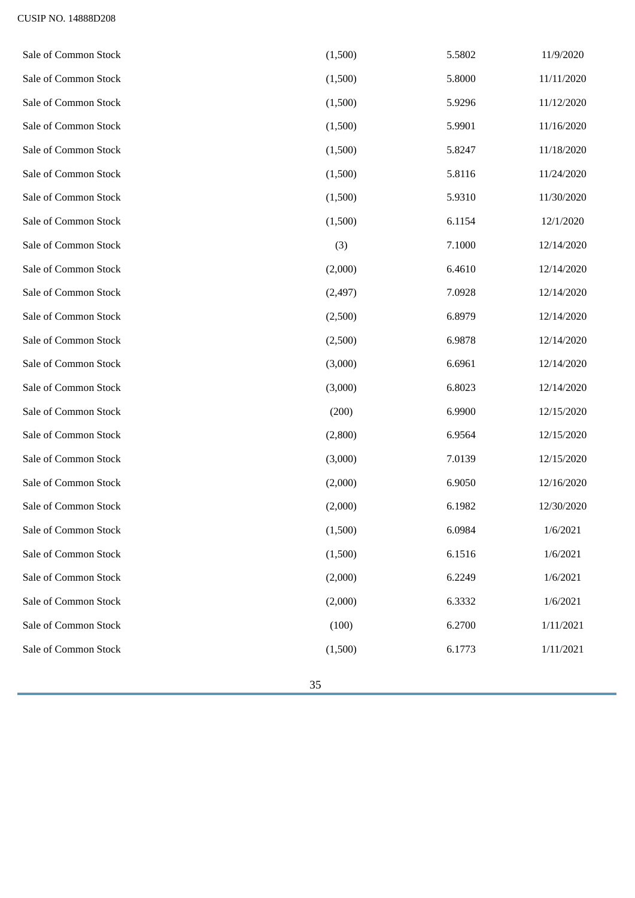| | | | |
|---|---|---|---|
| Sale of Common Stock | (1,500) | 5.5802 | 11/9/2020 |
| Sale of Common Stock | (1,500) | 5.8000 | 11/11/2020 |
| Sale of Common Stock | (1,500) | 5.9296 | 11/12/2020 |
| Sale of Common Stock | (1,500) | 5.9901 | 11/16/2020 |
| Sale of Common Stock | (1,500) | 5.8247 | 11/18/2020 |
| Sale of Common Stock | (1,500) | 5.8116 | 11/24/2020 |
| Sale of Common Stock | (1,500) | 5.9310 | 11/30/2020 |
| Sale of Common Stock | (1,500) | 6.1154 | 12/1/2020 |
| Sale of Common Stock | (3) | 7.1000 | 12/14/2020 |
| Sale of Common Stock | (2,000) | 6.4610 | 12/14/2020 |
| Sale of Common Stock | (2,497) | 7.0928 | 12/14/2020 |
| Sale of Common Stock | (2,500) | 6.8979 | 12/14/2020 |
| Sale of Common Stock | (2,500) | 6.9878 | 12/14/2020 |
| Sale of Common Stock | (3,000) | 6.6961 | 12/14/2020 |
| Sale of Common Stock | (3,000) | 6.8023 | 12/14/2020 |
| Sale of Common Stock | (200) | 6.9900 | 12/15/2020 |
| Sale of Common Stock | (2,800) | 6.9564 | 12/15/2020 |
| Sale of Common Stock | (3,000) | 7.0139 | 12/15/2020 |
| Sale of Common Stock | (2,000) | 6.9050 | 12/16/2020 |
| Sale of Common Stock | (2,000) | 6.1982 | 12/30/2020 |
| Sale of Common Stock | (1,500) | 6.0984 | 1/6/2021 |
| Sale of Common Stock | (1,500) | 6.1516 | 1/6/2021 |
| Sale of Common Stock | (2,000) | 6.2249 | 1/6/2021 |
| Sale of Common Stock | (2,000) | 6.3332 | 1/6/2021 |
| Sale of Common Stock | (100) | 6.2700 | 1/11/2021 |
| Sale of Common Stock | (1,500) | 6.1773 | 1/11/2021 |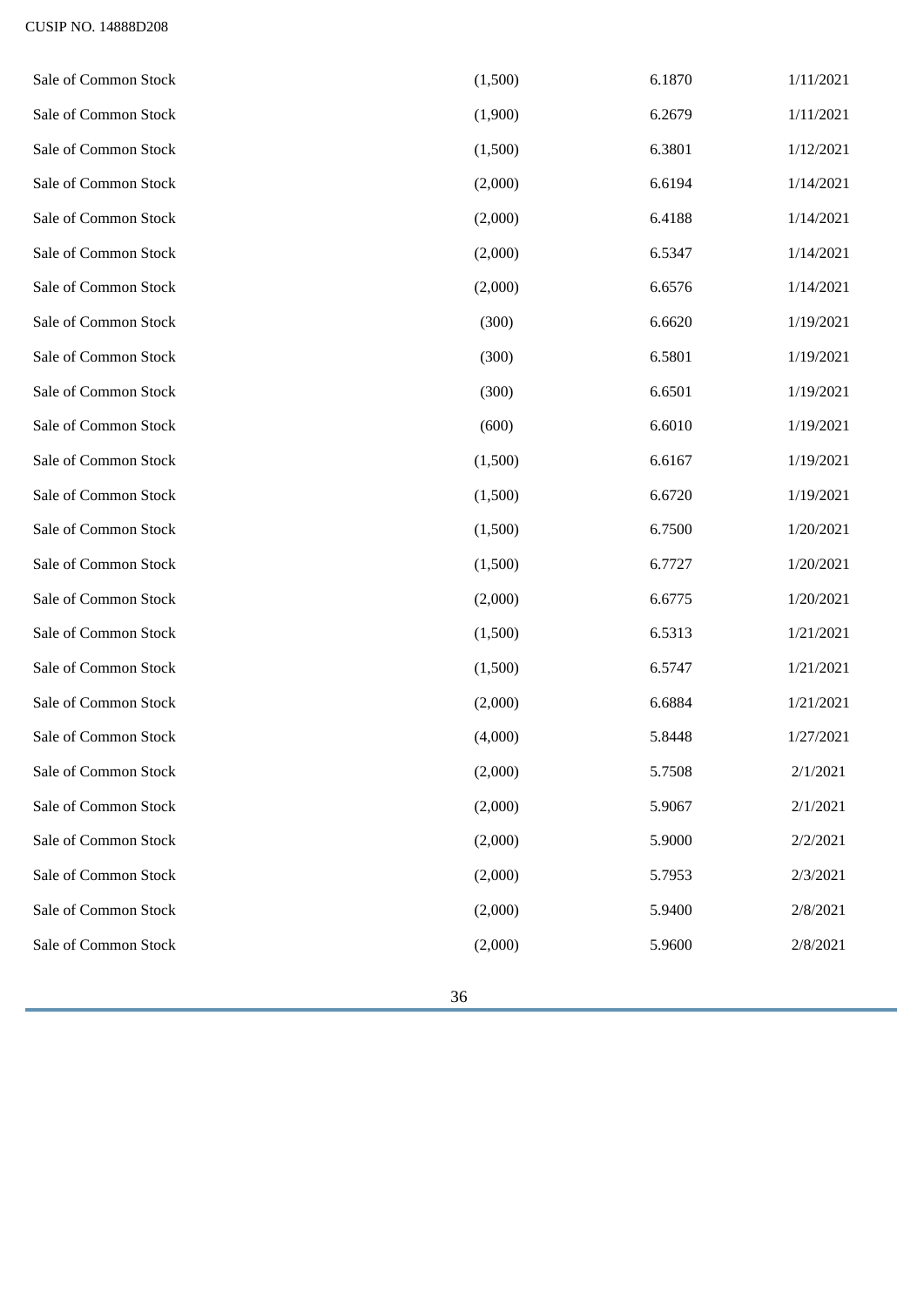| | | | |
|---|---|---|---|
| Sale of Common Stock | (1,500) | 6.1870 | 1/11/2021 |
| Sale of Common Stock | (1,900) | 6.2679 | 1/11/2021 |
| Sale of Common Stock | (1,500) | 6.3801 | 1/12/2021 |
| Sale of Common Stock | (2,000) | 6.6194 | 1/14/2021 |
| Sale of Common Stock | (2,000) | 6.4188 | 1/14/2021 |
| Sale of Common Stock | (2,000) | 6.5347 | 1/14/2021 |
| Sale of Common Stock | (2,000) | 6.6576 | 1/14/2021 |
| Sale of Common Stock | (300) | 6.6620 | 1/19/2021 |
| Sale of Common Stock | (300) | 6.5801 | 1/19/2021 |
| Sale of Common Stock | (300) | 6.6501 | 1/19/2021 |
| Sale of Common Stock | (600) | 6.6010 | 1/19/2021 |
| Sale of Common Stock | (1,500) | 6.6167 | 1/19/2021 |
| Sale of Common Stock | (1,500) | 6.6720 | 1/19/2021 |
| Sale of Common Stock | (1,500) | 6.7500 | 1/20/2021 |
| Sale of Common Stock | (1,500) | 6.7727 | 1/20/2021 |
| Sale of Common Stock | (2,000) | 6.6775 | 1/20/2021 |
| Sale of Common Stock | (1,500) | 6.5313 | 1/21/2021 |
| Sale of Common Stock | (1,500) | 6.5747 | 1/21/2021 |
| Sale of Common Stock | (2,000) | 6.6884 | 1/21/2021 |
| Sale of Common Stock | (4,000) | 5.8448 | 1/27/2021 |
| Sale of Common Stock | (2,000) | 5.7508 | 2/1/2021 |
| Sale of Common Stock | (2,000) | 5.9067 | 2/1/2021 |
| Sale of Common Stock | (2,000) | 5.9000 | 2/2/2021 |
| Sale of Common Stock | (2,000) | 5.7953 | 2/3/2021 |
| Sale of Common Stock | (2,000) | 5.9400 | 2/8/2021 |
| Sale of Common Stock | (2,000) | 5.9600 | 2/8/2021 |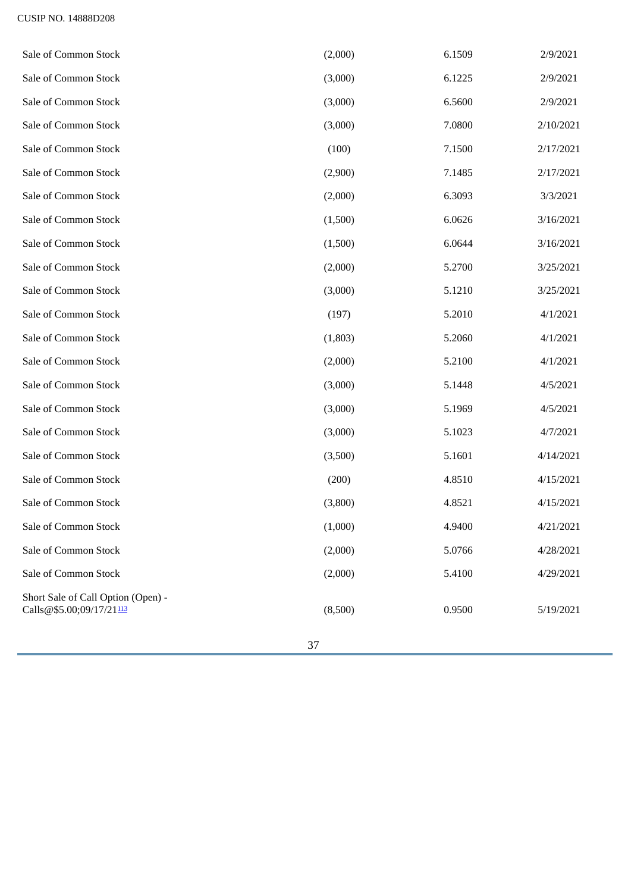CUSIP NO. 14888D208

| | | | |
|---|---|---|---|
| Sale of Common Stock | (2,000) | 6.1509 | 2/9/2021 |
| Sale of Common Stock | (3,000) | 6.1225 | 2/9/2021 |
| Sale of Common Stock | (3,000) | 6.5600 | 2/9/2021 |
| Sale of Common Stock | (3,000) | 7.0800 | 2/10/2021 |
| Sale of Common Stock | (100) | 7.1500 | 2/17/2021 |
| Sale of Common Stock | (2,900) | 7.1485 | 2/17/2021 |
| Sale of Common Stock | (2,000) | 6.3093 | 3/3/2021 |
| Sale of Common Stock | (1,500) | 6.0626 | 3/16/2021 |
| Sale of Common Stock | (1,500) | 6.0644 | 3/16/2021 |
| Sale of Common Stock | (2,000) | 5.2700 | 3/25/2021 |
| Sale of Common Stock | (3,000) | 5.1210 | 3/25/2021 |
| Sale of Common Stock | (197) | 5.2010 | 4/1/2021 |
| Sale of Common Stock | (1,803) | 5.2060 | 4/1/2021 |
| Sale of Common Stock | (2,000) | 5.2100 | 4/1/2021 |
| Sale of Common Stock | (3,000) | 5.1448 | 4/5/2021 |
| Sale of Common Stock | (3,000) | 5.1969 | 4/5/2021 |
| Sale of Common Stock | (3,000) | 5.1023 | 4/7/2021 |
| Sale of Common Stock | (3,500) | 5.1601 | 4/14/2021 |
| Sale of Common Stock | (200) | 4.8510 | 4/15/2021 |
| Sale of Common Stock | (3,800) | 4.8521 | 4/15/2021 |
| Sale of Common Stock | (1,000) | 4.9400 | 4/21/2021 |
| Sale of Common Stock | (2,000) | 5.0766 | 4/28/2021 |
| Sale of Common Stock | (2,000) | 5.4100 | 4/29/2021 |
| Short Sale of Call Option (Open) - Calls@$5.00;09/17/21[113] | (8,500) | 0.9500 | 5/19/2021 |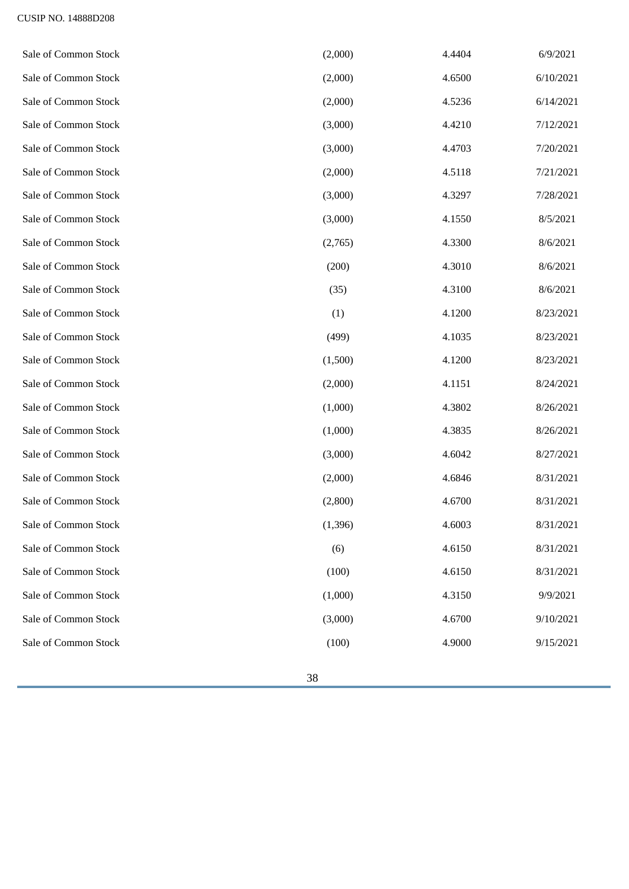CUSIP NO. 14888D208

| | | | |
|---|---|---|---|
| Sale of Common Stock | (2,000) | 4.4404 | 6/9/2021 |
| Sale of Common Stock | (2,000) | 4.6500 | 6/10/2021 |
| Sale of Common Stock | (2,000) | 4.5236 | 6/14/2021 |
| Sale of Common Stock | (3,000) | 4.4210 | 7/12/2021 |
| Sale of Common Stock | (3,000) | 4.4703 | 7/20/2021 |
| Sale of Common Stock | (2,000) | 4.5118 | 7/21/2021 |
| Sale of Common Stock | (3,000) | 4.3297 | 7/28/2021 |
| Sale of Common Stock | (3,000) | 4.1550 | 8/5/2021 |
| Sale of Common Stock | (2,765) | 4.3300 | 8/6/2021 |
| Sale of Common Stock | (200) | 4.3010 | 8/6/2021 |
| Sale of Common Stock | (35) | 4.3100 | 8/6/2021 |
| Sale of Common Stock | (1) | 4.1200 | 8/23/2021 |
| Sale of Common Stock | (499) | 4.1035 | 8/23/2021 |
| Sale of Common Stock | (1,500) | 4.1200 | 8/23/2021 |
| Sale of Common Stock | (2,000) | 4.1151 | 8/24/2021 |
| Sale of Common Stock | (1,000) | 4.3802 | 8/26/2021 |
| Sale of Common Stock | (1,000) | 4.3835 | 8/26/2021 |
| Sale of Common Stock | (3,000) | 4.6042 | 8/27/2021 |
| Sale of Common Stock | (2,000) | 4.6846 | 8/31/2021 |
| Sale of Common Stock | (2,800) | 4.6700 | 8/31/2021 |
| Sale of Common Stock | (1,396) | 4.6003 | 8/31/2021 |
| Sale of Common Stock | (6) | 4.6150 | 8/31/2021 |
| Sale of Common Stock | (100) | 4.6150 | 8/31/2021 |
| Sale of Common Stock | (1,000) | 4.3150 | 9/9/2021 |
| Sale of Common Stock | (3,000) | 4.6700 | 9/10/2021 |
| Sale of Common Stock | (100) | 4.9000 | 9/15/2021 |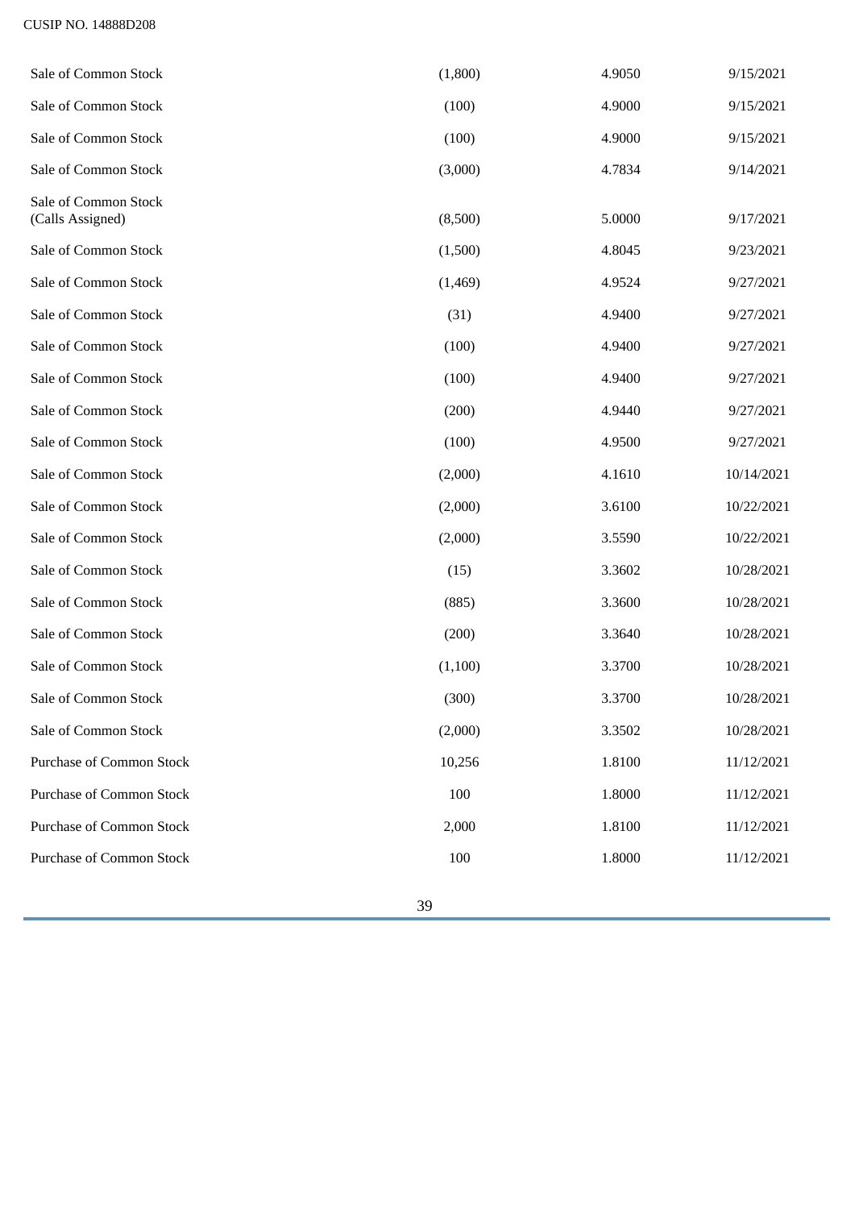CUSIP NO. 14888D208

| | | | |
|---|---|---|---|
| Sale of Common Stock | (1,800) | 4.9050 | 9/15/2021 |
| Sale of Common Stock | (100) | 4.9000 | 9/15/2021 |
| Sale of Common Stock | (100) | 4.9000 | 9/15/2021 |
| Sale of Common Stock | (3,000) | 4.7834 | 9/14/2021 |
| Sale of Common Stock (Calls Assigned) | (8,500) | 5.0000 | 9/17/2021 |
| Sale of Common Stock | (1,500) | 4.8045 | 9/23/2021 |
| Sale of Common Stock | (1,469) | 4.9524 | 9/27/2021 |
| Sale of Common Stock | (31) | 4.9400 | 9/27/2021 |
| Sale of Common Stock | (100) | 4.9400 | 9/27/2021 |
| Sale of Common Stock | (100) | 4.9400 | 9/27/2021 |
| Sale of Common Stock | (200) | 4.9440 | 9/27/2021 |
| Sale of Common Stock | (100) | 4.9500 | 9/27/2021 |
| Sale of Common Stock | (2,000) | 4.1610 | 10/14/2021 |
| Sale of Common Stock | (2,000) | 3.6100 | 10/22/2021 |
| Sale of Common Stock | (2,000) | 3.5590 | 10/22/2021 |
| Sale of Common Stock | (15) | 3.3602 | 10/28/2021 |
| Sale of Common Stock | (885) | 3.3600 | 10/28/2021 |
| Sale of Common Stock | (200) | 3.3640 | 10/28/2021 |
| Sale of Common Stock | (1,100) | 3.3700 | 10/28/2021 |
| Sale of Common Stock | (300) | 3.3700 | 10/28/2021 |
| Sale of Common Stock | (2,000) | 3.3502 | 10/28/2021 |
| Purchase of Common Stock | 10,256 | 1.8100 | 11/12/2021 |
| Purchase of Common Stock | 100 | 1.8000 | 11/12/2021 |
| Purchase of Common Stock | 2,000 | 1.8100 | 11/12/2021 |
| Purchase of Common Stock | 100 | 1.8000 | 11/12/2021 |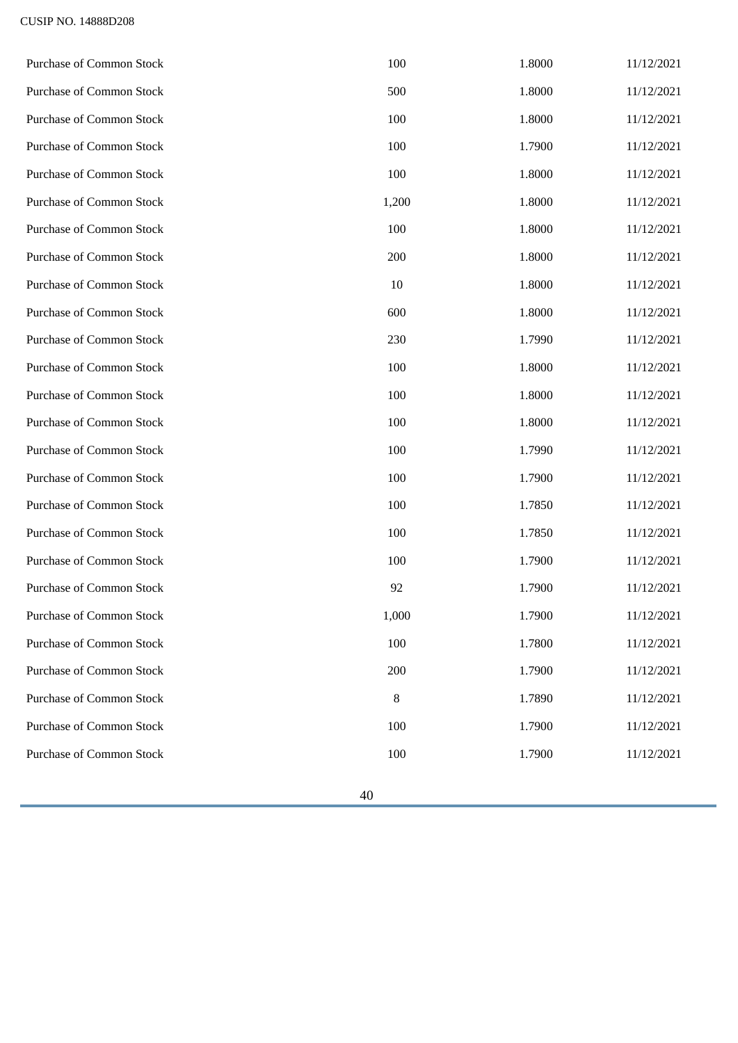| | | | |
|---|---|---|---|
| Purchase of Common Stock | 100 | 1.8000 | 11/12/2021 |
| Purchase of Common Stock | 500 | 1.8000 | 11/12/2021 |
| Purchase of Common Stock | 100 | 1.8000 | 11/12/2021 |
| Purchase of Common Stock | 100 | 1.7900 | 11/12/2021 |
| Purchase of Common Stock | 100 | 1.8000 | 11/12/2021 |
| Purchase of Common Stock | 1,200 | 1.8000 | 11/12/2021 |
| Purchase of Common Stock | 100 | 1.8000 | 11/12/2021 |
| Purchase of Common Stock | 200 | 1.8000 | 11/12/2021 |
| Purchase of Common Stock | 10 | 1.8000 | 11/12/2021 |
| Purchase of Common Stock | 600 | 1.8000 | 11/12/2021 |
| Purchase of Common Stock | 230 | 1.7990 | 11/12/2021 |
| Purchase of Common Stock | 100 | 1.8000 | 11/12/2021 |
| Purchase of Common Stock | 100 | 1.8000 | 11/12/2021 |
| Purchase of Common Stock | 100 | 1.8000 | 11/12/2021 |
| Purchase of Common Stock | 100 | 1.7990 | 11/12/2021 |
| Purchase of Common Stock | 100 | 1.7900 | 11/12/2021 |
| Purchase of Common Stock | 100 | 1.7850 | 11/12/2021 |
| Purchase of Common Stock | 100 | 1.7850 | 11/12/2021 |
| Purchase of Common Stock | 100 | 1.7900 | 11/12/2021 |
| Purchase of Common Stock | 92 | 1.7900 | 11/12/2021 |
| Purchase of Common Stock | 1,000 | 1.7900 | 11/12/2021 |
| Purchase of Common Stock | 100 | 1.7800 | 11/12/2021 |
| Purchase of Common Stock | 200 | 1.7900 | 11/12/2021 |
| Purchase of Common Stock | 8 | 1.7890 | 11/12/2021 |
| Purchase of Common Stock | 100 | 1.7900 | 11/12/2021 |
| Purchase of Common Stock | 100 | 1.7900 | 11/12/2021 |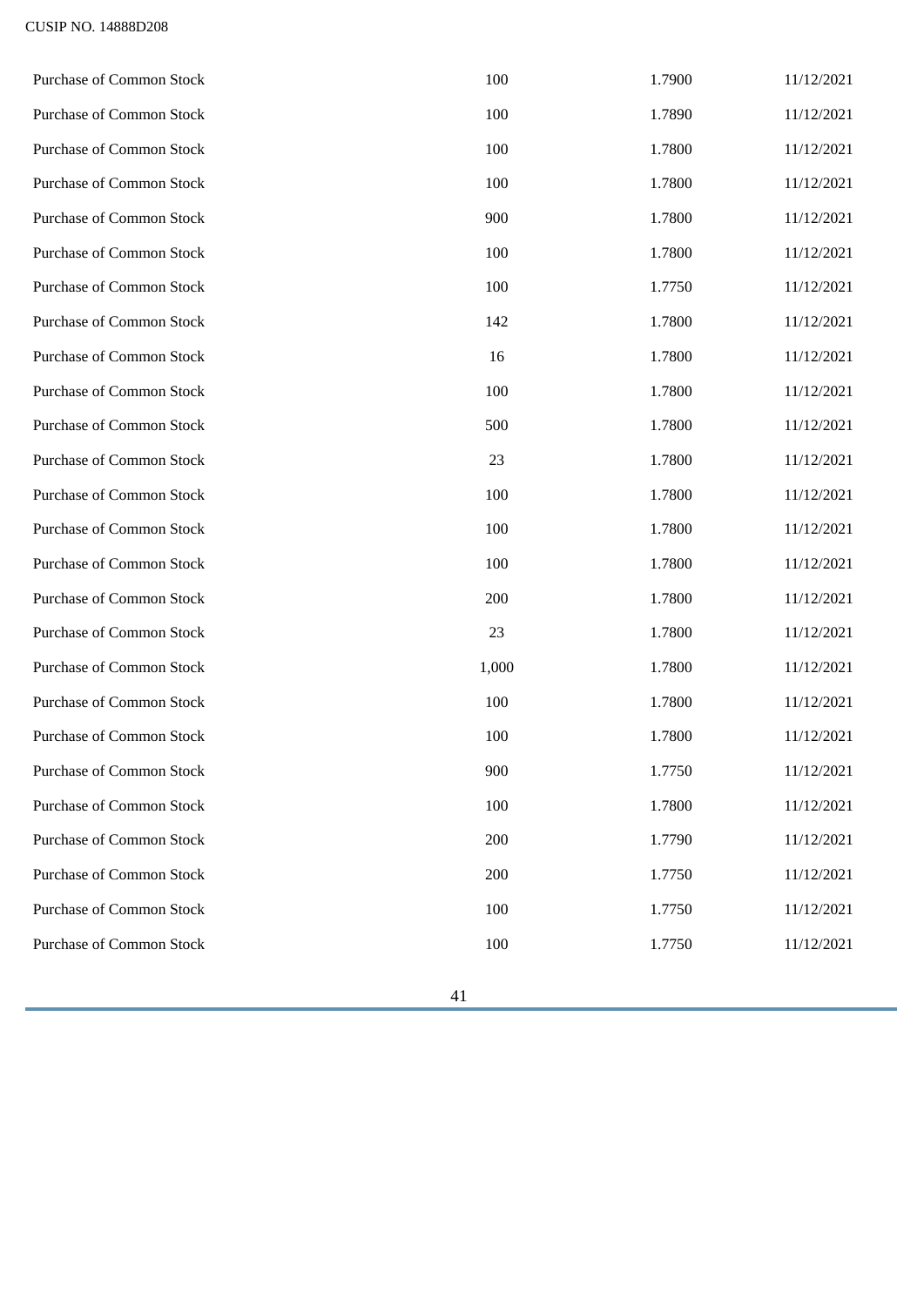| Purchase of Common Stock | 100 | 1.7900 | 11/12/2021 |
|---|---|---|---|
| Purchase of Common Stock | 100 | 1.7890 | 11/12/2021 |
| Purchase of Common Stock | 100 | 1.7800 | 11/12/2021 |
| Purchase of Common Stock | 100 | 1.7800 | 11/12/2021 |
| Purchase of Common Stock | 900 | 1.7800 | 11/12/2021 |
| Purchase of Common Stock | 100 | 1.7800 | 11/12/2021 |
| Purchase of Common Stock | 100 | 1.7750 | 11/12/2021 |
| Purchase of Common Stock | 142 | 1.7800 | 11/12/2021 |
| Purchase of Common Stock | 16 | 1.7800 | 11/12/2021 |
| Purchase of Common Stock | 100 | 1.7800 | 11/12/2021 |
| Purchase of Common Stock | 500 | 1.7800 | 11/12/2021 |
| Purchase of Common Stock | 23 | 1.7800 | 11/12/2021 |
| Purchase of Common Stock | 100 | 1.7800 | 11/12/2021 |
| Purchase of Common Stock | 100 | 1.7800 | 11/12/2021 |
| Purchase of Common Stock | 100 | 1.7800 | 11/12/2021 |
| Purchase of Common Stock | 200 | 1.7800 | 11/12/2021 |
| Purchase of Common Stock | 23 | 1.7800 | 11/12/2021 |
| Purchase of Common Stock | 1,000 | 1.7800 | 11/12/2021 |
| Purchase of Common Stock | 100 | 1.7800 | 11/12/2021 |
| Purchase of Common Stock | 100 | 1.7800 | 11/12/2021 |
| Purchase of Common Stock | 900 | 1.7750 | 11/12/2021 |
| Purchase of Common Stock | 100 | 1.7800 | 11/12/2021 |
| Purchase of Common Stock | 200 | 1.7790 | 11/12/2021 |
| Purchase of Common Stock | 200 | 1.7750 | 11/12/2021 |
| Purchase of Common Stock | 100 | 1.7750 | 11/12/2021 |
| Purchase of Common Stock | 100 | 1.7750 | 11/12/2021 |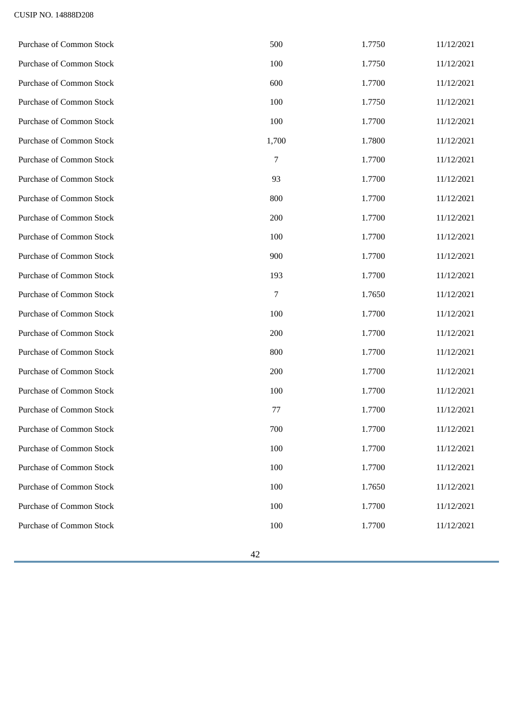| | | | |
|---|---|---|---|
| Purchase of Common Stock | 500 | 1.7750 | 11/12/2021 |
| Purchase of Common Stock | 100 | 1.7750 | 11/12/2021 |
| Purchase of Common Stock | 600 | 1.7700 | 11/12/2021 |
| Purchase of Common Stock | 100 | 1.7750 | 11/12/2021 |
| Purchase of Common Stock | 100 | 1.7700 | 11/12/2021 |
| Purchase of Common Stock | 1,700 | 1.7800 | 11/12/2021 |
| Purchase of Common Stock | 7 | 1.7700 | 11/12/2021 |
| Purchase of Common Stock | 93 | 1.7700 | 11/12/2021 |
| Purchase of Common Stock | 800 | 1.7700 | 11/12/2021 |
| Purchase of Common Stock | 200 | 1.7700 | 11/12/2021 |
| Purchase of Common Stock | 100 | 1.7700 | 11/12/2021 |
| Purchase of Common Stock | 900 | 1.7700 | 11/12/2021 |
| Purchase of Common Stock | 193 | 1.7700 | 11/12/2021 |
| Purchase of Common Stock | 7 | 1.7650 | 11/12/2021 |
| Purchase of Common Stock | 100 | 1.7700 | 11/12/2021 |
| Purchase of Common Stock | 200 | 1.7700 | 11/12/2021 |
| Purchase of Common Stock | 800 | 1.7700 | 11/12/2021 |
| Purchase of Common Stock | 200 | 1.7700 | 11/12/2021 |
| Purchase of Common Stock | 100 | 1.7700 | 11/12/2021 |
| Purchase of Common Stock | 77 | 1.7700 | 11/12/2021 |
| Purchase of Common Stock | 700 | 1.7700 | 11/12/2021 |
| Purchase of Common Stock | 100 | 1.7700 | 11/12/2021 |
| Purchase of Common Stock | 100 | 1.7700 | 11/12/2021 |
| Purchase of Common Stock | 100 | 1.7650 | 11/12/2021 |
| Purchase of Common Stock | 100 | 1.7700 | 11/12/2021 |
| Purchase of Common Stock | 100 | 1.7700 | 11/12/2021 |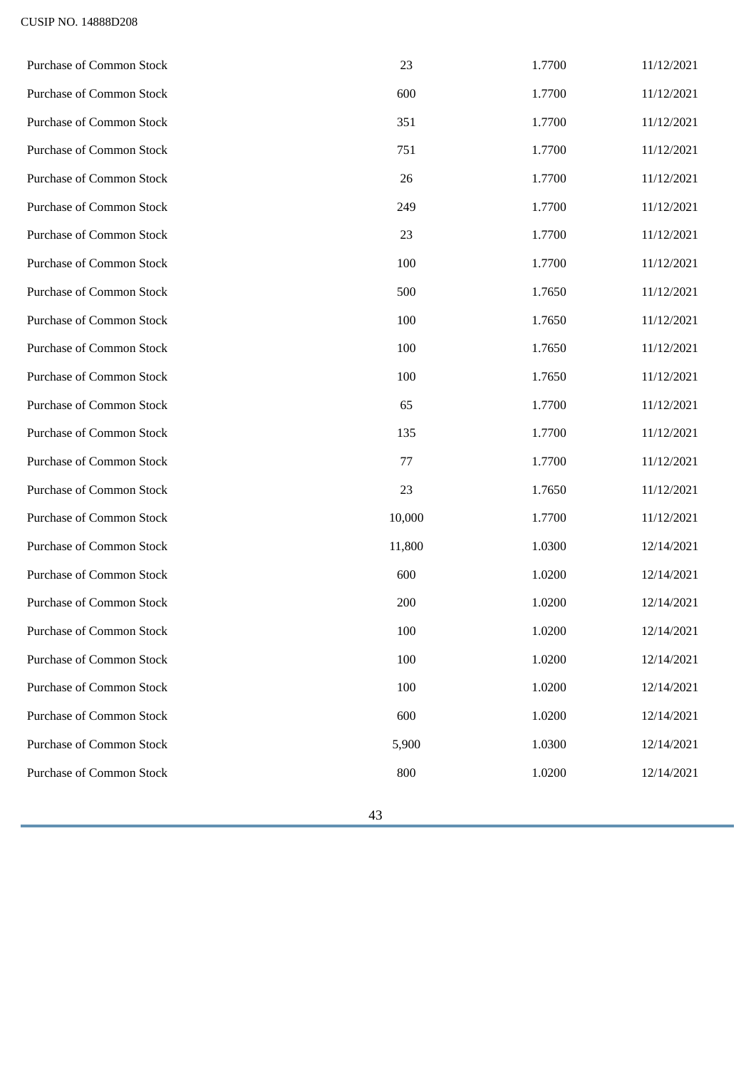| | | | |
|---|---|---|---|
| Purchase of Common Stock | 23 | 1.7700 | 11/12/2021 |
| Purchase of Common Stock | 600 | 1.7700 | 11/12/2021 |
| Purchase of Common Stock | 351 | 1.7700 | 11/12/2021 |
| Purchase of Common Stock | 751 | 1.7700 | 11/12/2021 |
| Purchase of Common Stock | 26 | 1.7700 | 11/12/2021 |
| Purchase of Common Stock | 249 | 1.7700 | 11/12/2021 |
| Purchase of Common Stock | 23 | 1.7700 | 11/12/2021 |
| Purchase of Common Stock | 100 | 1.7700 | 11/12/2021 |
| Purchase of Common Stock | 500 | 1.7650 | 11/12/2021 |
| Purchase of Common Stock | 100 | 1.7650 | 11/12/2021 |
| Purchase of Common Stock | 100 | 1.7650 | 11/12/2021 |
| Purchase of Common Stock | 100 | 1.7650 | 11/12/2021 |
| Purchase of Common Stock | 65 | 1.7700 | 11/12/2021 |
| Purchase of Common Stock | 135 | 1.7700 | 11/12/2021 |
| Purchase of Common Stock | 77 | 1.7700 | 11/12/2021 |
| Purchase of Common Stock | 23 | 1.7650 | 11/12/2021 |
| Purchase of Common Stock | 10,000 | 1.7700 | 11/12/2021 |
| Purchase of Common Stock | 11,800 | 1.0300 | 12/14/2021 |
| Purchase of Common Stock | 600 | 1.0200 | 12/14/2021 |
| Purchase of Common Stock | 200 | 1.0200 | 12/14/2021 |
| Purchase of Common Stock | 100 | 1.0200 | 12/14/2021 |
| Purchase of Common Stock | 100 | 1.0200 | 12/14/2021 |
| Purchase of Common Stock | 100 | 1.0200 | 12/14/2021 |
| Purchase of Common Stock | 600 | 1.0200 | 12/14/2021 |
| Purchase of Common Stock | 5,900 | 1.0300 | 12/14/2021 |
| Purchase of Common Stock | 800 | 1.0200 | 12/14/2021 |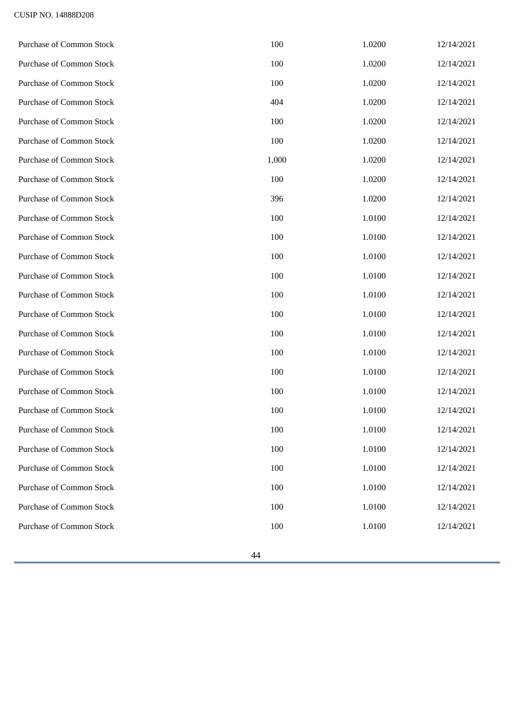| | | | |
|---|---|---|---|
| Purchase of Common Stock | 100 | 1.0200 | 12/14/2021 |
| Purchase of Common Stock | 100 | 1.0200 | 12/14/2021 |
| Purchase of Common Stock | 100 | 1.0200 | 12/14/2021 |
| Purchase of Common Stock | 404 | 1.0200 | 12/14/2021 |
| Purchase of Common Stock | 100 | 1.0200 | 12/14/2021 |
| Purchase of Common Stock | 100 | 1.0200 | 12/14/2021 |
| Purchase of Common Stock | 1,000 | 1.0200 | 12/14/2021 |
| Purchase of Common Stock | 100 | 1.0200 | 12/14/2021 |
| Purchase of Common Stock | 396 | 1.0200 | 12/14/2021 |
| Purchase of Common Stock | 100 | 1.0100 | 12/14/2021 |
| Purchase of Common Stock | 100 | 1.0100 | 12/14/2021 |
| Purchase of Common Stock | 100 | 1.0100 | 12/14/2021 |
| Purchase of Common Stock | 100 | 1.0100 | 12/14/2021 |
| Purchase of Common Stock | 100 | 1.0100 | 12/14/2021 |
| Purchase of Common Stock | 100 | 1.0100 | 12/14/2021 |
| Purchase of Common Stock | 100 | 1.0100 | 12/14/2021 |
| Purchase of Common Stock | 100 | 1.0100 | 12/14/2021 |
| Purchase of Common Stock | 100 | 1.0100 | 12/14/2021 |
| Purchase of Common Stock | 100 | 1.0100 | 12/14/2021 |
| Purchase of Common Stock | 100 | 1.0100 | 12/14/2021 |
| Purchase of Common Stock | 100 | 1.0100 | 12/14/2021 |
| Purchase of Common Stock | 100 | 1.0100 | 12/14/2021 |
| Purchase of Common Stock | 100 | 1.0100 | 12/14/2021 |
| Purchase of Common Stock | 100 | 1.0100 | 12/14/2021 |
| Purchase of Common Stock | 100 | 1.0100 | 12/14/2021 |
| Purchase of Common Stock | 100 | 1.0100 | 12/14/2021 |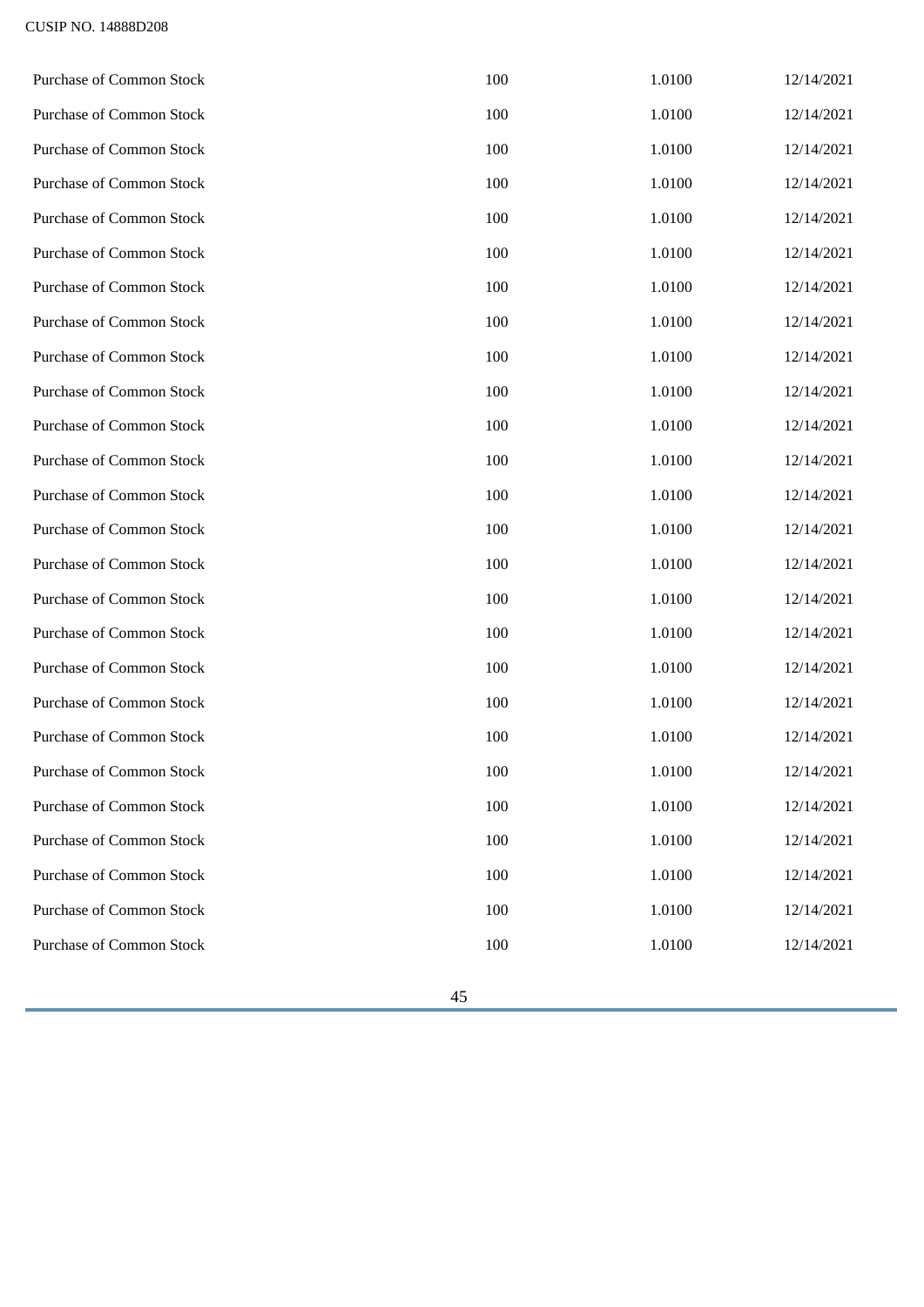| | | | |
|---|---|---|---|
| Purchase of Common Stock | 100 | 1.0100 | 12/14/2021 |
| Purchase of Common Stock | 100 | 1.0100 | 12/14/2021 |
| Purchase of Common Stock | 100 | 1.0100 | 12/14/2021 |
| Purchase of Common Stock | 100 | 1.0100 | 12/14/2021 |
| Purchase of Common Stock | 100 | 1.0100 | 12/14/2021 |
| Purchase of Common Stock | 100 | 1.0100 | 12/14/2021 |
| Purchase of Common Stock | 100 | 1.0100 | 12/14/2021 |
| Purchase of Common Stock | 100 | 1.0100 | 12/14/2021 |
| Purchase of Common Stock | 100 | 1.0100 | 12/14/2021 |
| Purchase of Common Stock | 100 | 1.0100 | 12/14/2021 |
| Purchase of Common Stock | 100 | 1.0100 | 12/14/2021 |
| Purchase of Common Stock | 100 | 1.0100 | 12/14/2021 |
| Purchase of Common Stock | 100 | 1.0100 | 12/14/2021 |
| Purchase of Common Stock | 100 | 1.0100 | 12/14/2021 |
| Purchase of Common Stock | 100 | 1.0100 | 12/14/2021 |
| Purchase of Common Stock | 100 | 1.0100 | 12/14/2021 |
| Purchase of Common Stock | 100 | 1.0100 | 12/14/2021 |
| Purchase of Common Stock | 100 | 1.0100 | 12/14/2021 |
| Purchase of Common Stock | 100 | 1.0100 | 12/14/2021 |
| Purchase of Common Stock | 100 | 1.0100 | 12/14/2021 |
| Purchase of Common Stock | 100 | 1.0100 | 12/14/2021 |
| Purchase of Common Stock | 100 | 1.0100 | 12/14/2021 |
| Purchase of Common Stock | 100 | 1.0100 | 12/14/2021 |
| Purchase of Common Stock | 100 | 1.0100 | 12/14/2021 |
| Purchase of Common Stock | 100 | 1.0100 | 12/14/2021 |
| Purchase of Common Stock | 100 | 1.0100 | 12/14/2021 |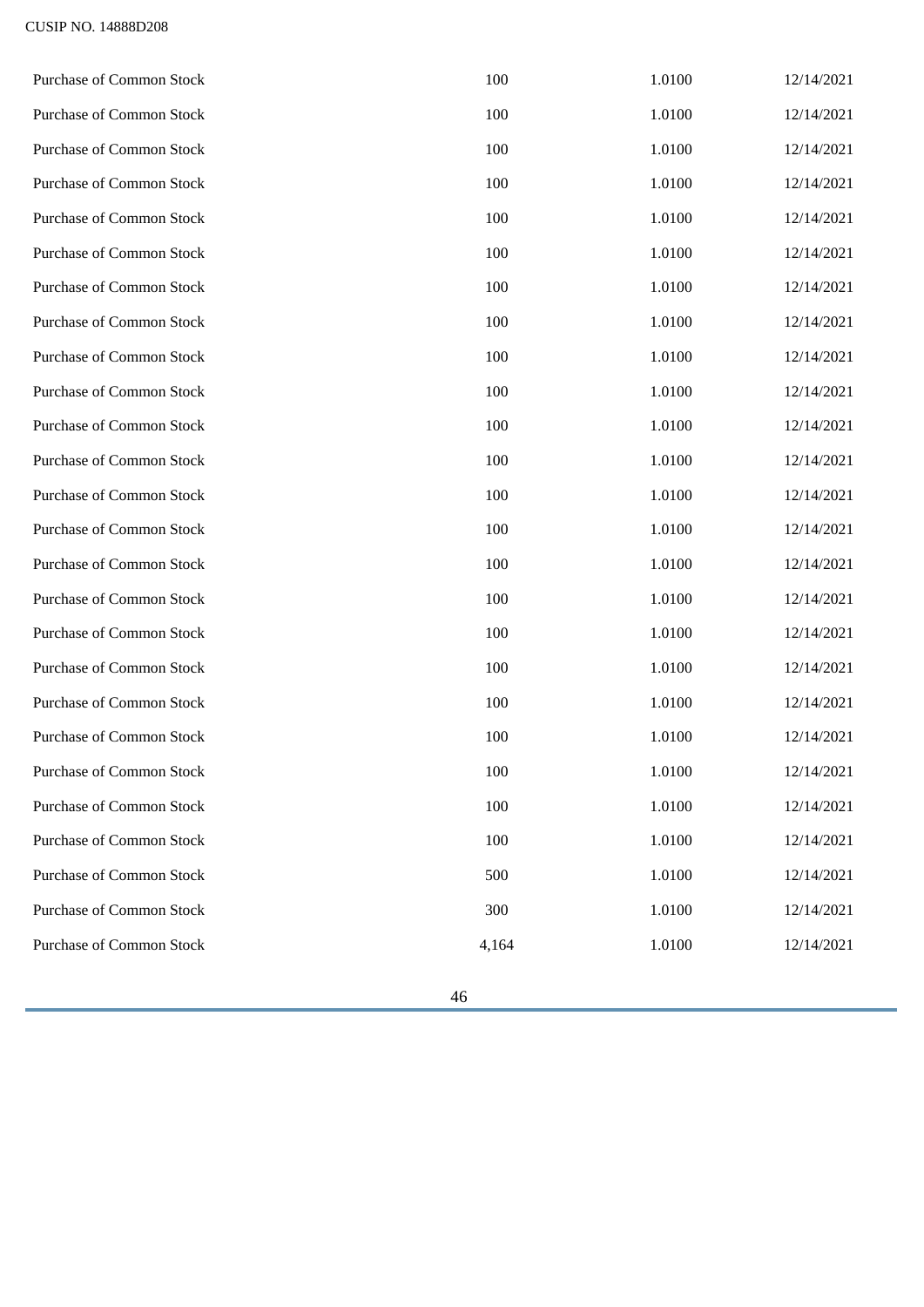| | | | |
|---|---|---|---|
| Purchase of Common Stock | 100 | 1.0100 | 12/14/2021 |
| Purchase of Common Stock | 100 | 1.0100 | 12/14/2021 |
| Purchase of Common Stock | 100 | 1.0100 | 12/14/2021 |
| Purchase of Common Stock | 100 | 1.0100 | 12/14/2021 |
| Purchase of Common Stock | 100 | 1.0100 | 12/14/2021 |
| Purchase of Common Stock | 100 | 1.0100 | 12/14/2021 |
| Purchase of Common Stock | 100 | 1.0100 | 12/14/2021 |
| Purchase of Common Stock | 100 | 1.0100 | 12/14/2021 |
| Purchase of Common Stock | 100 | 1.0100 | 12/14/2021 |
| Purchase of Common Stock | 100 | 1.0100 | 12/14/2021 |
| Purchase of Common Stock | 100 | 1.0100 | 12/14/2021 |
| Purchase of Common Stock | 100 | 1.0100 | 12/14/2021 |
| Purchase of Common Stock | 100 | 1.0100 | 12/14/2021 |
| Purchase of Common Stock | 100 | 1.0100 | 12/14/2021 |
| Purchase of Common Stock | 100 | 1.0100 | 12/14/2021 |
| Purchase of Common Stock | 100 | 1.0100 | 12/14/2021 |
| Purchase of Common Stock | 100 | 1.0100 | 12/14/2021 |
| Purchase of Common Stock | 100 | 1.0100 | 12/14/2021 |
| Purchase of Common Stock | 100 | 1.0100 | 12/14/2021 |
| Purchase of Common Stock | 100 | 1.0100 | 12/14/2021 |
| Purchase of Common Stock | 100 | 1.0100 | 12/14/2021 |
| Purchase of Common Stock | 100 | 1.0100 | 12/14/2021 |
| Purchase of Common Stock | 100 | 1.0100 | 12/14/2021 |
| Purchase of Common Stock | 500 | 1.0100 | 12/14/2021 |
| Purchase of Common Stock | 300 | 1.0100 | 12/14/2021 |
| Purchase of Common Stock | 4,164 | 1.0100 | 12/14/2021 |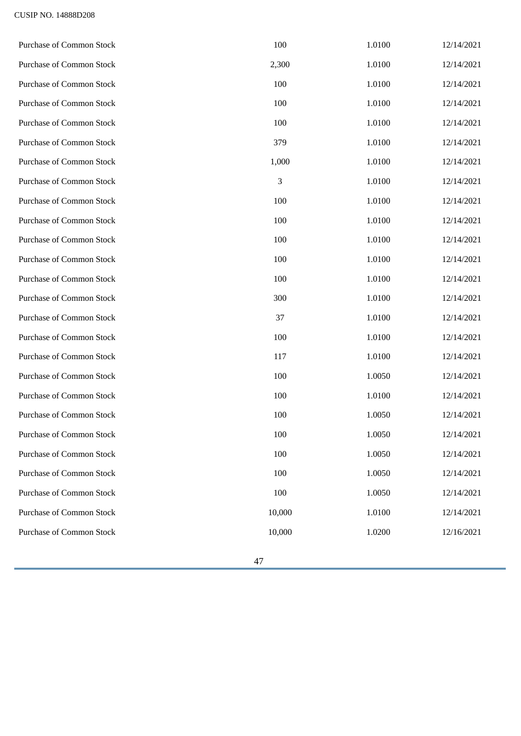CUSIP NO. 14888D208

| | | | |
|---|---|---|---|
| Purchase of Common Stock | 100 | 1.0100 | 12/14/2021 |
| Purchase of Common Stock | 2,300 | 1.0100 | 12/14/2021 |
| Purchase of Common Stock | 100 | 1.0100 | 12/14/2021 |
| Purchase of Common Stock | 100 | 1.0100 | 12/14/2021 |
| Purchase of Common Stock | 100 | 1.0100 | 12/14/2021 |
| Purchase of Common Stock | 379 | 1.0100 | 12/14/2021 |
| Purchase of Common Stock | 1,000 | 1.0100 | 12/14/2021 |
| Purchase of Common Stock | 3 | 1.0100 | 12/14/2021 |
| Purchase of Common Stock | 100 | 1.0100 | 12/14/2021 |
| Purchase of Common Stock | 100 | 1.0100 | 12/14/2021 |
| Purchase of Common Stock | 100 | 1.0100 | 12/14/2021 |
| Purchase of Common Stock | 100 | 1.0100 | 12/14/2021 |
| Purchase of Common Stock | 100 | 1.0100 | 12/14/2021 |
| Purchase of Common Stock | 300 | 1.0100 | 12/14/2021 |
| Purchase of Common Stock | 37 | 1.0100 | 12/14/2021 |
| Purchase of Common Stock | 100 | 1.0100 | 12/14/2021 |
| Purchase of Common Stock | 117 | 1.0100 | 12/14/2021 |
| Purchase of Common Stock | 100 | 1.0050 | 12/14/2021 |
| Purchase of Common Stock | 100 | 1.0100 | 12/14/2021 |
| Purchase of Common Stock | 100 | 1.0050 | 12/14/2021 |
| Purchase of Common Stock | 100 | 1.0050 | 12/14/2021 |
| Purchase of Common Stock | 100 | 1.0050 | 12/14/2021 |
| Purchase of Common Stock | 100 | 1.0050 | 12/14/2021 |
| Purchase of Common Stock | 100 | 1.0050 | 12/14/2021 |
| Purchase of Common Stock | 10,000 | 1.0100 | 12/14/2021 |
| Purchase of Common Stock | 10,000 | 1.0200 | 12/16/2021 |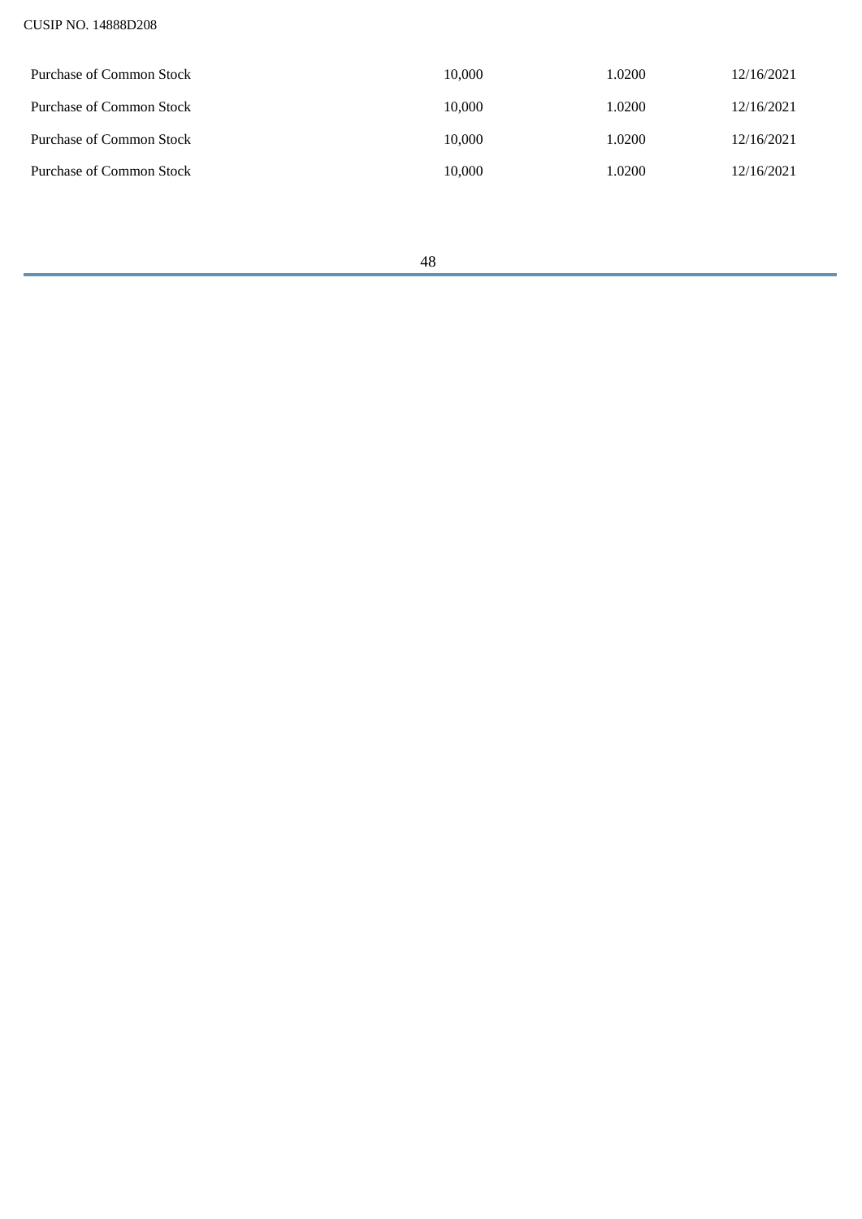CUSIP NO. 14888D208

| | | | |
|---|---|---|---|
| Purchase of Common Stock | 10,000 | 1.0200 | 12/16/2021 |
| Purchase of Common Stock | 10,000 | 1.0200 | 12/16/2021 |
| Purchase of Common Stock | 10,000 | 1.0200 | 12/16/2021 |
| Purchase of Common Stock | 10,000 | 1.0200 | 12/16/2021 |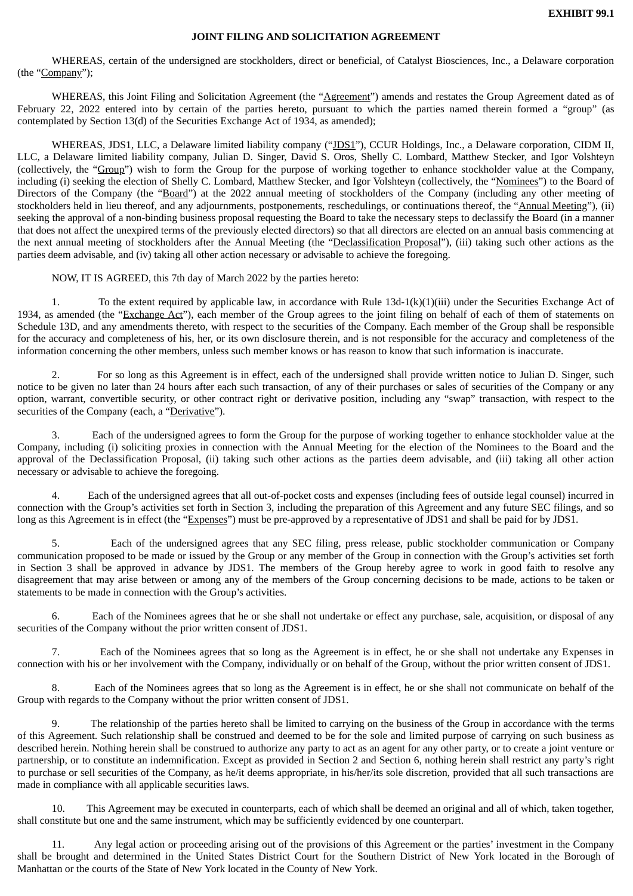**EXHIBIT 99.1**

**JOINT FILING AND SOLICITATION AGREEMENT**

WHEREAS, certain of the undersigned are stockholders, direct or beneficial, of Catalyst Biosciences, Inc., a Delaware corporation (the "Company");

WHEREAS, this Joint Filing and Solicitation Agreement (the "Agreement") amends and restates the Group Agreement dated as of February 22, 2022 entered into by certain of the parties hereto, pursuant to which the parties named therein formed a "group" (as contemplated by Section 13(d) of the Securities Exchange Act of 1934, as amended);

WHEREAS, JDS1, LLC, a Delaware limited liability company ("JDS1"), CCUR Holdings, Inc., a Delaware corporation, CIDM II, LLC, a Delaware limited liability company, Julian D. Singer, David S. Oros, Shelly C. Lombard, Matthew Stecker, and Igor Volshteyn (collectively, the "Group") wish to form the Group for the purpose of working together to enhance stockholder value at the Company, including (i) seeking the election of Shelly C. Lombard, Matthew Stecker, and Igor Volshteyn (collectively, the "Nominees") to the Board of Directors of the Company (the "Board") at the 2022 annual meeting of stockholders of the Company (including any other meeting of stockholders held in lieu thereof, and any adjournments, postponements, reschedulings, or continuations thereof, the "Annual Meeting"), (ii) seeking the approval of a non-binding business proposal requesting the Board to take the necessary steps to declassify the Board (in a manner that does not affect the unexpired terms of the previously elected directors) so that all directors are elected on an annual basis commencing at the next annual meeting of stockholders after the Annual Meeting (the "Declassification Proposal"), (iii) taking such other actions as the parties deem advisable, and (iv) taking all other action necessary or advisable to achieve the foregoing.

NOW, IT IS AGREED, this 7th day of March 2022 by the parties hereto:

1. To the extent required by applicable law, in accordance with Rule 13d-1(k)(1)(iii) under the Securities Exchange Act of 1934, as amended (the "Exchange Act"), each member of the Group agrees to the joint filing on behalf of each of them of statements on Schedule 13D, and any amendments thereto, with respect to the securities of the Company. Each member of the Group shall be responsible for the accuracy and completeness of his, her, or its own disclosure therein, and is not responsible for the accuracy and completeness of the information concerning the other members, unless such member knows or has reason to know that such information is inaccurate.

2. For so long as this Agreement is in effect, each of the undersigned shall provide written notice to Julian D. Singer, such notice to be given no later than 24 hours after each such transaction, of any of their purchases or sales of securities of the Company or any option, warrant, convertible security, or other contract right or derivative position, including any "swap" transaction, with respect to the securities of the Company (each, a "Derivative").

3. Each of the undersigned agrees to form the Group for the purpose of working together to enhance stockholder value at the Company, including (i) soliciting proxies in connection with the Annual Meeting for the election of the Nominees to the Board and the approval of the Declassification Proposal, (ii) taking such other actions as the parties deem advisable, and (iii) taking all other action necessary or advisable to achieve the foregoing.

4. Each of the undersigned agrees that all out-of-pocket costs and expenses (including fees of outside legal counsel) incurred in connection with the Group's activities set forth in Section 3, including the preparation of this Agreement and any future SEC filings, and so long as this Agreement is in effect (the "Expenses") must be pre-approved by a representative of JDS1 and shall be paid for by JDS1.

5. Each of the undersigned agrees that any SEC filing, press release, public stockholder communication or Company communication proposed to be made or issued by the Group or any member of the Group in connection with the Group's activities set forth in Section 3 shall be approved in advance by JDS1. The members of the Group hereby agree to work in good faith to resolve any disagreement that may arise between or among any of the members of the Group concerning decisions to be made, actions to be taken or statements to be made in connection with the Group's activities.

6. Each of the Nominees agrees that he or she shall not undertake or effect any purchase, sale, acquisition, or disposal of any securities of the Company without the prior written consent of JDS1.

7. Each of the Nominees agrees that so long as the Agreement is in effect, he or she shall not undertake any Expenses in connection with his or her involvement with the Company, individually or on behalf of the Group, without the prior written consent of JDS1.

8. Each of the Nominees agrees that so long as the Agreement is in effect, he or she shall not communicate on behalf of the Group with regards to the Company without the prior written consent of JDS1.

9. The relationship of the parties hereto shall be limited to carrying on the business of the Group in accordance with the terms of this Agreement. Such relationship shall be construed and deemed to be for the sole and limited purpose of carrying on such business as described herein. Nothing herein shall be construed to authorize any party to act as an agent for any other party, or to create a joint venture or partnership, or to constitute an indemnification. Except as provided in Section 2 and Section 6, nothing herein shall restrict any party's right to purchase or sell securities of the Company, as he/it deems appropriate, in his/her/its sole discretion, provided that all such transactions are made in compliance with all applicable securities laws.

10. This Agreement may be executed in counterparts, each of which shall be deemed an original and all of which, taken together, shall constitute but one and the same instrument, which may be sufficiently evidenced by one counterpart.

11. Any legal action or proceeding arising out of the provisions of this Agreement or the parties' investment in the Company shall be brought and determined in the United States District Court for the Southern District of New York located in the Borough of Manhattan or the courts of the State of New York located in the County of New York.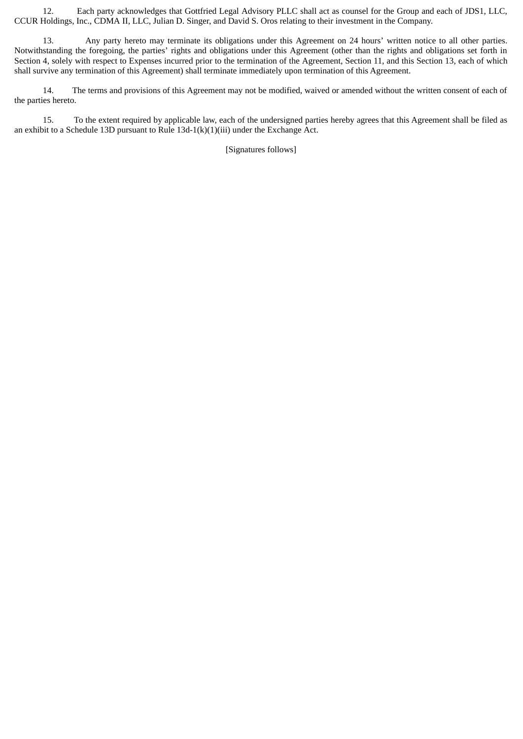12. Each party acknowledges that Gottfried Legal Advisory PLLC shall act as counsel for the Group and each of JDS1, LLC, CCUR Holdings, Inc., CDMA II, LLC, Julian D. Singer, and David S. Oros relating to their investment in the Company.

13. Any party hereto may terminate its obligations under this Agreement on 24 hours' written notice to all other parties. Notwithstanding the foregoing, the parties' rights and obligations under this Agreement (other than the rights and obligations set forth in Section 4, solely with respect to Expenses incurred prior to the termination of the Agreement, Section 11, and this Section 13, each of which shall survive any termination of this Agreement) shall terminate immediately upon termination of this Agreement.

14. The terms and provisions of this Agreement may not be modified, waived or amended without the written consent of each of the parties hereto.

15. To the extent required by applicable law, each of the undersigned parties hereby agrees that this Agreement shall be filed as an exhibit to a Schedule 13D pursuant to Rule 13d-1(k)(1)(iii) under the Exchange Act.

[Signatures follows]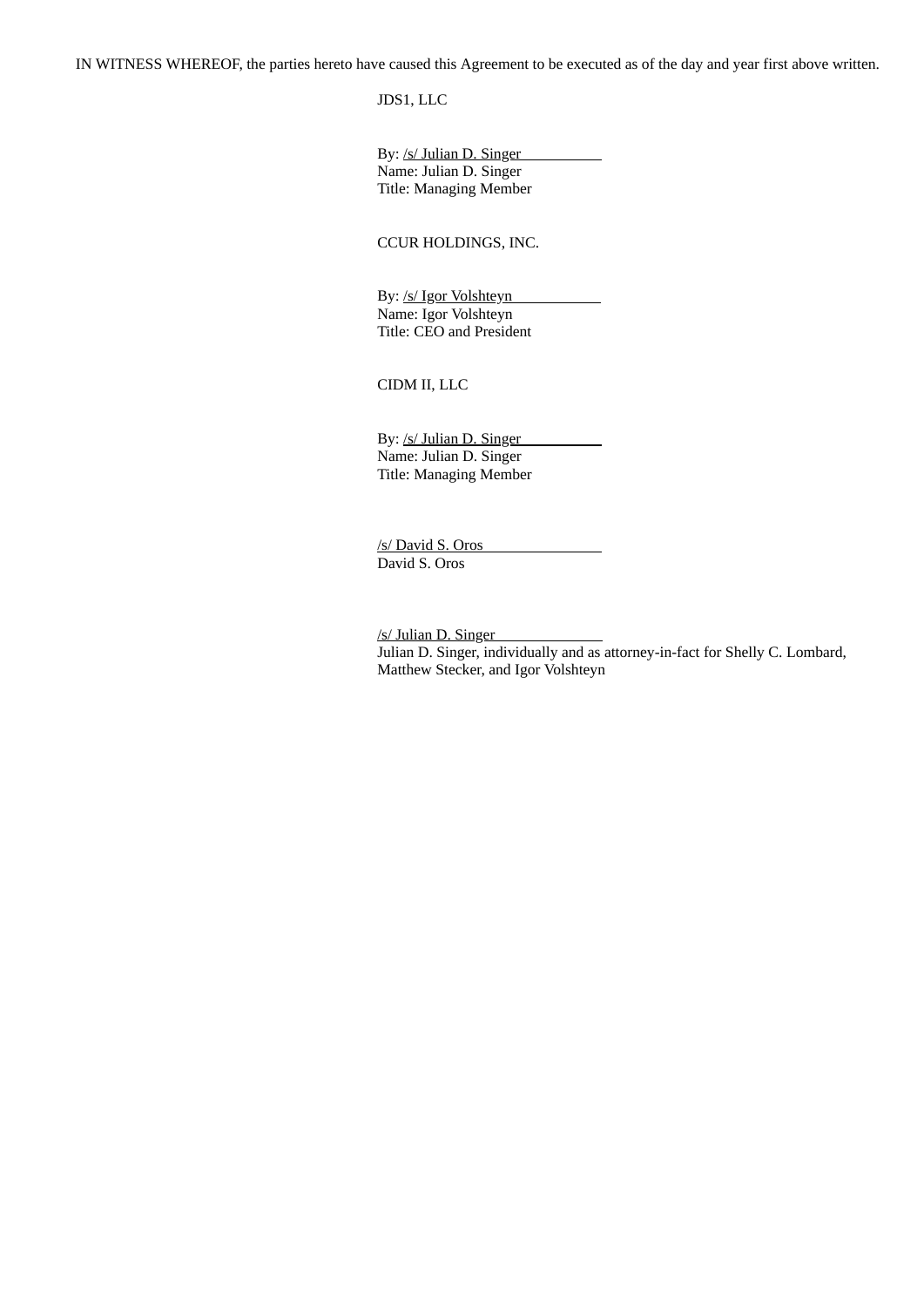IN WITNESS WHEREOF, the parties hereto have caused this Agreement to be executed as of the day and year first above written.

JDS1, LLC

By: /s/ Julian D. Singer
Name: Julian D. Singer
Title: Managing Member

CCUR HOLDINGS, INC.

By: /s/ Igor Volshteyn
Name: Igor Volshteyn
Title: CEO and President

CIDM II, LLC

By: /s/ Julian D. Singer
Name: Julian D. Singer
Title: Managing Member

/s/ David S. Oros
David S. Oros

/s/ Julian D. Singer
Julian D. Singer, individually and as attorney-in-fact for Shelly C. Lombard, Matthew Stecker, and Igor Volshteyn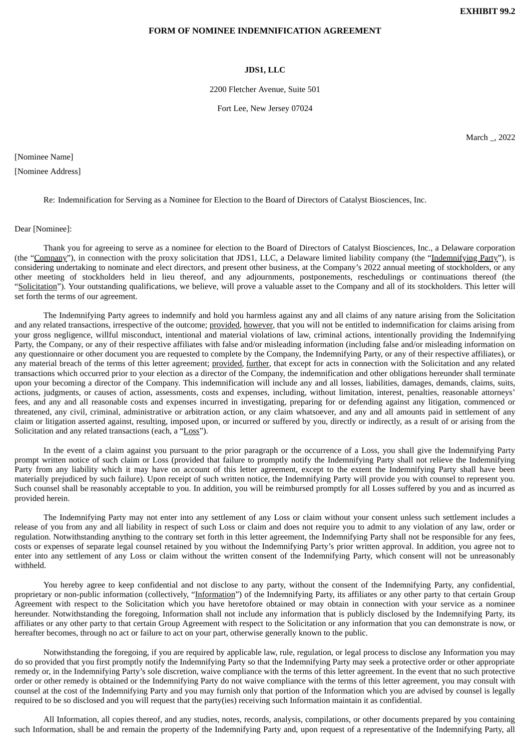**EXHIBIT 99.2**

**FORM OF NOMINEE INDEMNIFICATION AGREEMENT**

**JDS1, LLC**

2200 Fletcher Avenue, Suite 501

Fort Lee, New Jersey 07024

March _, 2022

[Nominee Name]

[Nominee Address]

Re: Indemnification for Serving as a Nominee for Election to the Board of Directors of Catalyst Biosciences, Inc.

Dear [Nominee]:

Thank you for agreeing to serve as a nominee for election to the Board of Directors of Catalyst Biosciences, Inc., a Delaware corporation (the "Company"), in connection with the proxy solicitation that JDS1, LLC, a Delaware limited liability company (the "Indemnifying Party"), is considering undertaking to nominate and elect directors, and present other business, at the Company's 2022 annual meeting of stockholders, or any other meeting of stockholders held in lieu thereof, and any adjournments, postponements, reschedulings or continuations thereof (the "Solicitation"). Your outstanding qualifications, we believe, will prove a valuable asset to the Company and all of its stockholders. This letter will set forth the terms of our agreement.

The Indemnifying Party agrees to indemnify and hold you harmless against any and all claims of any nature arising from the Solicitation and any related transactions, irrespective of the outcome; provided, however, that you will not be entitled to indemnification for claims arising from your gross negligence, willful misconduct, intentional and material violations of law, criminal actions, intentionally providing the Indemnifying Party, the Company, or any of their respective affiliates with false and/or misleading information (including false and/or misleading information on any questionnaire or other document you are requested to complete by the Company, the Indemnifying Party, or any of their respective affiliates), or any material breach of the terms of this letter agreement; provided, further, that except for acts in connection with the Solicitation and any related transactions which occurred prior to your election as a director of the Company, the indemnification and other obligations hereunder shall terminate upon your becoming a director of the Company. This indemnification will include any and all losses, liabilities, damages, demands, claims, suits, actions, judgments, or causes of action, assessments, costs and expenses, including, without limitation, interest, penalties, reasonable attorneys' fees, and any and all reasonable costs and expenses incurred in investigating, preparing for or defending against any litigation, commenced or threatened, any civil, criminal, administrative or arbitration action, or any claim whatsoever, and any and all amounts paid in settlement of any claim or litigation asserted against, resulting, imposed upon, or incurred or suffered by you, directly or indirectly, as a result of or arising from the Solicitation and any related transactions (each, a "Loss").

In the event of a claim against you pursuant to the prior paragraph or the occurrence of a Loss, you shall give the Indemnifying Party prompt written notice of such claim or Loss (provided that failure to promptly notify the Indemnifying Party shall not relieve the Indemnifying Party from any liability which it may have on account of this letter agreement, except to the extent the Indemnifying Party shall have been materially prejudiced by such failure). Upon receipt of such written notice, the Indemnifying Party will provide you with counsel to represent you. Such counsel shall be reasonably acceptable to you. In addition, you will be reimbursed promptly for all Losses suffered by you and as incurred as provided herein.

The Indemnifying Party may not enter into any settlement of any Loss or claim without your consent unless such settlement includes a release of you from any and all liability in respect of such Loss or claim and does not require you to admit to any violation of any law, order or regulation. Notwithstanding anything to the contrary set forth in this letter agreement, the Indemnifying Party shall not be responsible for any fees, costs or expenses of separate legal counsel retained by you without the Indemnifying Party's prior written approval. In addition, you agree not to enter into any settlement of any Loss or claim without the written consent of the Indemnifying Party, which consent will not be unreasonably withheld.

You hereby agree to keep confidential and not disclose to any party, without the consent of the Indemnifying Party, any confidential, proprietary or non-public information (collectively, "Information") of the Indemnifying Party, its affiliates or any other party to that certain Group Agreement with respect to the Solicitation which you have heretofore obtained or may obtain in connection with your service as a nominee hereunder. Notwithstanding the foregoing, Information shall not include any information that is publicly disclosed by the Indemnifying Party, its affiliates or any other party to that certain Group Agreement with respect to the Solicitation or any information that you can demonstrate is now, or hereafter becomes, through no act or failure to act on your part, otherwise generally known to the public.

Notwithstanding the foregoing, if you are required by applicable law, rule, regulation, or legal process to disclose any Information you may do so provided that you first promptly notify the Indemnifying Party so that the Indemnifying Party may seek a protective order or other appropriate remedy or, in the Indemnifying Party's sole discretion, waive compliance with the terms of this letter agreement. In the event that no such protective order or other remedy is obtained or the Indemnifying Party do not waive compliance with the terms of this letter agreement, you may consult with counsel at the cost of the Indemnifying Party and you may furnish only that portion of the Information which you are advised by counsel is legally required to be so disclosed and you will request that the party(ies) receiving such Information maintain it as confidential.

All Information, all copies thereof, and any studies, notes, records, analysis, compilations, or other documents prepared by you containing such Information, shall be and remain the property of the Indemnifying Party and, upon request of a representative of the Indemnifying Party, all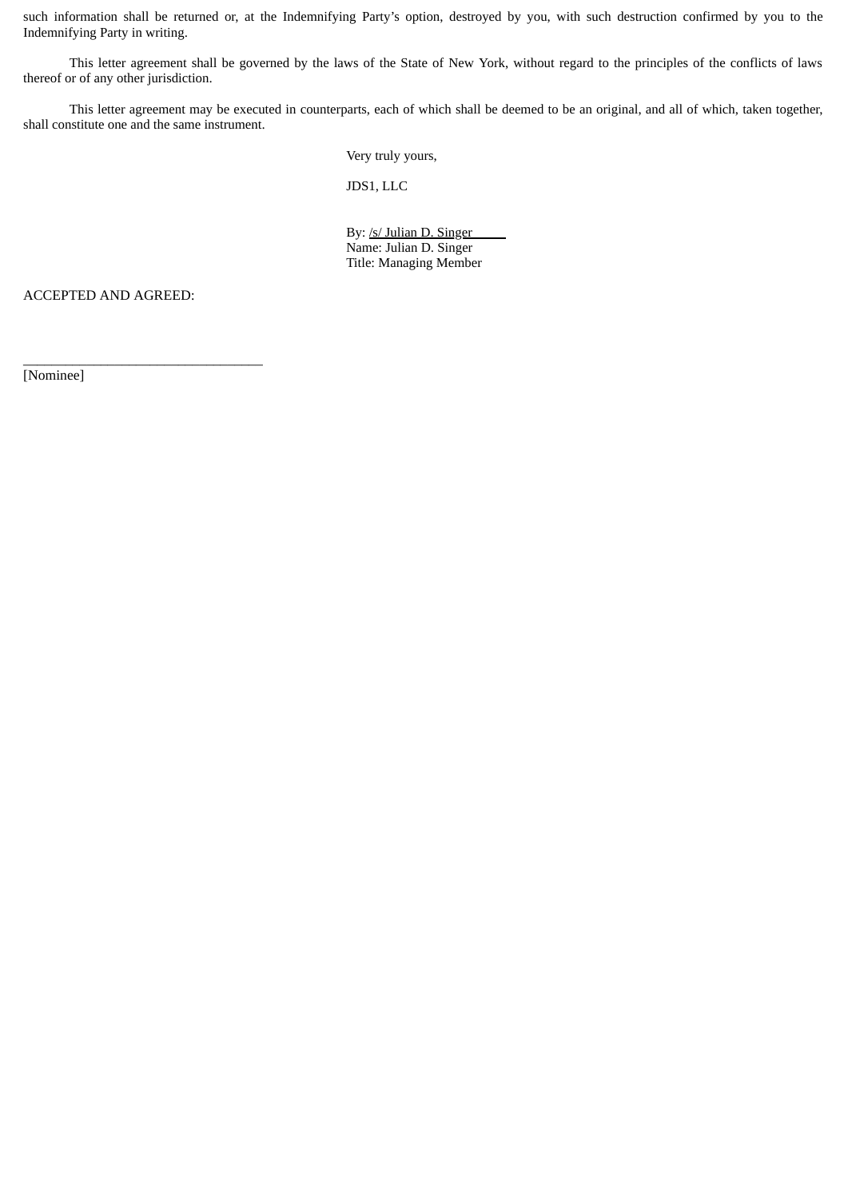such information shall be returned or, at the Indemnifying Party's option, destroyed by you, with such destruction confirmed by you to the Indemnifying Party in writing.

This letter agreement shall be governed by the laws of the State of New York, without regard to the principles of the conflicts of laws thereof or of any other jurisdiction.

This letter agreement may be executed in counterparts, each of which shall be deemed to be an original, and all of which, taken together, shall constitute one and the same instrument.

Very truly yours,

JDS1, LLC

By: /s/ Julian D. Singer
Name: Julian D. Singer
Title: Managing Member

ACCEPTED AND AGREED:

_________________________________
[Nominee]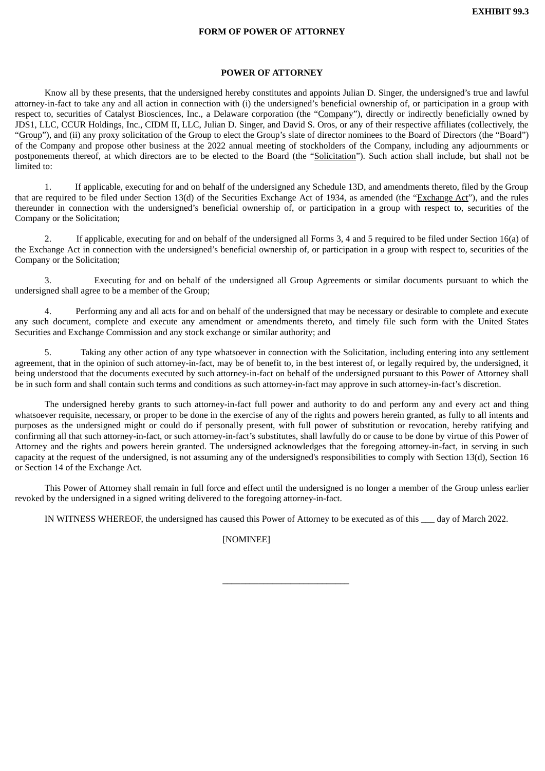**EXHIBIT 99.3**

**FORM OF POWER OF ATTORNEY**

**POWER OF ATTORNEY**

Know all by these presents, that the undersigned hereby constitutes and appoints Julian D. Singer, the undersigned's true and lawful attorney-in-fact to take any and all action in connection with (i) the undersigned's beneficial ownership of, or participation in a group with respect to, securities of Catalyst Biosciences, Inc., a Delaware corporation (the "Company"), directly or indirectly beneficially owned by JDS1, LLC, CCUR Holdings, Inc., CIDM II, LLC, Julian D. Singer, and David S. Oros, or any of their respective affiliates (collectively, the "Group"), and (ii) any proxy solicitation of the Group to elect the Group's slate of director nominees to the Board of Directors (the "Board") of the Company and propose other business at the 2022 annual meeting of stockholders of the Company, including any adjournments or postponements thereof, at which directors are to be elected to the Board (the "Solicitation"). Such action shall include, but shall not be limited to:

1. If applicable, executing for and on behalf of the undersigned any Schedule 13D, and amendments thereto, filed by the Group that are required to be filed under Section 13(d) of the Securities Exchange Act of 1934, as amended (the "Exchange Act"), and the rules thereunder in connection with the undersigned's beneficial ownership of, or participation in a group with respect to, securities of the Company or the Solicitation;

2. If applicable, executing for and on behalf of the undersigned all Forms 3, 4 and 5 required to be filed under Section 16(a) of the Exchange Act in connection with the undersigned's beneficial ownership of, or participation in a group with respect to, securities of the Company or the Solicitation;

3. Executing for and on behalf of the undersigned all Group Agreements or similar documents pursuant to which the undersigned shall agree to be a member of the Group;

4. Performing any and all acts for and on behalf of the undersigned that may be necessary or desirable to complete and execute any such document, complete and execute any amendment or amendments thereto, and timely file such form with the United States Securities and Exchange Commission and any stock exchange or similar authority; and

5. Taking any other action of any type whatsoever in connection with the Solicitation, including entering into any settlement agreement, that in the opinion of such attorney-in-fact, may be of benefit to, in the best interest of, or legally required by, the undersigned, it being understood that the documents executed by such attorney-in-fact on behalf of the undersigned pursuant to this Power of Attorney shall be in such form and shall contain such terms and conditions as such attorney-in-fact may approve in such attorney-in-fact's discretion.

The undersigned hereby grants to such attorney-in-fact full power and authority to do and perform any and every act and thing whatsoever requisite, necessary, or proper to be done in the exercise of any of the rights and powers herein granted, as fully to all intents and purposes as the undersigned might or could do if personally present, with full power of substitution or revocation, hereby ratifying and confirming all that such attorney-in-fact, or such attorney-in-fact's substitutes, shall lawfully do or cause to be done by virtue of this Power of Attorney and the rights and powers herein granted. The undersigned acknowledges that the foregoing attorney-in-fact, in serving in such capacity at the request of the undersigned, is not assuming any of the undersigned's responsibilities to comply with Section 13(d), Section 16 or Section 14 of the Exchange Act.

This Power of Attorney shall remain in full force and effect until the undersigned is no longer a member of the Group unless earlier revoked by the undersigned in a signed writing delivered to the foregoing attorney-in-fact.

IN WITNESS WHEREOF, the undersigned has caused this Power of Attorney to be executed as of this ___ day of March 2022.

[NOMINEE]

____________________________